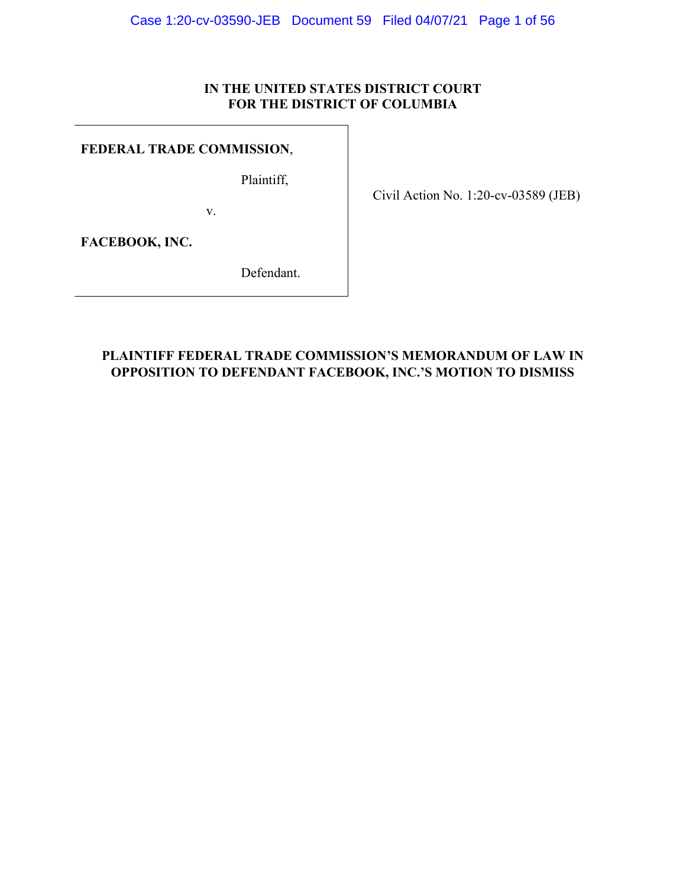**IN THE UNITED STATES DISTRICT COURT**
**FOR THE DISTRICT OF COLUMBIA**

| | |
|---|---|
| **FEDERAL TRADE COMMISSION**, Plaintiff, v. **FACEBOOK, INC.** Defendant. | Civil Action No. 1:20-cv-03589 (JEB) |

**PLAINTIFF FEDERAL TRADE COMMISSION'S MEMORANDUM OF LAW IN OPPOSITION TO DEFENDANT FACEBOOK, INC.'S MOTION TO DISMISS**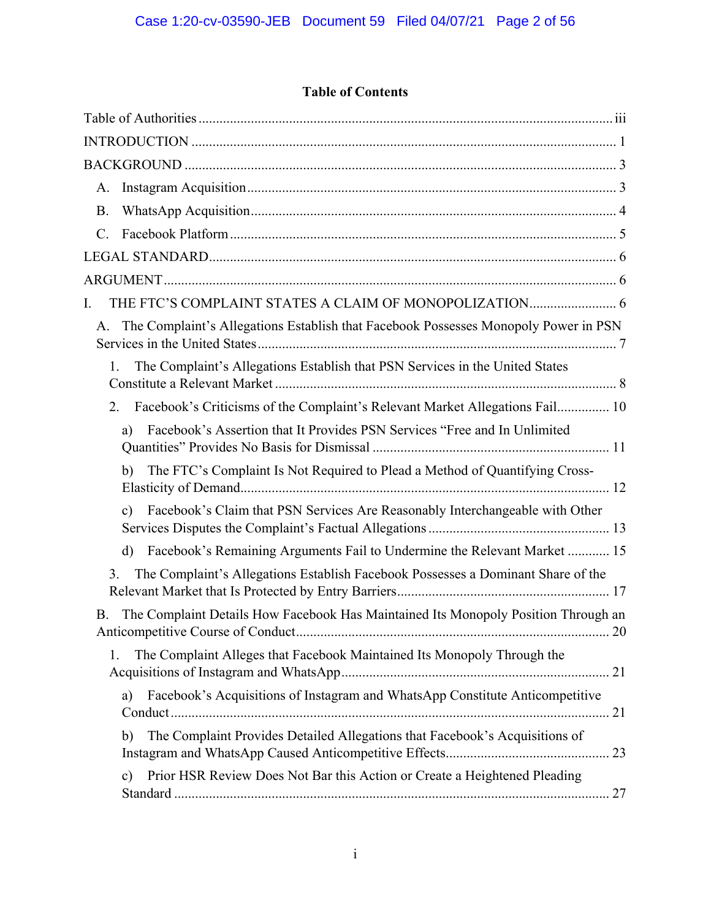**Table of Contents**

Table of Authorities ..... iii

INTRODUCTION ..... 1

BACKGROUND ..... 3

- A. Instagram Acquisition ..... 3
- B. WhatsApp Acquisition ..... 4
- C. Facebook Platform ..... 5

LEGAL STANDARD ..... 6

ARGUMENT ..... 6

I. THE FTC'S COMPLAINT STATES A CLAIM OF MONOPOLIZATION ..... 6

- A. The Complaint's Allegations Establish that Facebook Possesses Monopoly Power in PSN Services in the United States ..... 7
  - 1. The Complaint's Allegations Establish that PSN Services in the United States Constitute a Relevant Market ..... 8
  - 2. Facebook's Criticisms of the Complaint's Relevant Market Allegations Fail ..... 10
    - a) Facebook's Assertion that It Provides PSN Services "Free and In Unlimited Quantities" Provides No Basis for Dismissal ..... 11
    - b) The FTC's Complaint Is Not Required to Plead a Method of Quantifying Cross-Elasticity of Demand ..... 12
    - c) Facebook's Claim that PSN Services Are Reasonably Interchangeable with Other Services Disputes the Complaint's Factual Allegations ..... 13
    - d) Facebook's Remaining Arguments Fail to Undermine the Relevant Market ..... 15
  - 3. The Complaint's Allegations Establish Facebook Possesses a Dominant Share of the Relevant Market that Is Protected by Entry Barriers ..... 17
- B. The Complaint Details How Facebook Has Maintained Its Monopoly Position Through an Anticompetitive Course of Conduct ..... 20
  - 1. The Complaint Alleges that Facebook Maintained Its Monopoly Through the Acquisitions of Instagram and WhatsApp ..... 21
    - a) Facebook's Acquisitions of Instagram and WhatsApp Constitute Anticompetitive Conduct ..... 21
    - b) The Complaint Provides Detailed Allegations that Facebook's Acquisitions of Instagram and WhatsApp Caused Anticompetitive Effects ..... 23
    - c) Prior HSR Review Does Not Bar this Action or Create a Heightened Pleading Standard ..... 27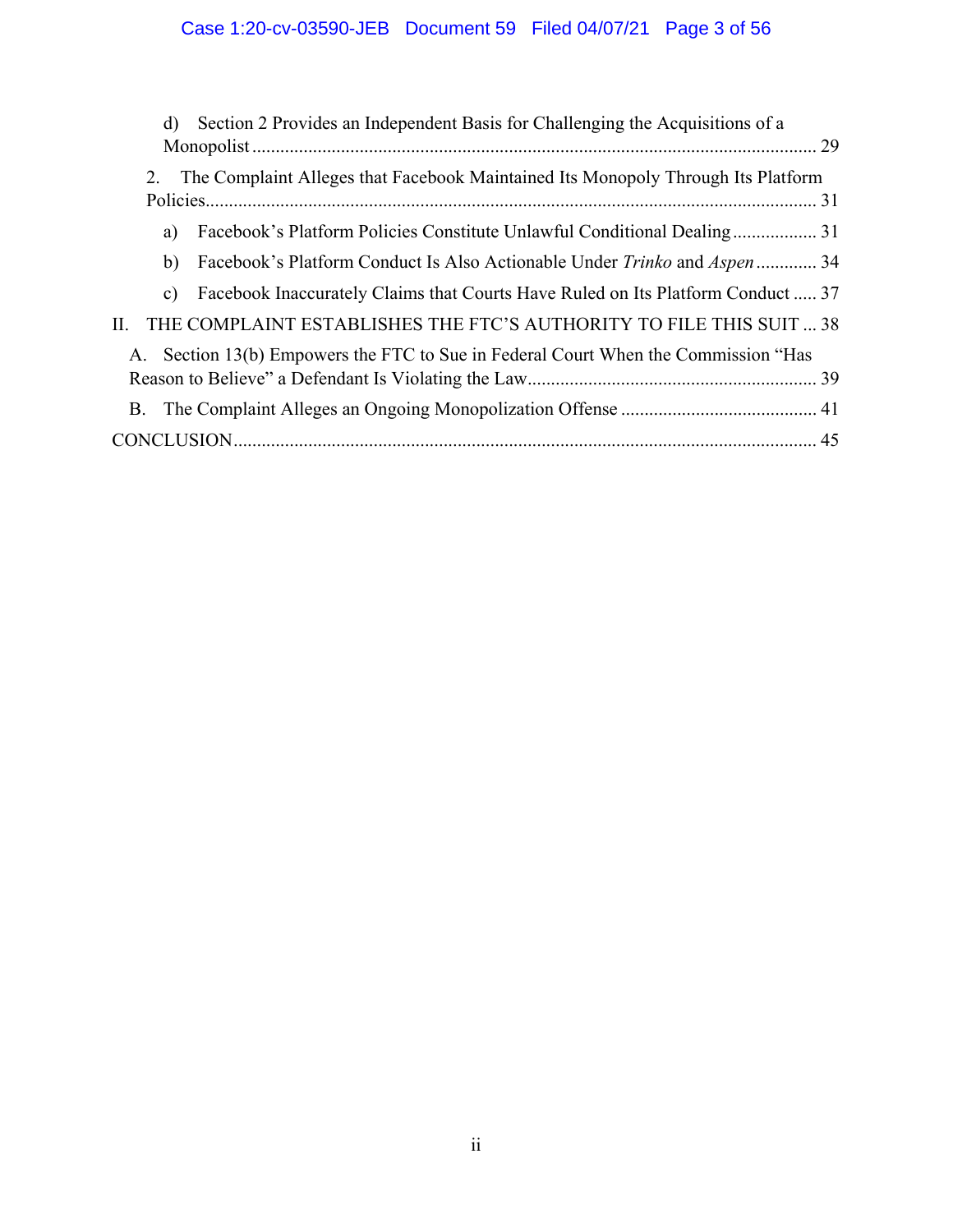d) Section 2 Provides an Independent Basis for Challenging the Acquisitions of a Monopolist ........................................................................................................................ 29

2. The Complaint Alleges that Facebook Maintained Its Monopoly Through Its Platform Policies................................................................................................................................... 31

a) Facebook's Platform Policies Constitute Unlawful Conditional Dealing .................. 31

b) Facebook's Platform Conduct Is Also Actionable Under *Trinko* and *Aspen* ............. 34

c) Facebook Inaccurately Claims that Courts Have Ruled on Its Platform Conduct ..... 37

II. THE COMPLAINT ESTABLISHES THE FTC'S AUTHORITY TO FILE THIS SUIT ... 38

A. Section 13(b) Empowers the FTC to Sue in Federal Court When the Commission "Has Reason to Believe" a Defendant Is Violating the Law............................................................. 39

B. The Complaint Alleges an Ongoing Monopolization Offense .......................................... 41

CONCLUSION............................................................................................................................ 45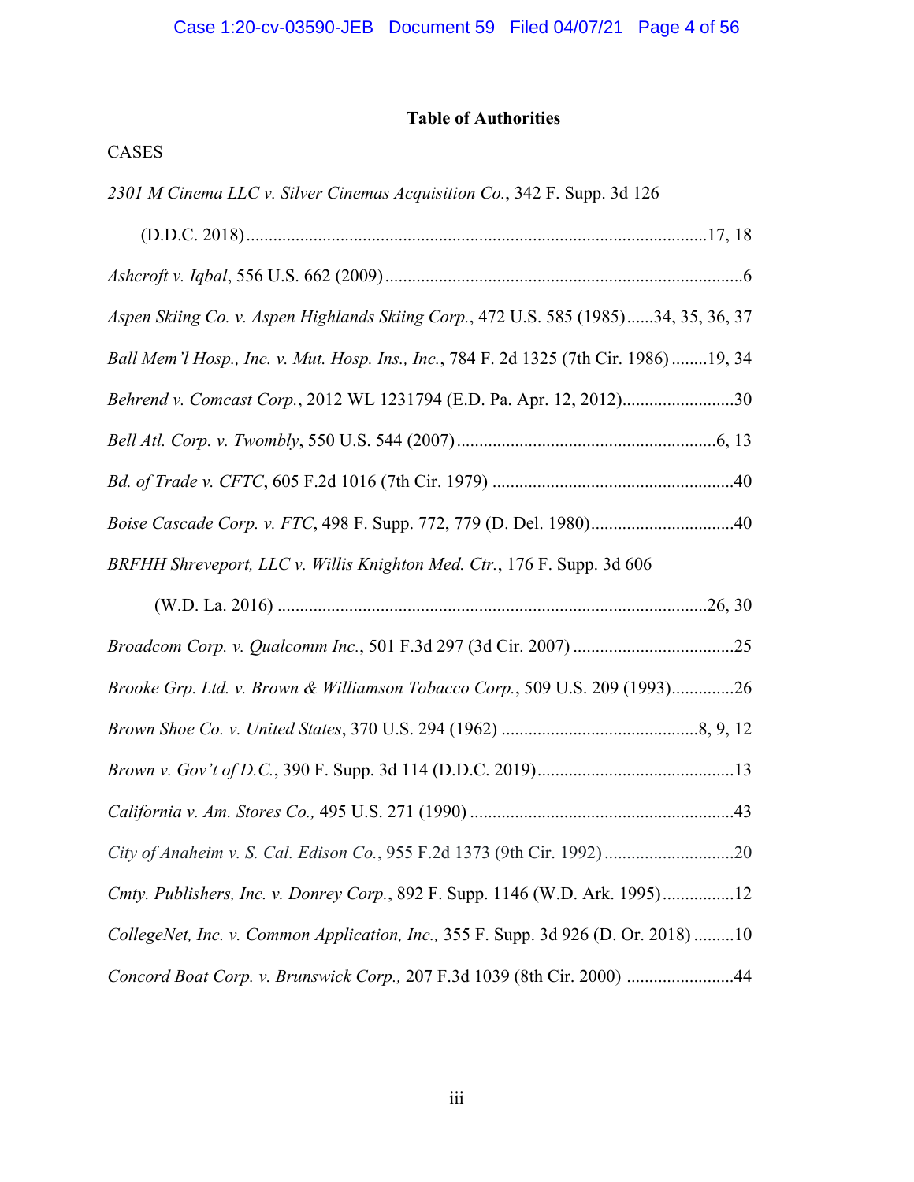**Table of Authorities**

CASES

*2301 M Cinema LLC v. Silver Cinemas Acquisition Co.*, 342 F. Supp. 3d 126 (D.D.C. 2018) ....................17, 18

*Ashcroft v. Iqbal*, 556 U.S. 662 (2009) ....................6

*Aspen Skiing Co. v. Aspen Highlands Skiing Corp.*, 472 U.S. 585 (1985) ......34, 35, 36, 37

*Ball Mem'l Hosp., Inc. v. Mut. Hosp. Ins., Inc.*, 784 F. 2d 1325 (7th Cir. 1986) ........19, 34

*Behrend v. Comcast Corp.*, 2012 WL 1231794 (E.D. Pa. Apr. 12, 2012) ....................30

*Bell Atl. Corp. v. Twombly*, 550 U.S. 544 (2007) ....................6, 13

*Bd. of Trade v. CFTC*, 605 F.2d 1016 (7th Cir. 1979) ....................40

*Boise Cascade Corp. v. FTC*, 498 F. Supp. 772, 779 (D. Del. 1980) ....................40

*BRFHH Shreveport, LLC v. Willis Knighton Med. Ctr.*, 176 F. Supp. 3d 606 (W.D. La. 2016) ....................26, 30

*Broadcom Corp. v. Qualcomm Inc.*, 501 F.3d 297 (3d Cir. 2007) ....................25

*Brooke Grp. Ltd. v. Brown & Williamson Tobacco Corp.*, 509 U.S. 209 (1993) ....................26

*Brown Shoe Co. v. United States*, 370 U.S. 294 (1962) ....................8, 9, 12

*Brown v. Gov't of D.C.*, 390 F. Supp. 3d 114 (D.D.C. 2019) ....................13

*California v. Am. Stores Co.,* 495 U.S. 271 (1990) ....................43

*City of Anaheim v. S. Cal. Edison Co.*, 955 F.2d 1373 (9th Cir. 1992) ....................20

*Cmty. Publishers, Inc. v. Donrey Corp.*, 892 F. Supp. 1146 (W.D. Ark. 1995) ....................12

*CollegeNet, Inc. v. Common Application, Inc.,* 355 F. Supp. 3d 926 (D. Or. 2018) ....................10

*Concord Boat Corp. v. Brunswick Corp.,* 207 F.3d 1039 (8th Cir. 2000) ....................44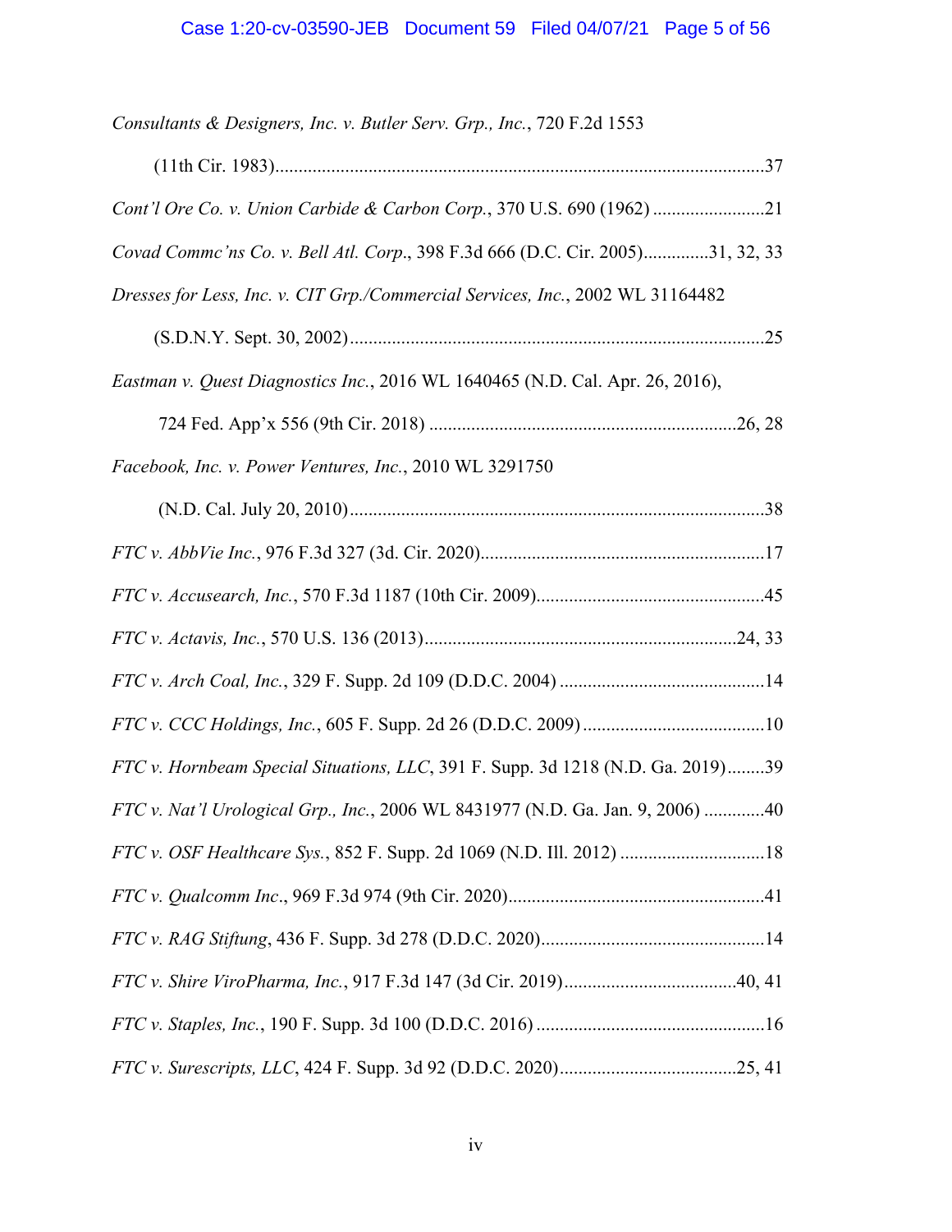*Consultants & Designers, Inc. v. Butler Serv. Grp., Inc.*, 720 F.2d 1553 (11th Cir. 1983)..........................................................................................................37

*Cont'l Ore Co. v. Union Carbide & Carbon Corp.*, 370 U.S. 690 (1962) ........................21

*Covad Commc'ns Co. v. Bell Atl. Corp*., 398 F.3d 666 (D.C. Cir. 2005).............31, 32, 33

*Dresses for Less, Inc. v. CIT Grp./Commercial Services, Inc.*, 2002 WL 31164482 (S.D.N.Y. Sept. 30, 2002).........................................................................................25

*Eastman v. Quest Diagnostics Inc.*, 2016 WL 1640465 (N.D. Cal. Apr. 26, 2016), 724 Fed. App'x 556 (9th Cir. 2018) ..................................................................26, 28

*Facebook, Inc. v. Power Ventures, Inc.*, 2010 WL 3291750 (N.D. Cal. July 20, 2010).........................................................................................38

*FTC v. AbbVie Inc.*, 976 F.3d 327 (3d. Cir. 2020)............................................................17

*FTC v. Accusearch, Inc.*, 570 F.3d 1187 (10th Cir. 2009).................................................45

*FTC v. Actavis, Inc.*, 570 U.S. 136 (2013)...................................................................24, 33

*FTC v. Arch Coal, Inc.*, 329 F. Supp. 2d 109 (D.D.C. 2004) ............................................14

*FTC v. CCC Holdings, Inc.*, 605 F. Supp. 2d 26 (D.D.C. 2009) .......................................10

*FTC v. Hornbeam Special Situations, LLC*, 391 F. Supp. 3d 1218 (N.D. Ga. 2019)........39

*FTC v. Nat'l Urological Grp., Inc.*, 2006 WL 8431977 (N.D. Ga. Jan. 9, 2006) .............40

*FTC v. OSF Healthcare Sys.*, 852 F. Supp. 2d 1069 (N.D. Ill. 2012) ...............................18

*FTC v. Qualcomm Inc*., 969 F.3d 974 (9th Cir. 2020).......................................................41

*FTC v. RAG Stiftung*, 436 F. Supp. 3d 278 (D.D.C. 2020)................................................14

*FTC v. Shire ViroPharma, Inc.*, 917 F.3d 147 (3d Cir. 2019).....................................40, 41

*FTC v. Staples, Inc.*, 190 F. Supp. 3d 100 (D.D.C. 2016) .................................................16

*FTC v. Surescripts, LLC*, 424 F. Supp. 3d 92 (D.D.C. 2020)......................................25, 41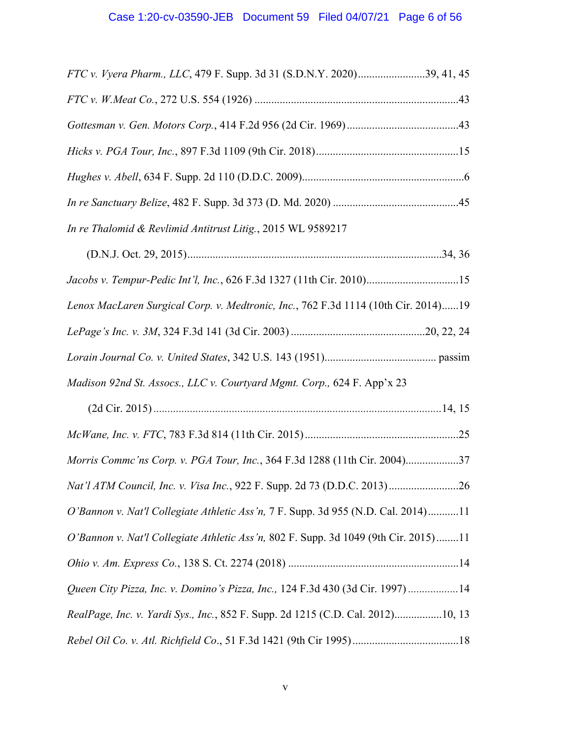*FTC v. Vyera Pharm., LLC*, 479 F. Supp. 3d 31 (S.D.N.Y. 2020)........................39, 41, 45

*FTC v. W.Meat Co.*, 272 U.S. 554 (1926) ........................................................................43

*Gottesman v. Gen. Motors Corp.*, 414 F.2d 956 (2d Cir. 1969)........................................43

*Hicks v. PGA Tour, Inc.*, 897 F.3d 1109 (9th Cir. 2018)...................................................15

*Hughes v. Abell*, 634 F. Supp. 2d 110 (D.D.C. 2009)..........................................................6

*In re Sanctuary Belize*, 482 F. Supp. 3d 373 (D. Md. 2020) ............................................45

*In re Thalomid & Revlimid Antitrust Litig.*, 2015 WL 9589217
(D.N.J. Oct. 29, 2015)..........................................................................................34, 36

*Jacobs v. Tempur-Pedic Int'l, Inc.*, 626 F.3d 1327 (11th Cir. 2010).................................15

*Lenox MacLaren Surgical Corp. v. Medtronic, Inc.*, 762 F.3d 1114 (10th Cir. 2014)......19

*LePage's Inc. v. 3M*, 324 F.3d 141 (3d Cir. 2003) ................................................20, 22, 24

*Lorain Journal Co. v. United States*, 342 U.S. 143 (1951)....................................... passim

*Madison 92nd St. Assocs., LLC v. Courtyard Mgmt. Corp.,* 624 F. App'x 23
(2d Cir. 2015) .......................................................................................................14, 15

*McWane, Inc. v. FTC*, 783 F.3d 814 (11th Cir. 2015).......................................................25

*Morris Commc'ns Corp. v. PGA Tour, Inc.*, 364 F.3d 1288 (11th Cir. 2004)...................37

*Nat'l ATM Council, Inc. v. Visa Inc.*, 922 F. Supp. 2d 73 (D.D.C. 2013).........................26

*O'Bannon v. Nat'l Collegiate Athletic Ass'n,* 7 F. Supp. 3d 955 (N.D. Cal. 2014)...........11

*O'Bannon v. Nat'l Collegiate Athletic Ass'n,* 802 F. Supp. 3d 1049 (9th Cir. 2015)........11

*Ohio v. Am. Express Co.*, 138 S. Ct. 2274 (2018) .............................................................14

*Queen City Pizza, Inc. v. Domino's Pizza, Inc.,* 124 F.3d 430 (3d Cir. 1997) ..................14

*RealPage, Inc. v. Yardi Sys., Inc.*, 852 F. Supp. 2d 1215 (C.D. Cal. 2012).................10, 13

*Rebel Oil Co. v. Atl. Richfield Co*., 51 F.3d 1421 (9th Cir 1995)......................................18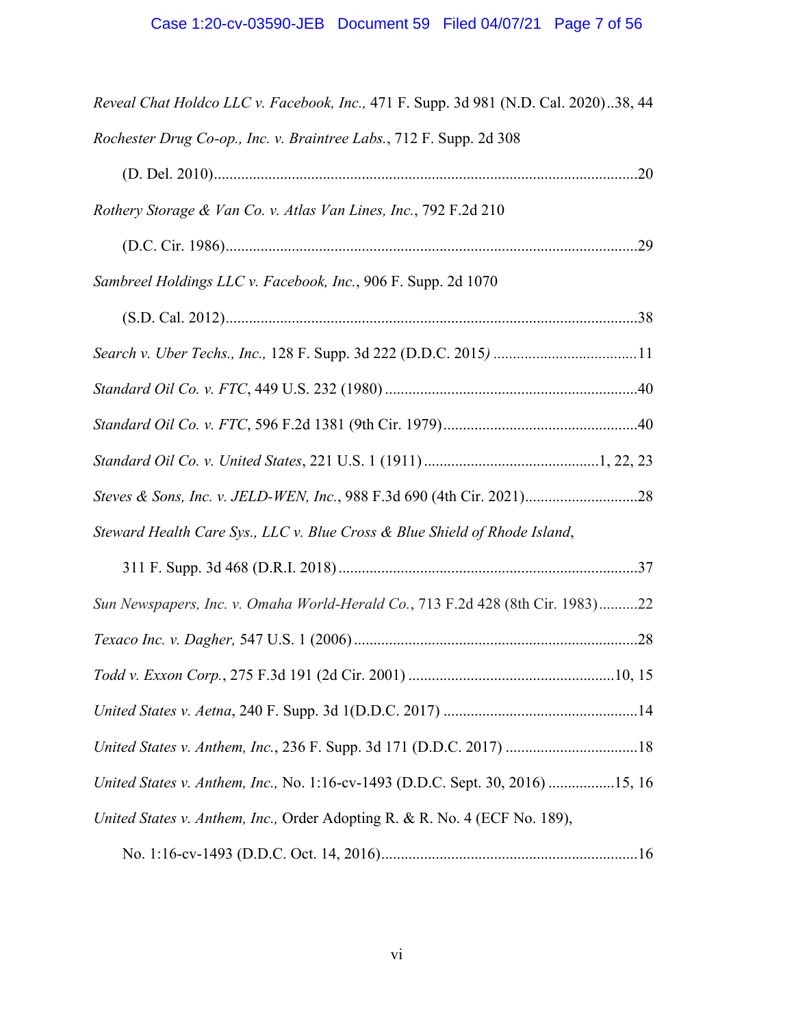*Reveal Chat Holdco LLC v. Facebook, Inc.,* 471 F. Supp. 3d 981 (N.D. Cal. 2020)..38, 44

*Rochester Drug Co-op., Inc. v. Braintree Labs.*, 712 F. Supp. 2d 308 (D. Del. 2010)..............................................................................................................20

*Rothery Storage & Van Co. v. Atlas Van Lines, Inc.*, 792 F.2d 210 (D.C. Cir. 1986)..........................................................................................................29

*Sambreel Holdings LLC v. Facebook, Inc.*, 906 F. Supp. 2d 1070 (S.D. Cal. 2012)..........................................................................................................38

*Search v. Uber Techs., Inc.,* 128 F. Supp. 3d 222 (D.D.C. 2015) .....................................11

*Standard Oil Co. v. FTC*, 449 U.S. 232 (1980) ..................................................................40

*Standard Oil Co. v. FTC*, 596 F.2d 1381 (9th Cir. 1979)..................................................40

*Standard Oil Co. v. United States*, 221 U.S. 1 (1911) .............................................1, 22, 23

*Steves & Sons, Inc. v. JELD-WEN, Inc.*, 988 F.3d 690 (4th Cir. 2021).............................28

*Steward Health Care Sys., LLC v. Blue Cross & Blue Shield of Rhode Island*, 311 F. Supp. 3d 468 (D.R.I. 2018) .............................................................................37

*Sun Newspapers, Inc. v. Omaha World-Herald Co.*, 713 F.2d 428 (8th Cir. 1983)..........22

*Texaco Inc. v. Dagher,* 547 U.S. 1 (2006) .........................................................................28

*Todd v. Exxon Corp.*, 275 F.3d 191 (2d Cir. 2001) .....................................................10, 15

*United States v. Aetna*, 240 F. Supp. 3d 1(D.D.C. 2017) ..................................................14

*United States v. Anthem, Inc.*, 236 F. Supp. 3d 171 (D.D.C. 2017) ..................................18

*United States v. Anthem, Inc.,* No. 1:16-cv-1493 (D.D.C. Sept. 30, 2016) .................15, 16

*United States v. Anthem, Inc.,* Order Adopting R. & R. No. 4 (ECF No. 189), No. 1:16-cv-1493 (D.D.C. Oct. 14, 2016)..................................................................16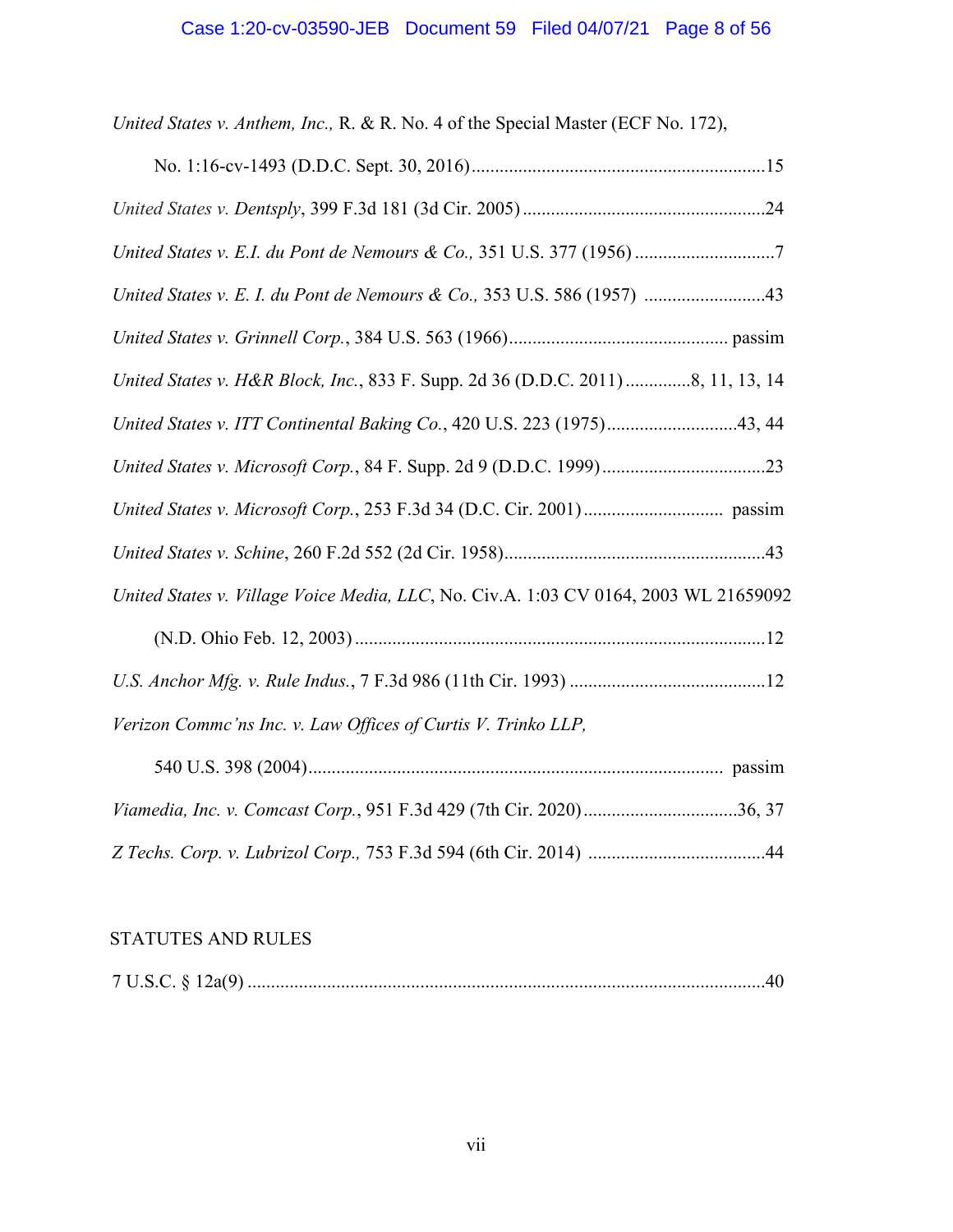*United States v. Anthem, Inc.,* R. & R. No. 4 of the Special Master (ECF No. 172), No. 1:16-cv-1493 (D.D.C. Sept. 30, 2016) ............................................................... 15

*United States v. Dentsply*, 399 F.3d 181 (3d Cir. 2005) .................................................... 24

*United States v. E.I. du Pont de Nemours & Co.,* 351 U.S. 377 (1956) ............................. 7

*United States v. E. I. du Pont de Nemours & Co.,* 353 U.S. 586 (1957) .......................... 43

*United States v. Grinnell Corp.*, 384 U.S. 563 (1966) ............................................... passim

*United States v. H&R Block, Inc.*, 833 F. Supp. 2d 36 (D.D.C. 2011) .............. 8, 11, 13, 14

*United States v. ITT Continental Baking Co.*, 420 U.S. 223 (1975) ............................ 43, 44

*United States v. Microsoft Corp.*, 84 F. Supp. 2d 9 (D.D.C. 1999) ................................... 23

*United States v. Microsoft Corp.*, 253 F.3d 34 (D.C. Cir. 2001) .............................. passim

*United States v. Schine*, 260 F.2d 552 (2d Cir. 1958) ........................................................ 43

*United States v. Village Voice Media, LLC*, No. Civ.A. 1:03 CV 0164, 2003 WL 21659092 (N.D. Ohio Feb. 12, 2003) ........................................................................................ 12

*U.S. Anchor Mfg. v. Rule Indus.*, 7 F.3d 986 (11th Cir. 1993) .......................................... 12

*Verizon Commc'ns Inc. v. Law Offices of Curtis V. Trinko LLP,* 540 U.S. 398 (2004) ......................................................................................... passim

*Viamedia, Inc. v. Comcast Corp.*, 951 F.3d 429 (7th Cir. 2020) ................................. 36, 37

*Z Techs. Corp. v. Lubrizol Corp.,* 753 F.3d 594 (6th Cir. 2014) ...................................... 44

## STATUTES AND RULES

7 U.S.C. § 12a(9) ............................................................................................................... 40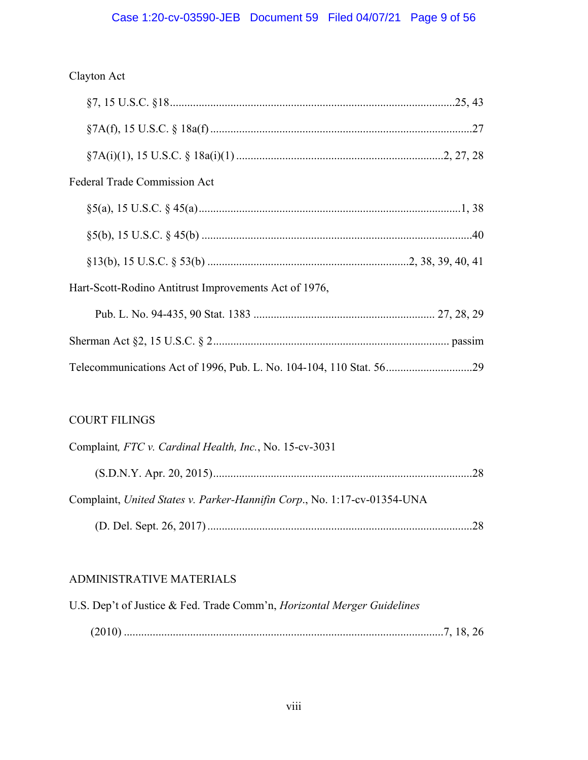Clayton Act

§7, 15 U.S.C. §18 ........................................................................................................ 25, 43

§7A(f), 15 U.S.C. § 18a(f) ............................................................................................. 27

§7A(i)(1), 15 U.S.C. § 18a(i)(1) ........................................................................ 2, 27, 28

Federal Trade Commission Act

§5(a), 15 U.S.C. § 45(a) ............................................................................................ 1, 38

§5(b), 15 U.S.C. § 45(b) ................................................................................................ 40

§13(b), 15 U.S.C. § 53(b) ......................................................................... 2, 38, 39, 40, 41

Hart-Scott-Rodino Antitrust Improvements Act of 1976,

Pub. L. No. 94-435, 90 Stat. 1383 ................................................................ 27, 28, 29

Sherman Act §2, 15 U.S.C. § 2 ................................................................................... passim

Telecommunications Act of 1996, Pub. L. No. 104-104, 110 Stat. 56 ................................ 29

COURT FILINGS

Complaint*, FTC v. Cardinal Health, Inc.*, No. 15-cv-3031

(S.D.N.Y. Apr. 20, 2015) .......................................................................................... 28

Complaint, *United States v. Parker-Hannifin Corp*., No. 1:17-cv-01354-UNA

(D. Del. Sept. 26, 2017) ............................................................................................ 28

ADMINISTRATIVE MATERIALS

U.S. Dep't of Justice & Fed. Trade Comm'n, *Horizontal Merger Guidelines*

(2010) ............................................................................................................... 7, 18, 26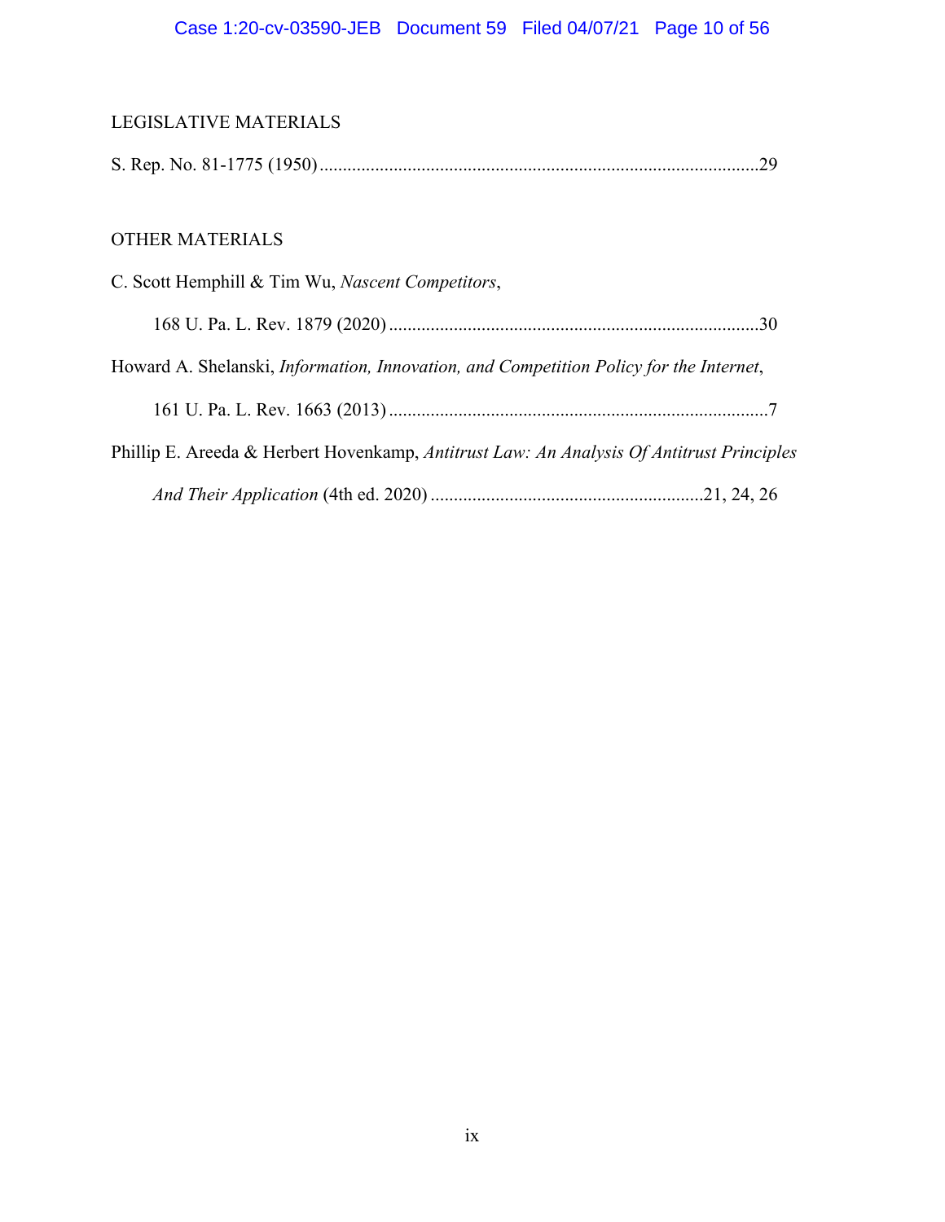LEGISLATIVE MATERIALS

S. Rep. No. 81-1775 (1950) ............................................................................................29

OTHER MATERIALS

C. Scott Hemphill & Tim Wu, *Nascent Competitors*,

168 U. Pa. L. Rev. 1879 (2020) ...............................................................................30

Howard A. Shelanski, *Information, Innovation, and Competition Policy for the Internet*,

161 U. Pa. L. Rev. 1663 (2013) .................................................................................7

Phillip E. Areeda & Herbert Hovenkamp, *Antitrust Law: An Analysis Of Antitrust Principles And Their Application* (4th ed. 2020) ..........................................................21, 24, 26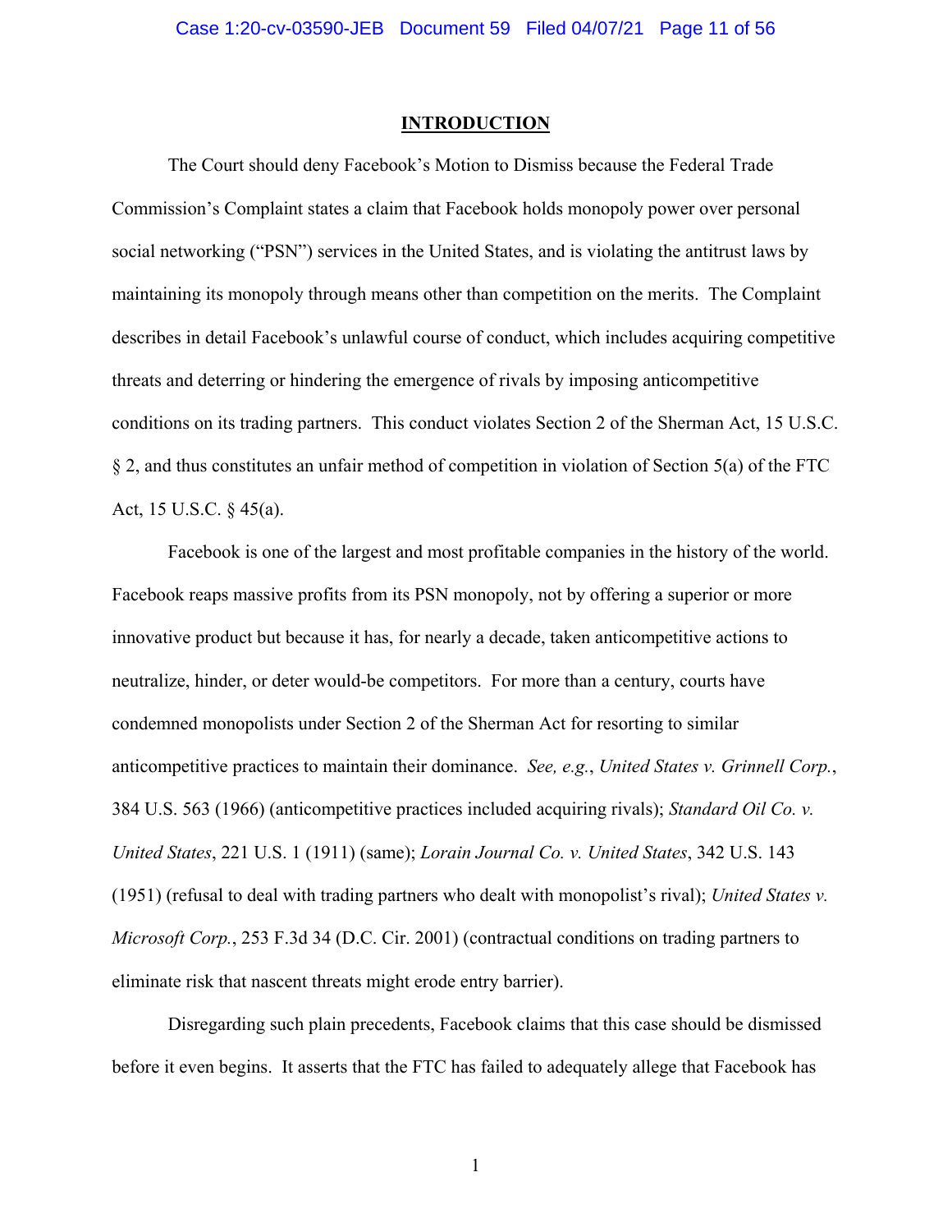## INTRODUCTION

The Court should deny Facebook's Motion to Dismiss because the Federal Trade Commission's Complaint states a claim that Facebook holds monopoly power over personal social networking ("PSN") services in the United States, and is violating the antitrust laws by maintaining its monopoly through means other than competition on the merits. The Complaint describes in detail Facebook's unlawful course of conduct, which includes acquiring competitive threats and deterring or hindering the emergence of rivals by imposing anticompetitive conditions on its trading partners. This conduct violates Section 2 of the Sherman Act, 15 U.S.C. § 2, and thus constitutes an unfair method of competition in violation of Section 5(a) of the FTC Act, 15 U.S.C. § 45(a).

Facebook is one of the largest and most profitable companies in the history of the world. Facebook reaps massive profits from its PSN monopoly, not by offering a superior or more innovative product but because it has, for nearly a decade, taken anticompetitive actions to neutralize, hinder, or deter would-be competitors. For more than a century, courts have condemned monopolists under Section 2 of the Sherman Act for resorting to similar anticompetitive practices to maintain their dominance. *See, e.g.*, *United States v. Grinnell Corp.*, 384 U.S. 563 (1966) (anticompetitive practices included acquiring rivals); *Standard Oil Co. v. United States*, 221 U.S. 1 (1911) (same); *Lorain Journal Co. v. United States*, 342 U.S. 143 (1951) (refusal to deal with trading partners who dealt with monopolist's rival); *United States v. Microsoft Corp.*, 253 F.3d 34 (D.C. Cir. 2001) (contractual conditions on trading partners to eliminate risk that nascent threats might erode entry barrier).

Disregarding such plain precedents, Facebook claims that this case should be dismissed before it even begins. It asserts that the FTC has failed to adequately allege that Facebook has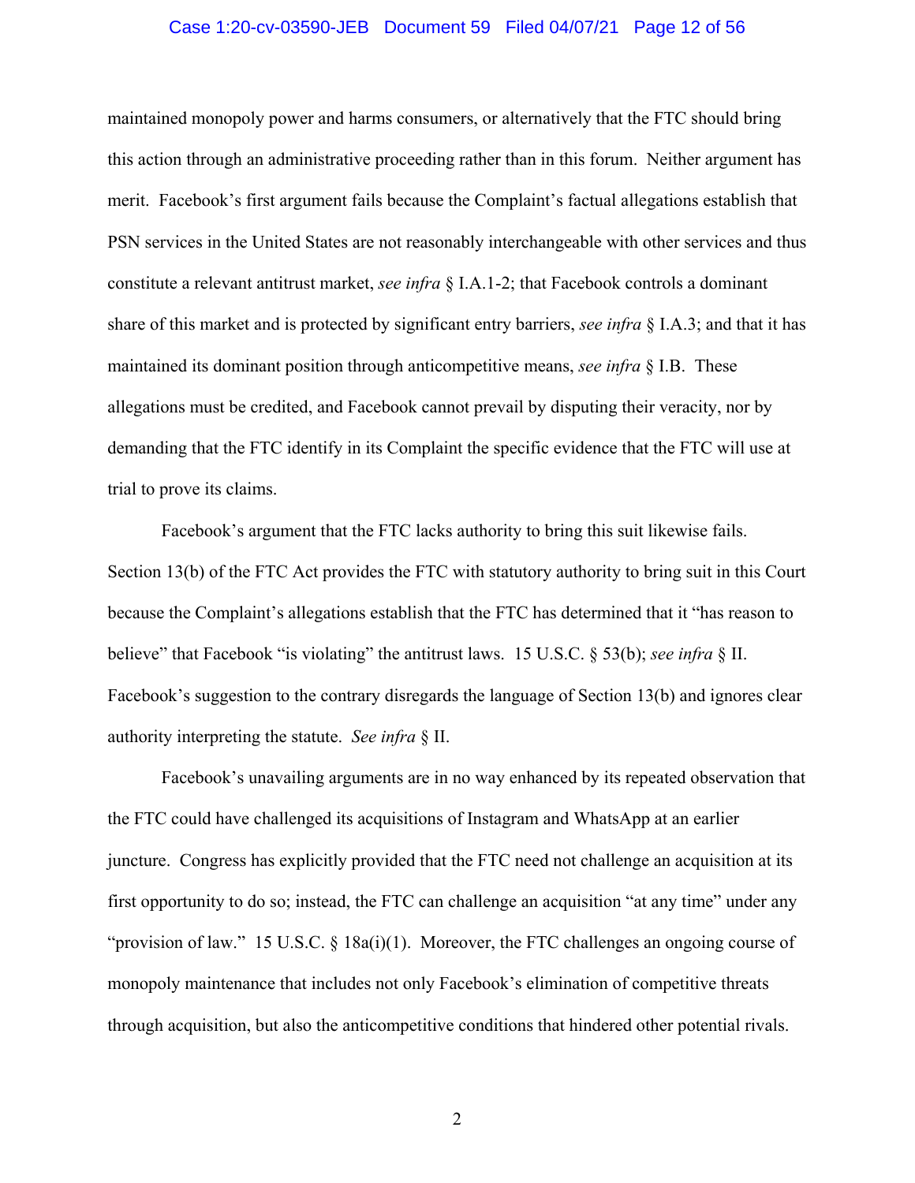maintained monopoly power and harms consumers, or alternatively that the FTC should bring this action through an administrative proceeding rather than in this forum. Neither argument has merit. Facebook's first argument fails because the Complaint's factual allegations establish that PSN services in the United States are not reasonably interchangeable with other services and thus constitute a relevant antitrust market, *see infra* § I.A.1-2; that Facebook controls a dominant share of this market and is protected by significant entry barriers, *see infra* § I.A.3; and that it has maintained its dominant position through anticompetitive means, *see infra* § I.B. These allegations must be credited, and Facebook cannot prevail by disputing their veracity, nor by demanding that the FTC identify in its Complaint the specific evidence that the FTC will use at trial to prove its claims.

Facebook's argument that the FTC lacks authority to bring this suit likewise fails. Section 13(b) of the FTC Act provides the FTC with statutory authority to bring suit in this Court because the Complaint's allegations establish that the FTC has determined that it "has reason to believe" that Facebook "is violating" the antitrust laws. 15 U.S.C. § 53(b); *see infra* § II. Facebook's suggestion to the contrary disregards the language of Section 13(b) and ignores clear authority interpreting the statute. *See infra* § II.

Facebook's unavailing arguments are in no way enhanced by its repeated observation that the FTC could have challenged its acquisitions of Instagram and WhatsApp at an earlier juncture. Congress has explicitly provided that the FTC need not challenge an acquisition at its first opportunity to do so; instead, the FTC can challenge an acquisition "at any time" under any "provision of law." 15 U.S.C. § 18a(i)(1). Moreover, the FTC challenges an ongoing course of monopoly maintenance that includes not only Facebook's elimination of competitive threats through acquisition, but also the anticompetitive conditions that hindered other potential rivals.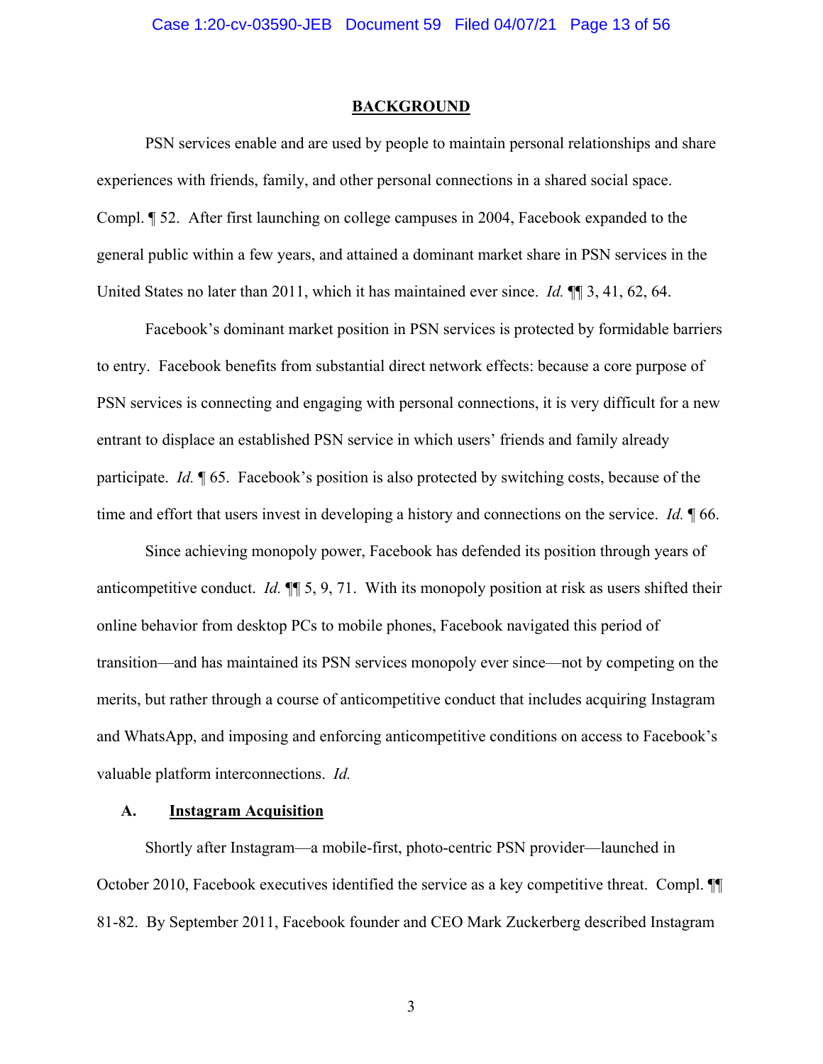## BACKGROUND

PSN services enable and are used by people to maintain personal relationships and share experiences with friends, family, and other personal connections in a shared social space. Compl. ¶ 52. After first launching on college campuses in 2004, Facebook expanded to the general public within a few years, and attained a dominant market share in PSN services in the United States no later than 2011, which it has maintained ever since. *Id.* ¶¶ 3, 41, 62, 64.

Facebook's dominant market position in PSN services is protected by formidable barriers to entry. Facebook benefits from substantial direct network effects: because a core purpose of PSN services is connecting and engaging with personal connections, it is very difficult for a new entrant to displace an established PSN service in which users' friends and family already participate. *Id.* ¶ 65. Facebook's position is also protected by switching costs, because of the time and effort that users invest in developing a history and connections on the service. *Id.* ¶ 66.

Since achieving monopoly power, Facebook has defended its position through years of anticompetitive conduct. *Id.* ¶¶ 5, 9, 71. With its monopoly position at risk as users shifted their online behavior from desktop PCs to mobile phones, Facebook navigated this period of transition—and has maintained its PSN services monopoly ever since—not by competing on the merits, but rather through a course of anticompetitive conduct that includes acquiring Instagram and WhatsApp, and imposing and enforcing anticompetitive conditions on access to Facebook's valuable platform interconnections. *Id.*

### A. Instagram Acquisition

Shortly after Instagram—a mobile-first, photo-centric PSN provider—launched in October 2010, Facebook executives identified the service as a key competitive threat. Compl. ¶¶ 81-82. By September 2011, Facebook founder and CEO Mark Zuckerberg described Instagram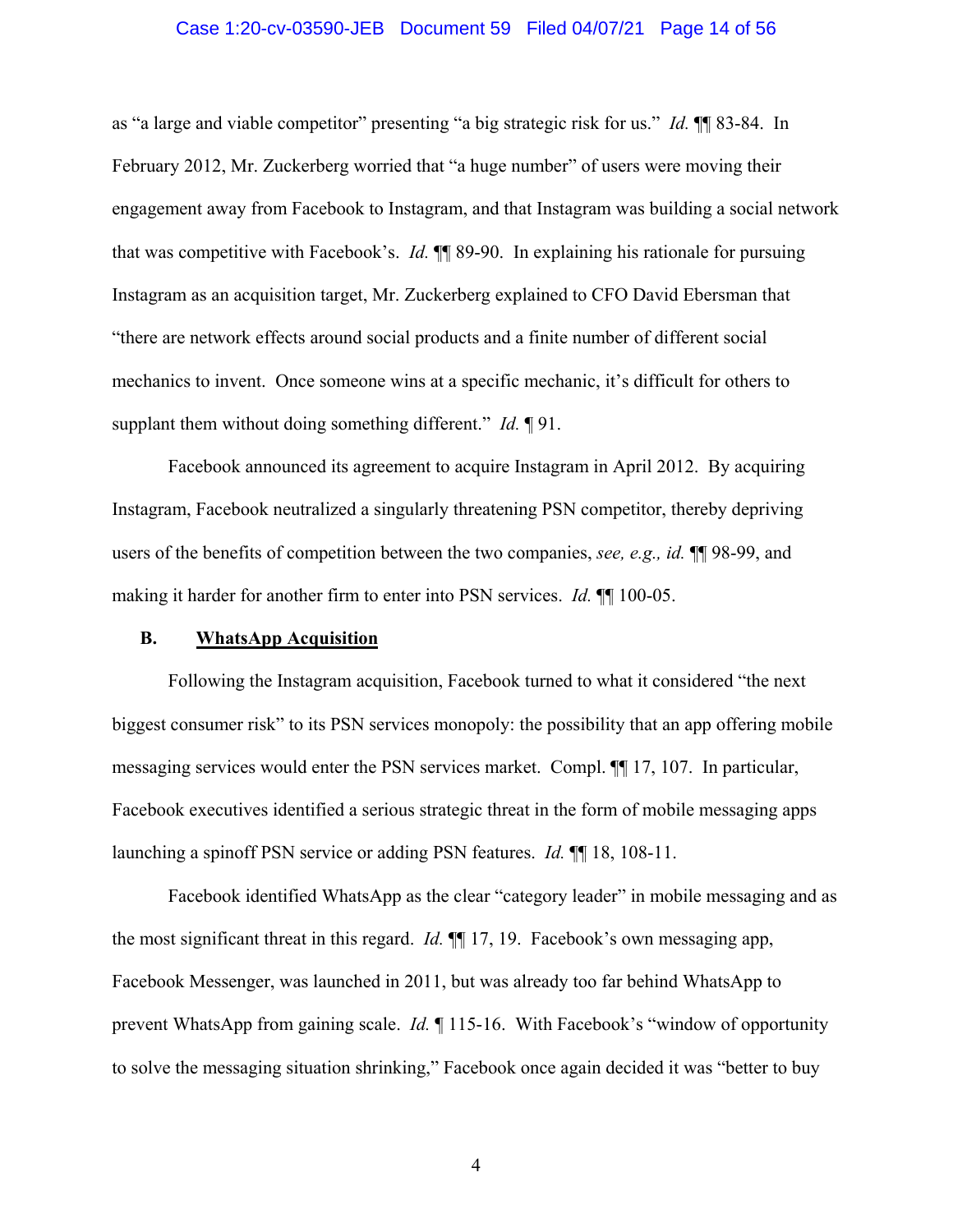as "a large and viable competitor" presenting "a big strategic risk for us." *Id.* ¶¶ 83-84. In February 2012, Mr. Zuckerberg worried that "a huge number" of users were moving their engagement away from Facebook to Instagram, and that Instagram was building a social network that was competitive with Facebook's. *Id.* ¶¶ 89-90. In explaining his rationale for pursuing Instagram as an acquisition target, Mr. Zuckerberg explained to CFO David Ebersman that "there are network effects around social products and a finite number of different social mechanics to invent. Once someone wins at a specific mechanic, it's difficult for others to supplant them without doing something different." *Id.* ¶ 91.

Facebook announced its agreement to acquire Instagram in April 2012. By acquiring Instagram, Facebook neutralized a singularly threatening PSN competitor, thereby depriving users of the benefits of competition between the two companies, *see, e.g., id.* ¶¶ 98-99, and making it harder for another firm to enter into PSN services. *Id.* ¶¶ 100-05.

### B. WhatsApp Acquisition

Following the Instagram acquisition, Facebook turned to what it considered "the next biggest consumer risk" to its PSN services monopoly: the possibility that an app offering mobile messaging services would enter the PSN services market. Compl. ¶¶ 17, 107. In particular, Facebook executives identified a serious strategic threat in the form of mobile messaging apps launching a spinoff PSN service or adding PSN features. *Id.* ¶¶ 18, 108-11.

Facebook identified WhatsApp as the clear "category leader" in mobile messaging and as the most significant threat in this regard. *Id.* ¶¶ 17, 19. Facebook's own messaging app, Facebook Messenger, was launched in 2011, but was already too far behind WhatsApp to prevent WhatsApp from gaining scale. *Id.* ¶ 115-16. With Facebook's "window of opportunity to solve the messaging situation shrinking," Facebook once again decided it was "better to buy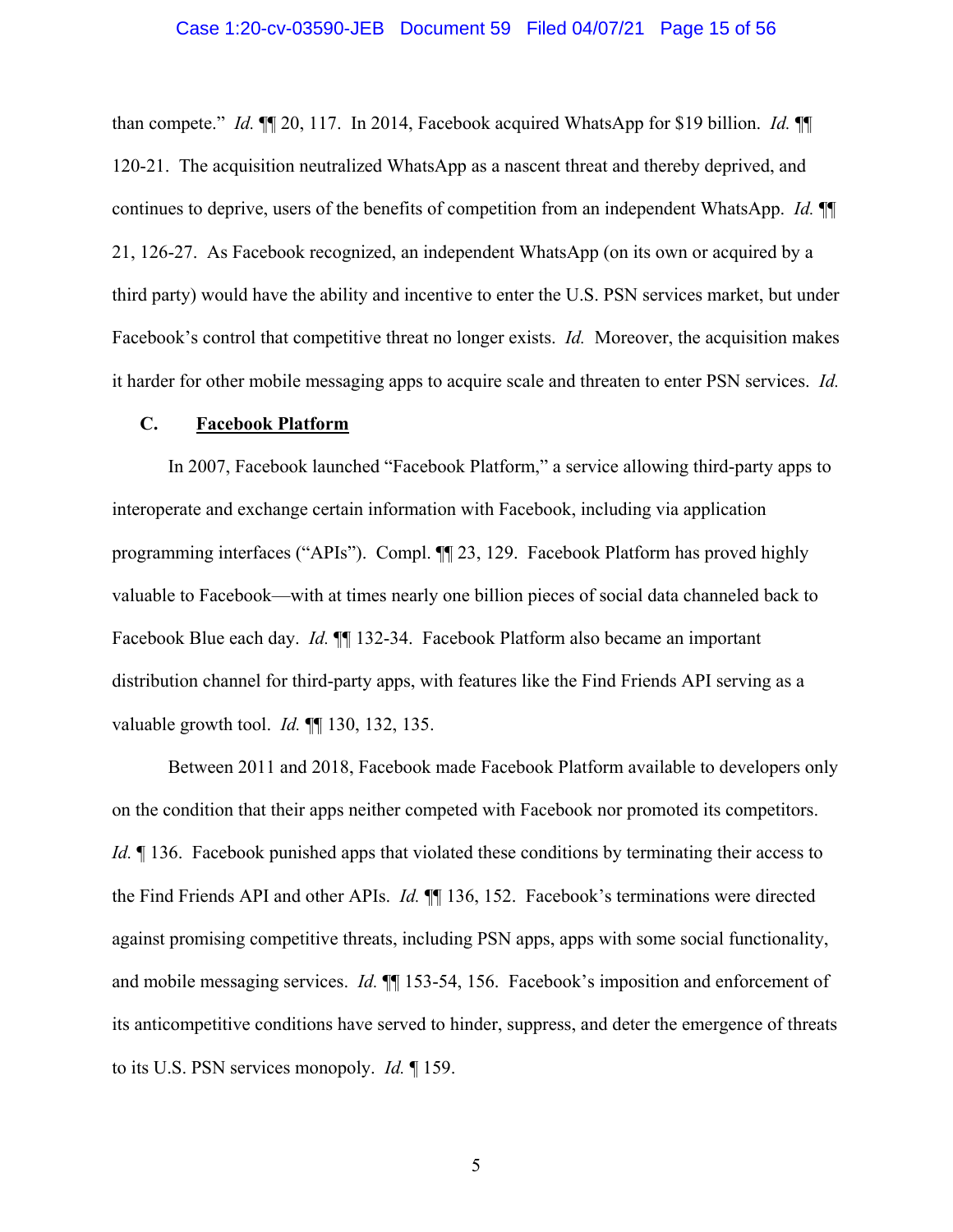than compete." *Id.* ¶¶ 20, 117. In 2014, Facebook acquired WhatsApp for $19 billion. *Id.* ¶¶ 120-21. The acquisition neutralized WhatsApp as a nascent threat and thereby deprived, and continues to deprive, users of the benefits of competition from an independent WhatsApp. *Id.* ¶¶ 21, 126-27. As Facebook recognized, an independent WhatsApp (on its own or acquired by a third party) would have the ability and incentive to enter the U.S. PSN services market, but under Facebook's control that competitive threat no longer exists. *Id.* Moreover, the acquisition makes it harder for other mobile messaging apps to acquire scale and threaten to enter PSN services. *Id.*

### C. Facebook Platform

In 2007, Facebook launched "Facebook Platform," a service allowing third-party apps to interoperate and exchange certain information with Facebook, including via application programming interfaces ("APIs"). Compl. ¶¶ 23, 129. Facebook Platform has proved highly valuable to Facebook—with at times nearly one billion pieces of social data channeled back to Facebook Blue each day. *Id.* ¶¶ 132-34. Facebook Platform also became an important distribution channel for third-party apps, with features like the Find Friends API serving as a valuable growth tool. *Id.* ¶¶ 130, 132, 135.

Between 2011 and 2018, Facebook made Facebook Platform available to developers only on the condition that their apps neither competed with Facebook nor promoted its competitors. *Id.* ¶ 136. Facebook punished apps that violated these conditions by terminating their access to the Find Friends API and other APIs. *Id.* ¶¶ 136, 152. Facebook's terminations were directed against promising competitive threats, including PSN apps, apps with some social functionality, and mobile messaging services. *Id.* ¶¶ 153-54, 156. Facebook's imposition and enforcement of its anticompetitive conditions have served to hinder, suppress, and deter the emergence of threats to its U.S. PSN services monopoly. *Id.* ¶ 159.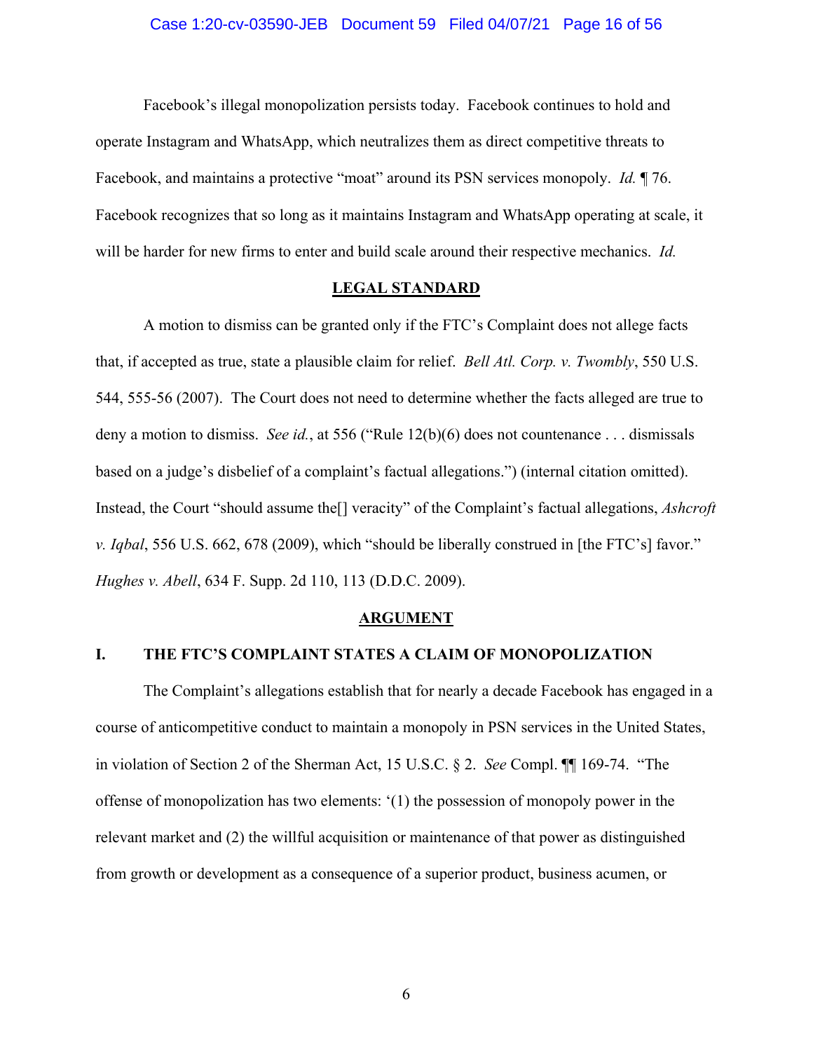Facebook's illegal monopolization persists today. Facebook continues to hold and operate Instagram and WhatsApp, which neutralizes them as direct competitive threats to Facebook, and maintains a protective "moat" around its PSN services monopoly. *Id.* ¶ 76. Facebook recognizes that so long as it maintains Instagram and WhatsApp operating at scale, it will be harder for new firms to enter and build scale around their respective mechanics. *Id.*

## LEGAL STANDARD

A motion to dismiss can be granted only if the FTC's Complaint does not allege facts that, if accepted as true, state a plausible claim for relief. *Bell Atl. Corp. v. Twombly*, 550 U.S. 544, 555-56 (2007). The Court does not need to determine whether the facts alleged are true to deny a motion to dismiss. *See id.*, at 556 ("Rule 12(b)(6) does not countenance . . . dismissals based on a judge's disbelief of a complaint's factual allegations.") (internal citation omitted). Instead, the Court "should assume the[] veracity" of the Complaint's factual allegations, *Ashcroft v. Iqbal*, 556 U.S. 662, 678 (2009), which "should be liberally construed in [the FTC's] favor." *Hughes v. Abell*, 634 F. Supp. 2d 110, 113 (D.D.C. 2009).

## ARGUMENT

### I. THE FTC'S COMPLAINT STATES A CLAIM OF MONOPOLIZATION

The Complaint's allegations establish that for nearly a decade Facebook has engaged in a course of anticompetitive conduct to maintain a monopoly in PSN services in the United States, in violation of Section 2 of the Sherman Act, 15 U.S.C. § 2. *See* Compl. ¶¶ 169-74. "The offense of monopolization has two elements: '(1) the possession of monopoly power in the relevant market and (2) the willful acquisition or maintenance of that power as distinguished from growth or development as a consequence of a superior product, business acumen, or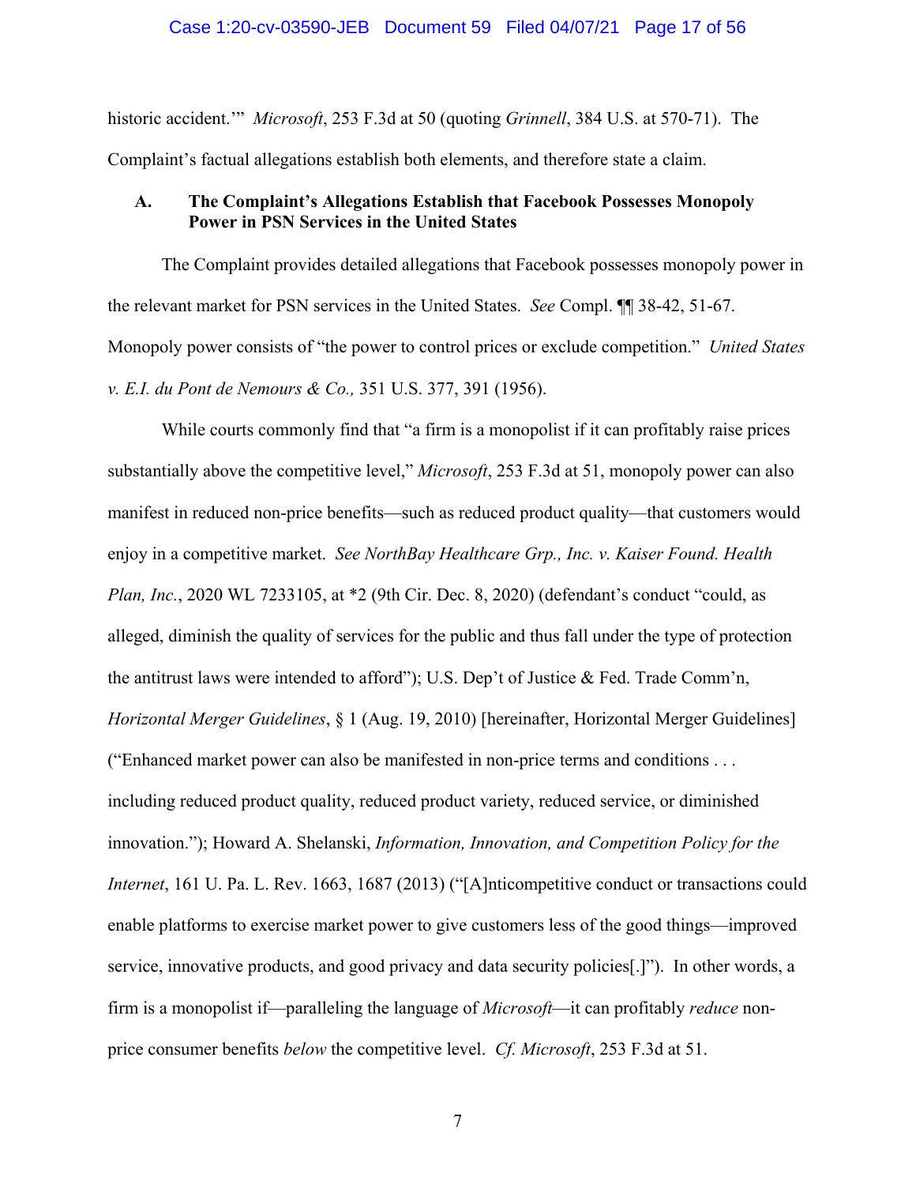historic accident.'" *Microsoft*, 253 F.3d at 50 (quoting *Grinnell*, 384 U.S. at 570-71). The Complaint's factual allegations establish both elements, and therefore state a claim.

### A. The Complaint's Allegations Establish that Facebook Possesses Monopoly Power in PSN Services in the United States

The Complaint provides detailed allegations that Facebook possesses monopoly power in the relevant market for PSN services in the United States. *See* Compl. ¶¶ 38-42, 51-67. Monopoly power consists of "the power to control prices or exclude competition." *United States v. E.I. du Pont de Nemours & Co.,* 351 U.S. 377, 391 (1956).

While courts commonly find that "a firm is a monopolist if it can profitably raise prices substantially above the competitive level," *Microsoft*, 253 F.3d at 51, monopoly power can also manifest in reduced non-price benefits—such as reduced product quality—that customers would enjoy in a competitive market. *See NorthBay Healthcare Grp., Inc. v. Kaiser Found. Health Plan, Inc.*, 2020 WL 7233105, at *2 (9th Cir. Dec. 8, 2020) (defendant's conduct "could, as alleged, diminish the quality of services for the public and thus fall under the type of protection the antitrust laws were intended to afford"); U.S. Dep't of Justice & Fed. Trade Comm'n, *Horizontal Merger Guidelines*, § 1 (Aug. 19, 2010) [hereinafter, Horizontal Merger Guidelines] ("Enhanced market power can also be manifested in non-price terms and conditions . . . including reduced product quality, reduced product variety, reduced service, or diminished innovation."); Howard A. Shelanski, *Information, Innovation, and Competition Policy for the Internet*, 161 U. Pa. L. Rev. 1663, 1687 (2013) ("[A]nticompetitive conduct or transactions could enable platforms to exercise market power to give customers less of the good things—improved service, innovative products, and good privacy and data security policies[.]"). In other words, a firm is a monopolist if—paralleling the language of *Microsoft*—it can profitably *reduce* non-price consumer benefits *below* the competitive level. *Cf. Microsoft*, 253 F.3d at 51.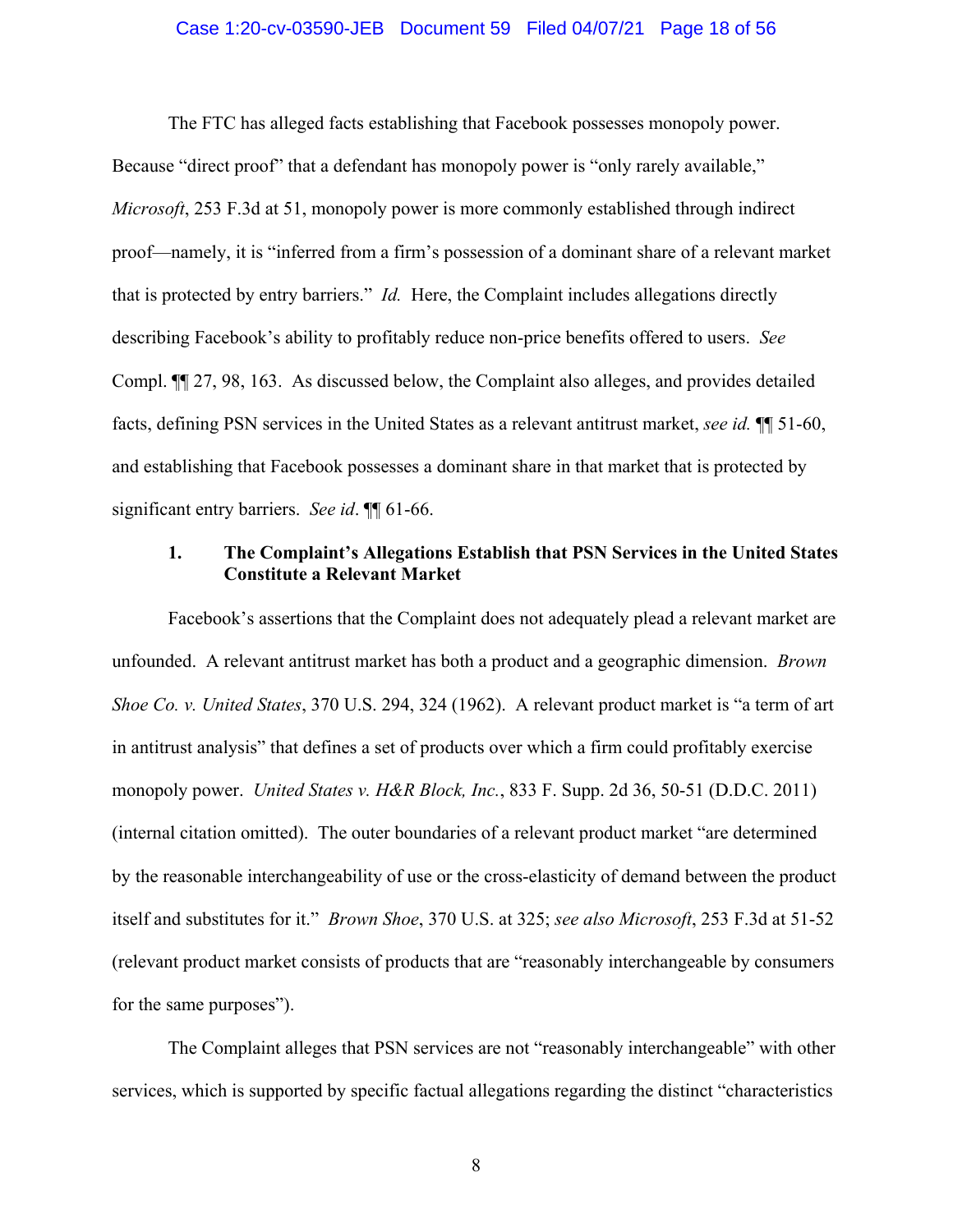The FTC has alleged facts establishing that Facebook possesses monopoly power. Because "direct proof" that a defendant has monopoly power is "only rarely available," *Microsoft*, 253 F.3d at 51, monopoly power is more commonly established through indirect proof—namely, it is "inferred from a firm's possession of a dominant share of a relevant market that is protected by entry barriers." *Id.* Here, the Complaint includes allegations directly describing Facebook's ability to profitably reduce non-price benefits offered to users. *See* Compl. ¶¶ 27, 98, 163. As discussed below, the Complaint also alleges, and provides detailed facts, defining PSN services in the United States as a relevant antitrust market, *see id.* ¶¶ 51-60, and establishing that Facebook possesses a dominant share in that market that is protected by significant entry barriers. *See id*. ¶¶ 61-66.

### 1. The Complaint's Allegations Establish that PSN Services in the United States Constitute a Relevant Market

Facebook's assertions that the Complaint does not adequately plead a relevant market are unfounded. A relevant antitrust market has both a product and a geographic dimension. *Brown Shoe Co. v. United States*, 370 U.S. 294, 324 (1962). A relevant product market is "a term of art in antitrust analysis" that defines a set of products over which a firm could profitably exercise monopoly power. *United States v. H&R Block, Inc.*, 833 F. Supp. 2d 36, 50-51 (D.D.C. 2011) (internal citation omitted). The outer boundaries of a relevant product market "are determined by the reasonable interchangeability of use or the cross-elasticity of demand between the product itself and substitutes for it." *Brown Shoe*, 370 U.S. at 325; *see also Microsoft*, 253 F.3d at 51-52 (relevant product market consists of products that are "reasonably interchangeable by consumers for the same purposes").

The Complaint alleges that PSN services are not "reasonably interchangeable" with other services, which is supported by specific factual allegations regarding the distinct "characteristics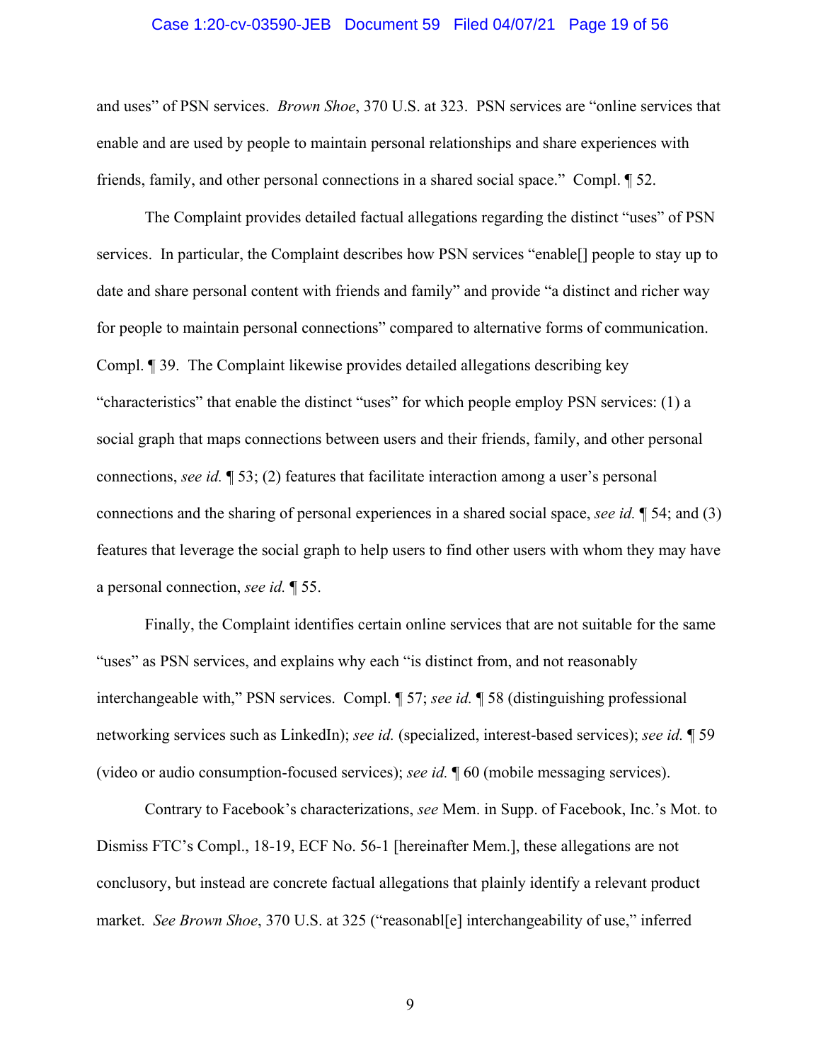and uses" of PSN services. *Brown Shoe*, 370 U.S. at 323. PSN services are "online services that enable and are used by people to maintain personal relationships and share experiences with friends, family, and other personal connections in a shared social space." Compl. ¶ 52.

The Complaint provides detailed factual allegations regarding the distinct "uses" of PSN services. In particular, the Complaint describes how PSN services "enable[] people to stay up to date and share personal content with friends and family" and provide "a distinct and richer way for people to maintain personal connections" compared to alternative forms of communication. Compl. ¶ 39. The Complaint likewise provides detailed allegations describing key "characteristics" that enable the distinct "uses" for which people employ PSN services: (1) a social graph that maps connections between users and their friends, family, and other personal connections, *see id.* ¶ 53; (2) features that facilitate interaction among a user's personal connections and the sharing of personal experiences in a shared social space, *see id.* ¶ 54; and (3) features that leverage the social graph to help users to find other users with whom they may have a personal connection, *see id.* ¶ 55.

Finally, the Complaint identifies certain online services that are not suitable for the same "uses" as PSN services, and explains why each "is distinct from, and not reasonably interchangeable with," PSN services. Compl. ¶ 57; *see id.* ¶ 58 (distinguishing professional networking services such as LinkedIn); *see id.* (specialized, interest-based services); *see id.* ¶ 59 (video or audio consumption-focused services); *see id.* ¶ 60 (mobile messaging services).

Contrary to Facebook's characterizations, *see* Mem. in Supp. of Facebook, Inc.'s Mot. to Dismiss FTC's Compl., 18-19, ECF No. 56-1 [hereinafter Mem.], these allegations are not conclusory, but instead are concrete factual allegations that plainly identify a relevant product market. *See Brown Shoe*, 370 U.S. at 325 ("reasonabl[e] interchangeability of use," inferred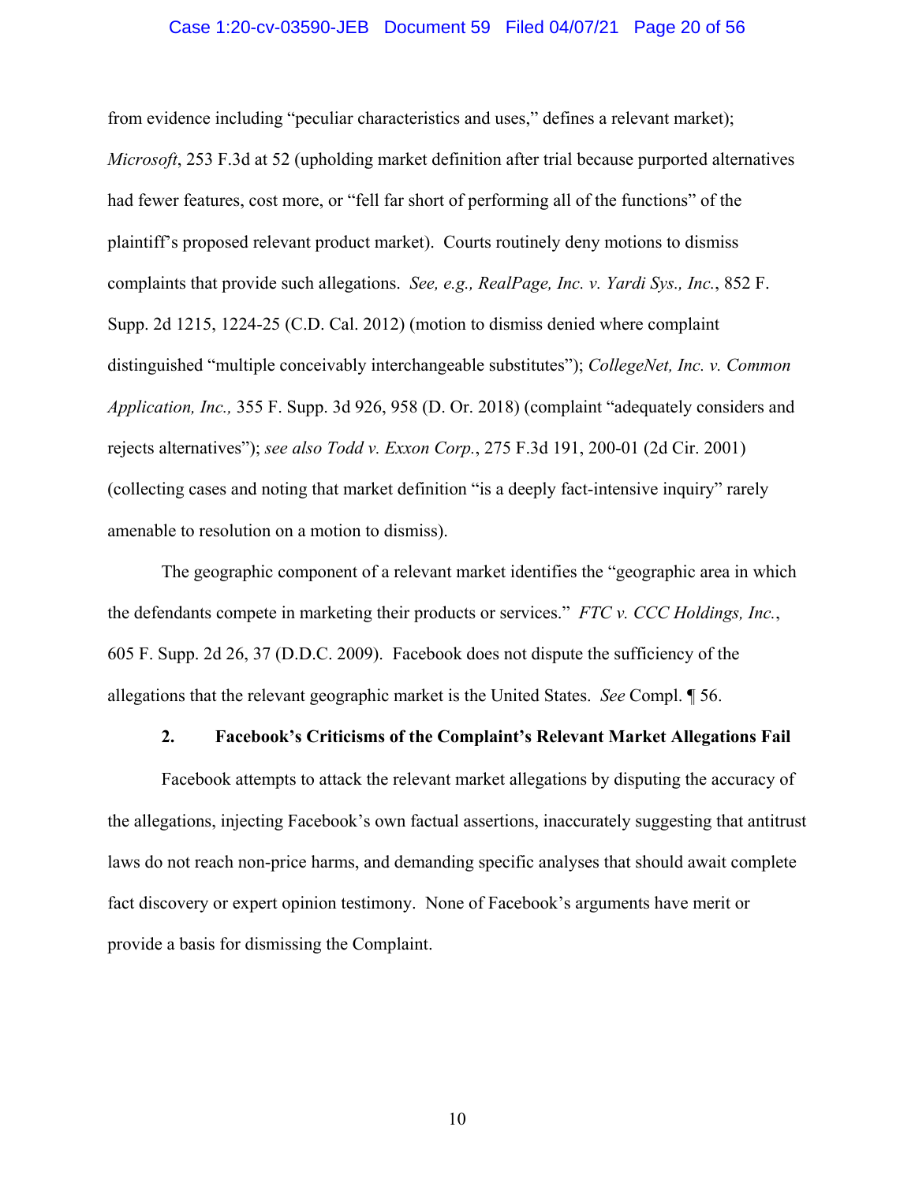from evidence including "peculiar characteristics and uses," defines a relevant market); *Microsoft*, 253 F.3d at 52 (upholding market definition after trial because purported alternatives had fewer features, cost more, or "fell far short of performing all of the functions" of the plaintiff's proposed relevant product market). Courts routinely deny motions to dismiss complaints that provide such allegations. *See, e.g., RealPage, Inc. v. Yardi Sys., Inc.*, 852 F. Supp. 2d 1215, 1224-25 (C.D. Cal. 2012) (motion to dismiss denied where complaint distinguished "multiple conceivably interchangeable substitutes"); *CollegeNet, Inc. v. Common Application, Inc.,* 355 F. Supp. 3d 926, 958 (D. Or. 2018) (complaint "adequately considers and rejects alternatives"); *see also Todd v. Exxon Corp.*, 275 F.3d 191, 200-01 (2d Cir. 2001) (collecting cases and noting that market definition "is a deeply fact-intensive inquiry" rarely amenable to resolution on a motion to dismiss).

The geographic component of a relevant market identifies the "geographic area in which the defendants compete in marketing their products or services." *FTC v. CCC Holdings, Inc.*, 605 F. Supp. 2d 26, 37 (D.D.C. 2009). Facebook does not dispute the sufficiency of the allegations that the relevant geographic market is the United States. *See* Compl. ¶ 56.

### 2. Facebook's Criticisms of the Complaint's Relevant Market Allegations Fail

Facebook attempts to attack the relevant market allegations by disputing the accuracy of the allegations, injecting Facebook's own factual assertions, inaccurately suggesting that antitrust laws do not reach non-price harms, and demanding specific analyses that should await complete fact discovery or expert opinion testimony. None of Facebook's arguments have merit or provide a basis for dismissing the Complaint.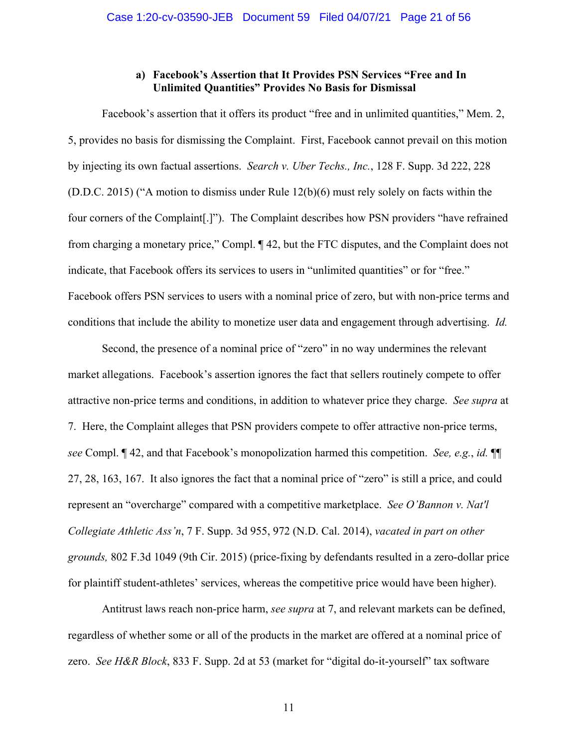#### a) Facebook's Assertion that It Provides PSN Services "Free and In Unlimited Quantities" Provides No Basis for Dismissal

Facebook's assertion that it offers its product "free and in unlimited quantities," Mem. 2, 5, provides no basis for dismissing the Complaint. First, Facebook cannot prevail on this motion by injecting its own factual assertions. *Search v. Uber Techs., Inc.*, 128 F. Supp. 3d 222, 228 (D.D.C. 2015) ("A motion to dismiss under Rule 12(b)(6) must rely solely on facts within the four corners of the Complaint[.]"). The Complaint describes how PSN providers "have refrained from charging a monetary price," Compl. ¶ 42, but the FTC disputes, and the Complaint does not indicate, that Facebook offers its services to users in "unlimited quantities" or for "free." Facebook offers PSN services to users with a nominal price of zero, but with non-price terms and conditions that include the ability to monetize user data and engagement through advertising. *Id.*

Second, the presence of a nominal price of "zero" in no way undermines the relevant market allegations. Facebook's assertion ignores the fact that sellers routinely compete to offer attractive non-price terms and conditions, in addition to whatever price they charge. *See supra* at 7. Here, the Complaint alleges that PSN providers compete to offer attractive non-price terms, *see* Compl. ¶ 42, and that Facebook's monopolization harmed this competition. *See, e.g.*, *id.* ¶¶ 27, 28, 163, 167. It also ignores the fact that a nominal price of "zero" is still a price, and could represent an "overcharge" compared with a competitive marketplace. *See O'Bannon v. Nat'l Collegiate Athletic Ass'n*, 7 F. Supp. 3d 955, 972 (N.D. Cal. 2014), *vacated in part on other grounds,* 802 F.3d 1049 (9th Cir. 2015) (price-fixing by defendants resulted in a zero-dollar price for plaintiff student-athletes' services, whereas the competitive price would have been higher).

Antitrust laws reach non-price harm, *see supra* at 7, and relevant markets can be defined, regardless of whether some or all of the products in the market are offered at a nominal price of zero. *See H&R Block*, 833 F. Supp. 2d at 53 (market for "digital do-it-yourself" tax software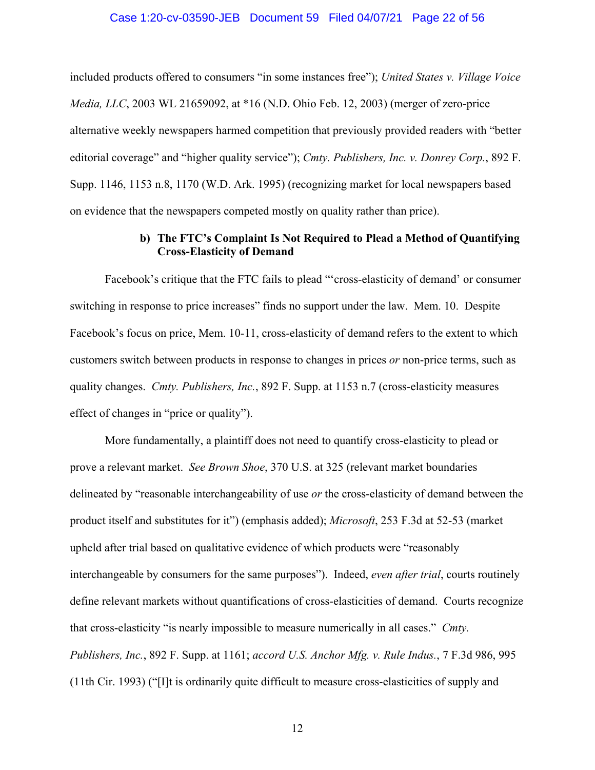included products offered to consumers "in some instances free"); *United States v. Village Voice Media, LLC*, 2003 WL 21659092, at *16 (N.D. Ohio Feb. 12, 2003) (merger of zero-price alternative weekly newspapers harmed competition that previously provided readers with "better editorial coverage" and "higher quality service"); *Cmty. Publishers, Inc. v. Donrey Corp.*, 892 F. Supp. 1146, 1153 n.8, 1170 (W.D. Ark. 1995) (recognizing market for local newspapers based on evidence that the newspapers competed mostly on quality rather than price).

#### b) The FTC's Complaint Is Not Required to Plead a Method of Quantifying Cross-Elasticity of Demand

Facebook's critique that the FTC fails to plead "'cross-elasticity of demand' or consumer switching in response to price increases" finds no support under the law. Mem. 10. Despite Facebook's focus on price, Mem. 10-11, cross-elasticity of demand refers to the extent to which customers switch between products in response to changes in prices *or* non-price terms, such as quality changes. *Cmty. Publishers, Inc.*, 892 F. Supp. at 1153 n.7 (cross-elasticity measures effect of changes in "price or quality").

More fundamentally, a plaintiff does not need to quantify cross-elasticity to plead or prove a relevant market. *See Brown Shoe*, 370 U.S. at 325 (relevant market boundaries delineated by "reasonable interchangeability of use *or* the cross-elasticity of demand between the product itself and substitutes for it") (emphasis added); *Microsoft*, 253 F.3d at 52-53 (market upheld after trial based on qualitative evidence of which products were "reasonably interchangeable by consumers for the same purposes"). Indeed, *even after trial*, courts routinely define relevant markets without quantifications of cross-elasticities of demand. Courts recognize that cross-elasticity "is nearly impossible to measure numerically in all cases." *Cmty. Publishers, Inc.*, 892 F. Supp. at 1161; *accord U.S. Anchor Mfg. v. Rule Indus.*, 7 F.3d 986, 995 (11th Cir. 1993) ("[I]t is ordinarily quite difficult to measure cross-elasticities of supply and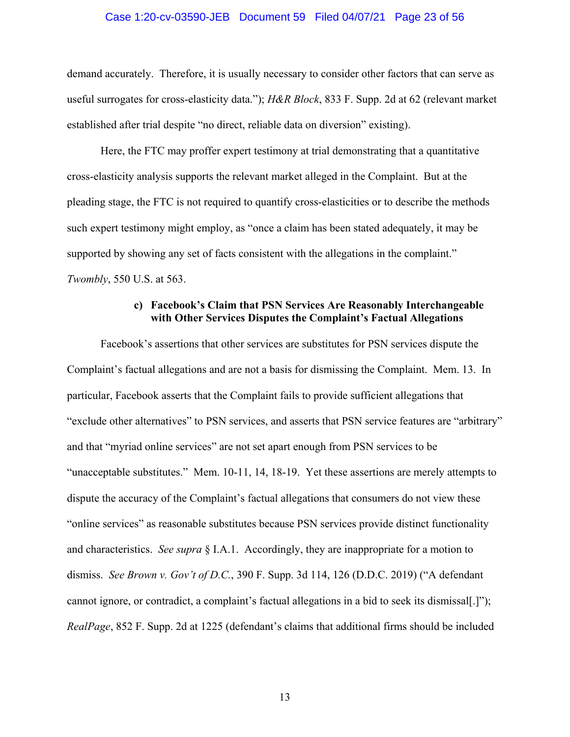demand accurately. Therefore, it is usually necessary to consider other factors that can serve as useful surrogates for cross-elasticity data."); *H&R Block*, 833 F. Supp. 2d at 62 (relevant market established after trial despite "no direct, reliable data on diversion" existing).

Here, the FTC may proffer expert testimony at trial demonstrating that a quantitative cross-elasticity analysis supports the relevant market alleged in the Complaint. But at the pleading stage, the FTC is not required to quantify cross-elasticities or to describe the methods such expert testimony might employ, as "once a claim has been stated adequately, it may be supported by showing any set of facts consistent with the allegations in the complaint." *Twombly*, 550 U.S. at 563.

#### c) Facebook's Claim that PSN Services Are Reasonably Interchangeable with Other Services Disputes the Complaint's Factual Allegations

Facebook's assertions that other services are substitutes for PSN services dispute the Complaint's factual allegations and are not a basis for dismissing the Complaint. Mem. 13. In particular, Facebook asserts that the Complaint fails to provide sufficient allegations that "exclude other alternatives" to PSN services, and asserts that PSN service features are "arbitrary" and that "myriad online services" are not set apart enough from PSN services to be "unacceptable substitutes." Mem. 10-11, 14, 18-19. Yet these assertions are merely attempts to dispute the accuracy of the Complaint's factual allegations that consumers do not view these "online services" as reasonable substitutes because PSN services provide distinct functionality and characteristics. *See supra* § I.A.1. Accordingly, they are inappropriate for a motion to dismiss. *See Brown v. Gov't of D.C.*, 390 F. Supp. 3d 114, 126 (D.D.C. 2019) ("A defendant cannot ignore, or contradict, a complaint's factual allegations in a bid to seek its dismissal[.]"); *RealPage*, 852 F. Supp. 2d at 1225 (defendant's claims that additional firms should be included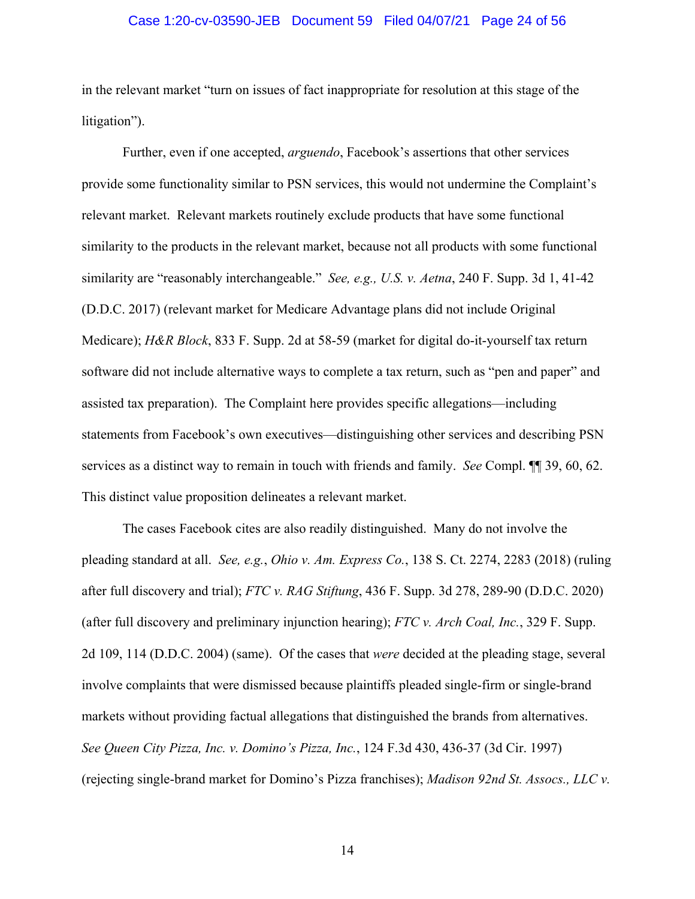in the relevant market "turn on issues of fact inappropriate for resolution at this stage of the litigation").

Further, even if one accepted, *arguendo*, Facebook's assertions that other services provide some functionality similar to PSN services, this would not undermine the Complaint's relevant market. Relevant markets routinely exclude products that have some functional similarity to the products in the relevant market, because not all products with some functional similarity are "reasonably interchangeable." *See, e.g., U.S. v. Aetna*, 240 F. Supp. 3d 1, 41-42 (D.D.C. 2017) (relevant market for Medicare Advantage plans did not include Original Medicare); *H&R Block*, 833 F. Supp. 2d at 58-59 (market for digital do-it-yourself tax return software did not include alternative ways to complete a tax return, such as "pen and paper" and assisted tax preparation). The Complaint here provides specific allegations—including statements from Facebook's own executives—distinguishing other services and describing PSN services as a distinct way to remain in touch with friends and family. *See* Compl. ¶¶ 39, 60, 62. This distinct value proposition delineates a relevant market.

The cases Facebook cites are also readily distinguished. Many do not involve the pleading standard at all. *See, e.g.*, *Ohio v. Am. Express Co.*, 138 S. Ct. 2274, 2283 (2018) (ruling after full discovery and trial); *FTC v. RAG Stiftung*, 436 F. Supp. 3d 278, 289-90 (D.D.C. 2020) (after full discovery and preliminary injunction hearing); *FTC v. Arch Coal, Inc.*, 329 F. Supp. 2d 109, 114 (D.D.C. 2004) (same). Of the cases that *were* decided at the pleading stage, several involve complaints that were dismissed because plaintiffs pleaded single-firm or single-brand markets without providing factual allegations that distinguished the brands from alternatives. *See Queen City Pizza, Inc. v. Domino's Pizza, Inc.*, 124 F.3d 430, 436-37 (3d Cir. 1997) (rejecting single-brand market for Domino's Pizza franchises); *Madison 92nd St. Assocs., LLC v.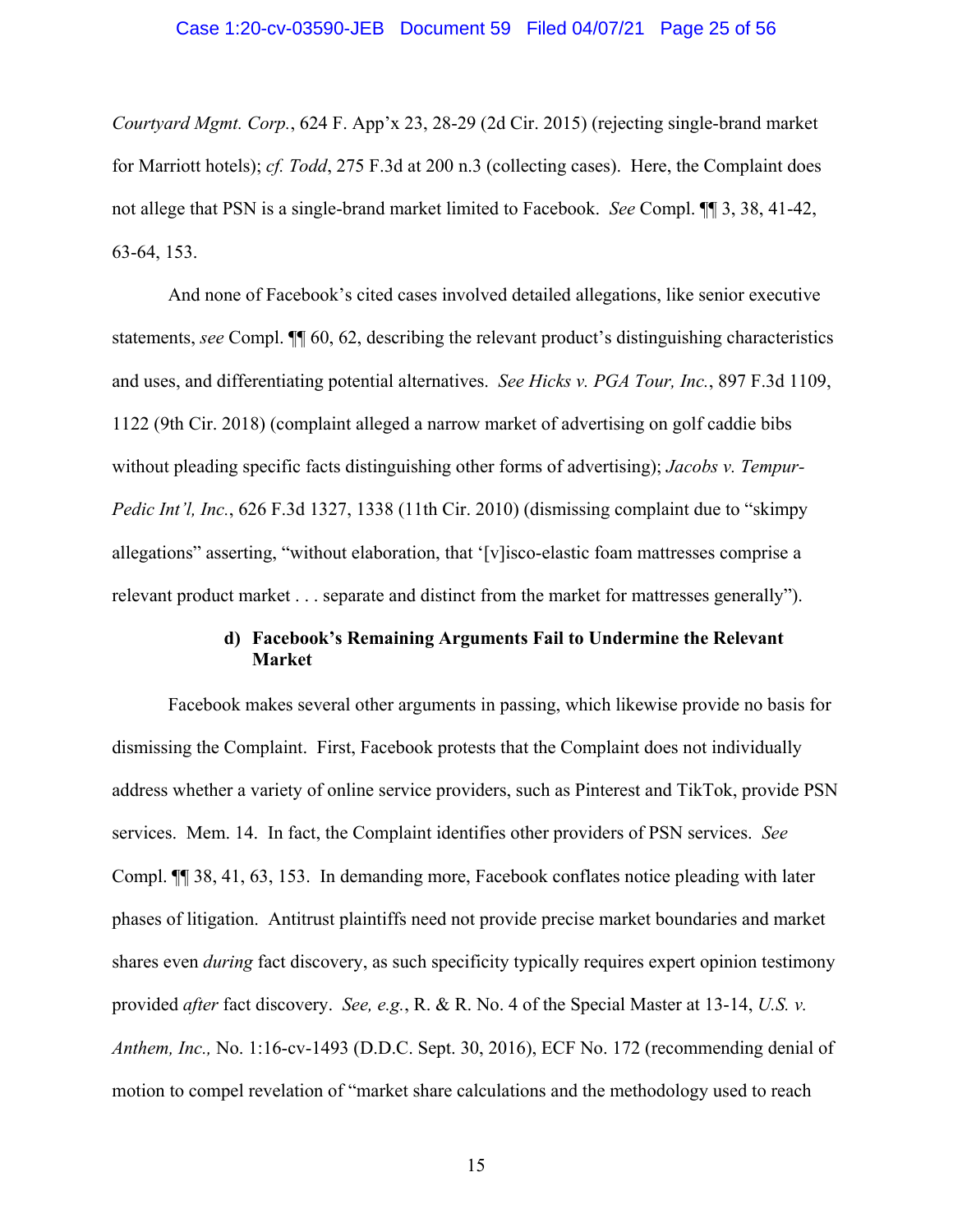*Courtyard Mgmt. Corp.*, 624 F. App'x 23, 28-29 (2d Cir. 2015) (rejecting single-brand market for Marriott hotels); *cf. Todd*, 275 F.3d at 200 n.3 (collecting cases). Here, the Complaint does not allege that PSN is a single-brand market limited to Facebook. *See* Compl. ¶¶ 3, 38, 41-42, 63-64, 153.

And none of Facebook's cited cases involved detailed allegations, like senior executive statements, *see* Compl. ¶¶ 60, 62, describing the relevant product's distinguishing characteristics and uses, and differentiating potential alternatives. *See Hicks v. PGA Tour, Inc.*, 897 F.3d 1109, 1122 (9th Cir. 2018) (complaint alleged a narrow market of advertising on golf caddie bibs without pleading specific facts distinguishing other forms of advertising); *Jacobs v. Tempur-Pedic Int'l, Inc.*, 626 F.3d 1327, 1338 (11th Cir. 2010) (dismissing complaint due to "skimpy allegations" asserting, "without elaboration, that '[v]isco-elastic foam mattresses comprise a relevant product market . . . separate and distinct from the market for mattresses generally").

#### d) Facebook's Remaining Arguments Fail to Undermine the Relevant Market

Facebook makes several other arguments in passing, which likewise provide no basis for dismissing the Complaint. First, Facebook protests that the Complaint does not individually address whether a variety of online service providers, such as Pinterest and TikTok, provide PSN services. Mem. 14. In fact, the Complaint identifies other providers of PSN services. *See* Compl. ¶¶ 38, 41, 63, 153. In demanding more, Facebook conflates notice pleading with later phases of litigation. Antitrust plaintiffs need not provide precise market boundaries and market shares even *during* fact discovery, as such specificity typically requires expert opinion testimony provided *after* fact discovery. *See, e.g.*, R. & R. No. 4 of the Special Master at 13-14, *U.S. v. Anthem, Inc.,* No. 1:16-cv-1493 (D.D.C. Sept. 30, 2016), ECF No. 172 (recommending denial of motion to compel revelation of "market share calculations and the methodology used to reach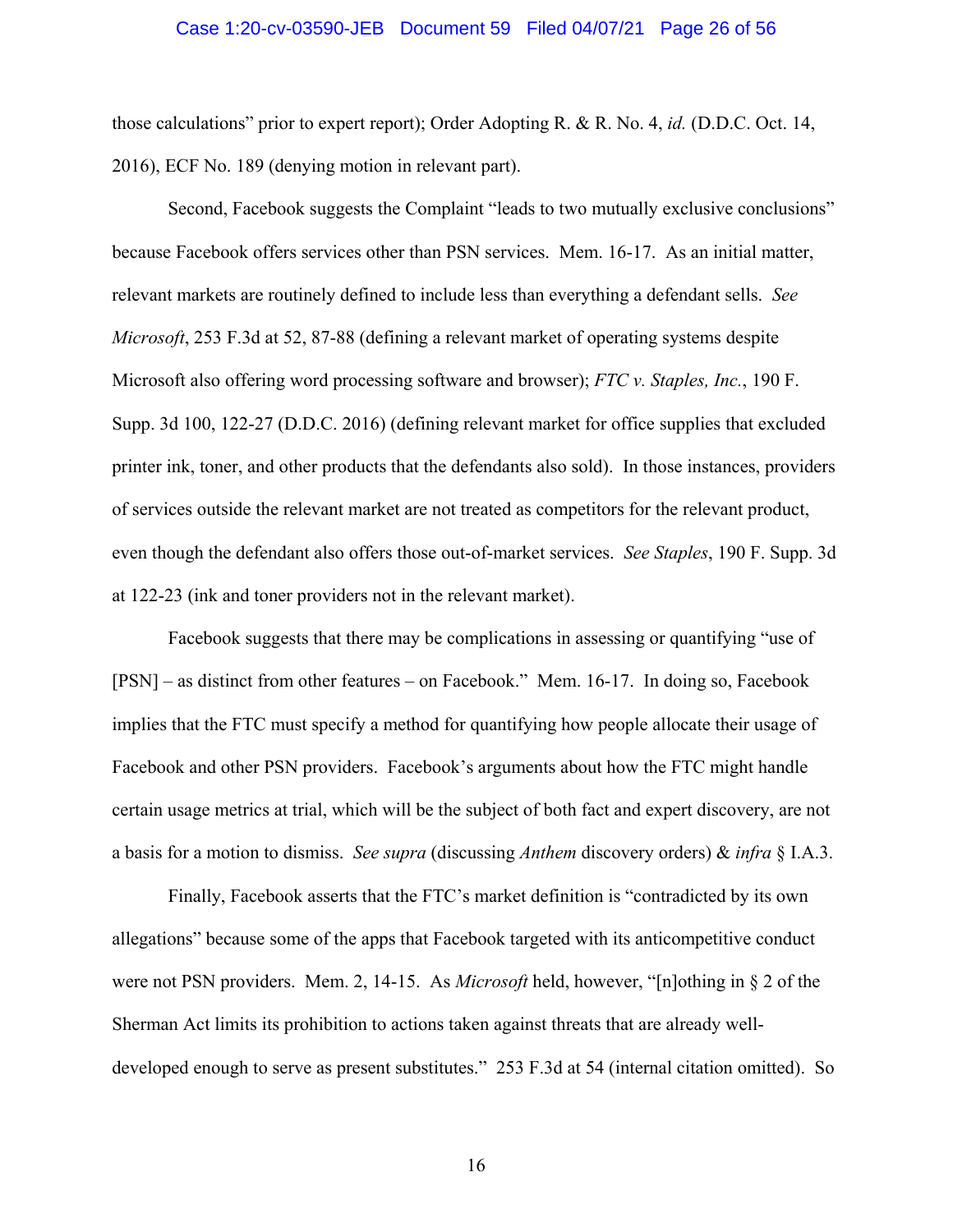those calculations" prior to expert report); Order Adopting R. & R. No. 4, *id.* (D.D.C. Oct. 14, 2016), ECF No. 189 (denying motion in relevant part).

Second, Facebook suggests the Complaint "leads to two mutually exclusive conclusions" because Facebook offers services other than PSN services. Mem. 16-17. As an initial matter, relevant markets are routinely defined to include less than everything a defendant sells. *See Microsoft*, 253 F.3d at 52, 87-88 (defining a relevant market of operating systems despite Microsoft also offering word processing software and browser); *FTC v. Staples, Inc.*, 190 F. Supp. 3d 100, 122-27 (D.D.C. 2016) (defining relevant market for office supplies that excluded printer ink, toner, and other products that the defendants also sold). In those instances, providers of services outside the relevant market are not treated as competitors for the relevant product, even though the defendant also offers those out-of-market services. *See Staples*, 190 F. Supp. 3d at 122-23 (ink and toner providers not in the relevant market).

Facebook suggests that there may be complications in assessing or quantifying "use of [PSN] – as distinct from other features – on Facebook." Mem. 16-17. In doing so, Facebook implies that the FTC must specify a method for quantifying how people allocate their usage of Facebook and other PSN providers. Facebook's arguments about how the FTC might handle certain usage metrics at trial, which will be the subject of both fact and expert discovery, are not a basis for a motion to dismiss. *See supra* (discussing *Anthem* discovery orders) & *infra* § I.A.3.

Finally, Facebook asserts that the FTC's market definition is "contradicted by its own allegations" because some of the apps that Facebook targeted with its anticompetitive conduct were not PSN providers. Mem. 2, 14-15. As *Microsoft* held, however, "[n]othing in § 2 of the Sherman Act limits its prohibition to actions taken against threats that are already well-developed enough to serve as present substitutes." 253 F.3d at 54 (internal citation omitted). So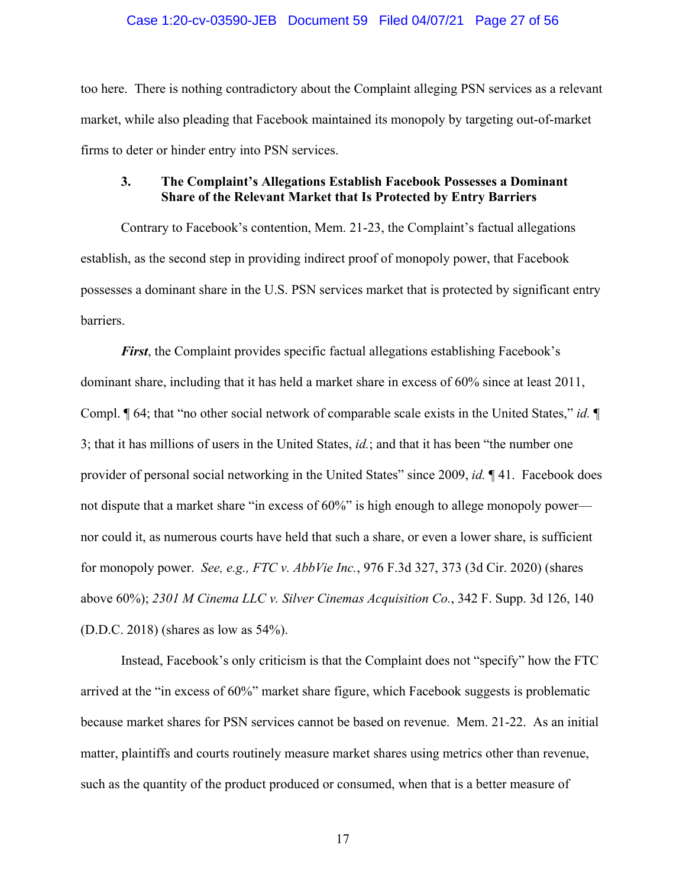too here. There is nothing contradictory about the Complaint alleging PSN services as a relevant market, while also pleading that Facebook maintained its monopoly by targeting out-of-market firms to deter or hinder entry into PSN services.

### 3. The Complaint's Allegations Establish Facebook Possesses a Dominant Share of the Relevant Market that Is Protected by Entry Barriers

Contrary to Facebook's contention, Mem. 21-23, the Complaint's factual allegations establish, as the second step in providing indirect proof of monopoly power, that Facebook possesses a dominant share in the U.S. PSN services market that is protected by significant entry barriers.

***First***, the Complaint provides specific factual allegations establishing Facebook's dominant share, including that it has held a market share in excess of 60% since at least 2011, Compl. ¶ 64; that "no other social network of comparable scale exists in the United States," *id.* ¶ 3; that it has millions of users in the United States, *id.*; and that it has been "the number one provider of personal social networking in the United States" since 2009, *id.* ¶ 41. Facebook does not dispute that a market share "in excess of 60%" is high enough to allege monopoly power—nor could it, as numerous courts have held that such a share, or even a lower share, is sufficient for monopoly power. *See, e.g., FTC v. AbbVie Inc.*, 976 F.3d 327, 373 (3d Cir. 2020) (shares above 60%); *2301 M Cinema LLC v. Silver Cinemas Acquisition Co.*, 342 F. Supp. 3d 126, 140 (D.D.C. 2018) (shares as low as 54%).

Instead, Facebook's only criticism is that the Complaint does not "specify" how the FTC arrived at the "in excess of 60%" market share figure, which Facebook suggests is problematic because market shares for PSN services cannot be based on revenue. Mem. 21-22. As an initial matter, plaintiffs and courts routinely measure market shares using metrics other than revenue, such as the quantity of the product produced or consumed, when that is a better measure of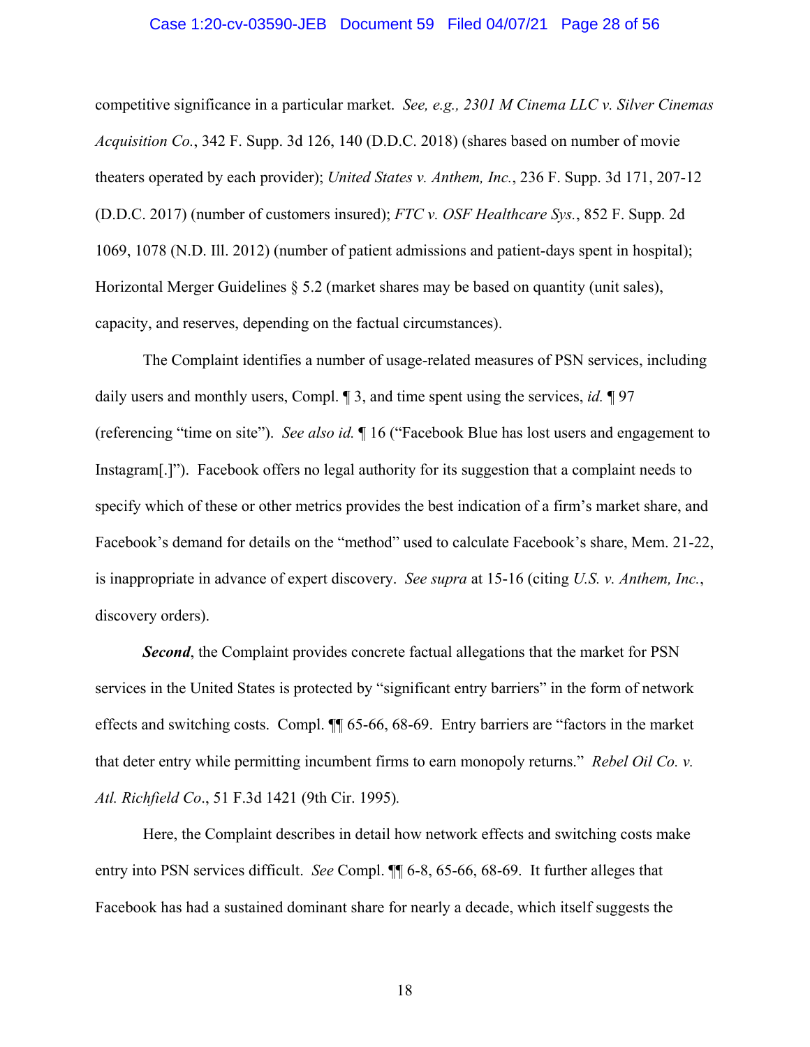competitive significance in a particular market. *See, e.g., 2301 M Cinema LLC v. Silver Cinemas Acquisition Co.*, 342 F. Supp. 3d 126, 140 (D.D.C. 2018) (shares based on number of movie theaters operated by each provider); *United States v. Anthem, Inc.*, 236 F. Supp. 3d 171, 207-12 (D.D.C. 2017) (number of customers insured); *FTC v. OSF Healthcare Sys.*, 852 F. Supp. 2d 1069, 1078 (N.D. Ill. 2012) (number of patient admissions and patient-days spent in hospital); Horizontal Merger Guidelines § 5.2 (market shares may be based on quantity (unit sales), capacity, and reserves, depending on the factual circumstances).

The Complaint identifies a number of usage-related measures of PSN services, including daily users and monthly users, Compl. ¶ 3, and time spent using the services, *id.* ¶ 97 (referencing "time on site"). *See also id.* ¶ 16 ("Facebook Blue has lost users and engagement to Instagram[.]"). Facebook offers no legal authority for its suggestion that a complaint needs to specify which of these or other metrics provides the best indication of a firm's market share, and Facebook's demand for details on the "method" used to calculate Facebook's share, Mem. 21-22, is inappropriate in advance of expert discovery. *See supra* at 15-16 (citing *U.S. v. Anthem, Inc.*, discovery orders).

***Second***, the Complaint provides concrete factual allegations that the market for PSN services in the United States is protected by "significant entry barriers" in the form of network effects and switching costs. Compl. ¶¶ 65-66, 68-69. Entry barriers are "factors in the market that deter entry while permitting incumbent firms to earn monopoly returns." *Rebel Oil Co. v. Atl. Richfield Co*., 51 F.3d 1421 (9th Cir. 1995).

Here, the Complaint describes in detail how network effects and switching costs make entry into PSN services difficult. *See* Compl. ¶¶ 6-8, 65-66, 68-69. It further alleges that Facebook has had a sustained dominant share for nearly a decade, which itself suggests the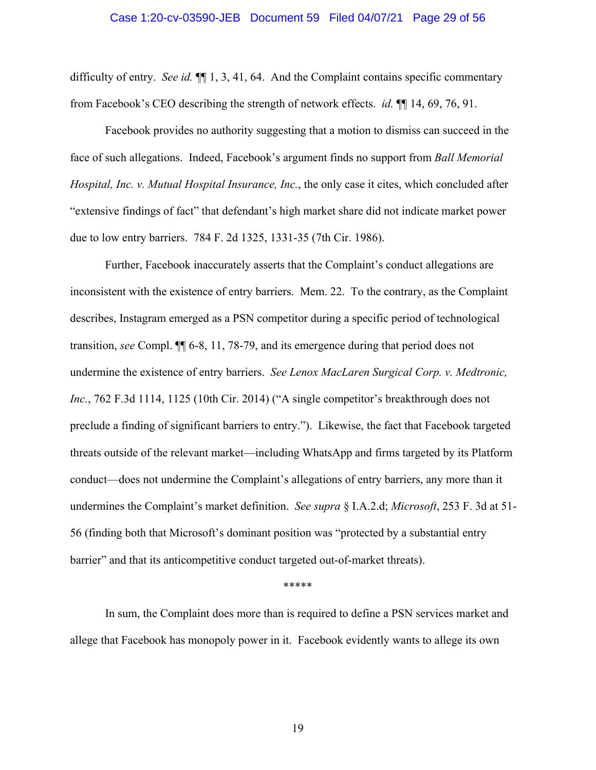difficulty of entry. *See id.* ¶¶ 1, 3, 41, 64. And the Complaint contains specific commentary from Facebook's CEO describing the strength of network effects. *id.* ¶¶ 14, 69, 76, 91.

Facebook provides no authority suggesting that a motion to dismiss can succeed in the face of such allegations. Indeed, Facebook's argument finds no support from *Ball Memorial Hospital, Inc. v. Mutual Hospital Insurance, Inc.*, the only case it cites, which concluded after "extensive findings of fact" that defendant's high market share did not indicate market power due to low entry barriers. 784 F. 2d 1325, 1331-35 (7th Cir. 1986).

Further, Facebook inaccurately asserts that the Complaint's conduct allegations are inconsistent with the existence of entry barriers. Mem. 22. To the contrary, as the Complaint describes, Instagram emerged as a PSN competitor during a specific period of technological transition, *see* Compl. ¶¶ 6-8, 11, 78-79, and its emergence during that period does not undermine the existence of entry barriers. *See Lenox MacLaren Surgical Corp. v. Medtronic, Inc.*, 762 F.3d 1114, 1125 (10th Cir. 2014) ("A single competitor's breakthrough does not preclude a finding of significant barriers to entry."). Likewise, the fact that Facebook targeted threats outside of the relevant market—including WhatsApp and firms targeted by its Platform conduct—does not undermine the Complaint's allegations of entry barriers, any more than it undermines the Complaint's market definition. *See supra* § I.A.2.d; *Microsoft*, 253 F. 3d at 51-56 (finding both that Microsoft's dominant position was "protected by a substantial entry barrier" and that its anticompetitive conduct targeted out-of-market threats).

*****

In sum, the Complaint does more than is required to define a PSN services market and allege that Facebook has monopoly power in it. Facebook evidently wants to allege its own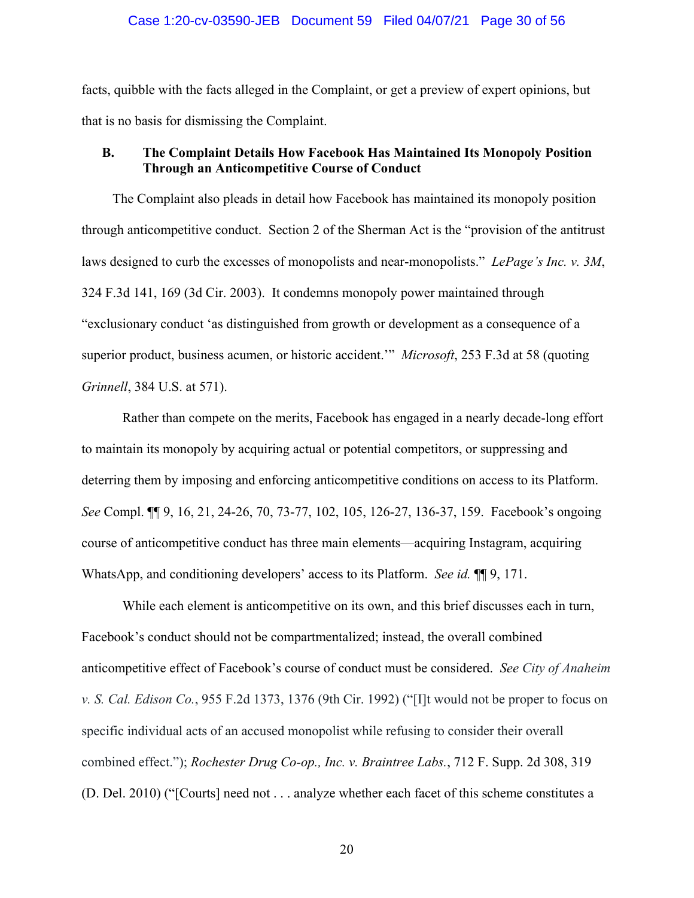facts, quibble with the facts alleged in the Complaint, or get a preview of expert opinions, but that is no basis for dismissing the Complaint.

### B. The Complaint Details How Facebook Has Maintained Its Monopoly Position Through an Anticompetitive Course of Conduct

The Complaint also pleads in detail how Facebook has maintained its monopoly position through anticompetitive conduct. Section 2 of the Sherman Act is the "provision of the antitrust laws designed to curb the excesses of monopolists and near-monopolists." *LePage's Inc. v. 3M*, 324 F.3d 141, 169 (3d Cir. 2003). It condemns monopoly power maintained through "exclusionary conduct 'as distinguished from growth or development as a consequence of a superior product, business acumen, or historic accident.'" *Microsoft*, 253 F.3d at 58 (quoting *Grinnell*, 384 U.S. at 571).

Rather than compete on the merits, Facebook has engaged in a nearly decade-long effort to maintain its monopoly by acquiring actual or potential competitors, or suppressing and deterring them by imposing and enforcing anticompetitive conditions on access to its Platform. *See* Compl. ¶¶ 9, 16, 21, 24-26, 70, 73-77, 102, 105, 126-27, 136-37, 159. Facebook's ongoing course of anticompetitive conduct has three main elements—acquiring Instagram, acquiring WhatsApp, and conditioning developers' access to its Platform. *See id.* ¶¶ 9, 171.

While each element is anticompetitive on its own, and this brief discusses each in turn, Facebook's conduct should not be compartmentalized; instead, the overall combined anticompetitive effect of Facebook's course of conduct must be considered. *See City of Anaheim v. S. Cal. Edison Co.*, 955 F.2d 1373, 1376 (9th Cir. 1992) ("[I]t would not be proper to focus on specific individual acts of an accused monopolist while refusing to consider their overall combined effect."); *Rochester Drug Co-op., Inc. v. Braintree Labs.*, 712 F. Supp. 2d 308, 319 (D. Del. 2010) ("[Courts] need not . . . analyze whether each facet of this scheme constitutes a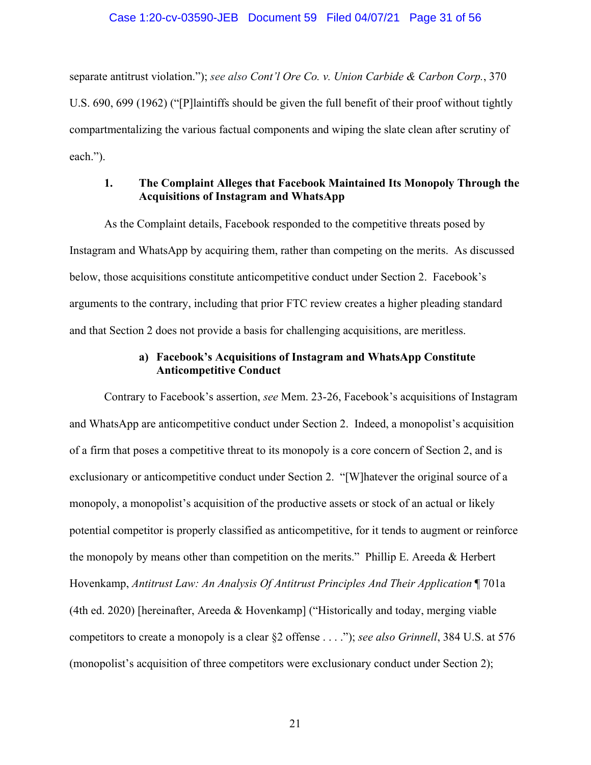separate antitrust violation."); *see also Cont'l Ore Co. v. Union Carbide & Carbon Corp.*, 370 U.S. 690, 699 (1962) ("[P]laintiffs should be given the full benefit of their proof without tightly compartmentalizing the various factual components and wiping the slate clean after scrutiny of each.").

### 1. The Complaint Alleges that Facebook Maintained Its Monopoly Through the Acquisitions of Instagram and WhatsApp

As the Complaint details, Facebook responded to the competitive threats posed by Instagram and WhatsApp by acquiring them, rather than competing on the merits. As discussed below, those acquisitions constitute anticompetitive conduct under Section 2. Facebook's arguments to the contrary, including that prior FTC review creates a higher pleading standard and that Section 2 does not provide a basis for challenging acquisitions, are meritless.

#### a) Facebook's Acquisitions of Instagram and WhatsApp Constitute Anticompetitive Conduct

Contrary to Facebook's assertion, *see* Mem. 23-26, Facebook's acquisitions of Instagram and WhatsApp are anticompetitive conduct under Section 2. Indeed, a monopolist's acquisition of a firm that poses a competitive threat to its monopoly is a core concern of Section 2, and is exclusionary or anticompetitive conduct under Section 2. "[W]hatever the original source of a monopoly, a monopolist's acquisition of the productive assets or stock of an actual or likely potential competitor is properly classified as anticompetitive, for it tends to augment or reinforce the monopoly by means other than competition on the merits." Phillip E. Areeda & Herbert Hovenkamp, *Antitrust Law: An Analysis Of Antitrust Principles And Their Application* ¶ 701a (4th ed. 2020) [hereinafter, Areeda & Hovenkamp] ("Historically and today, merging viable competitors to create a monopoly is a clear §2 offense . . . ."); *see also Grinnell*, 384 U.S. at 576 (monopolist's acquisition of three competitors were exclusionary conduct under Section 2);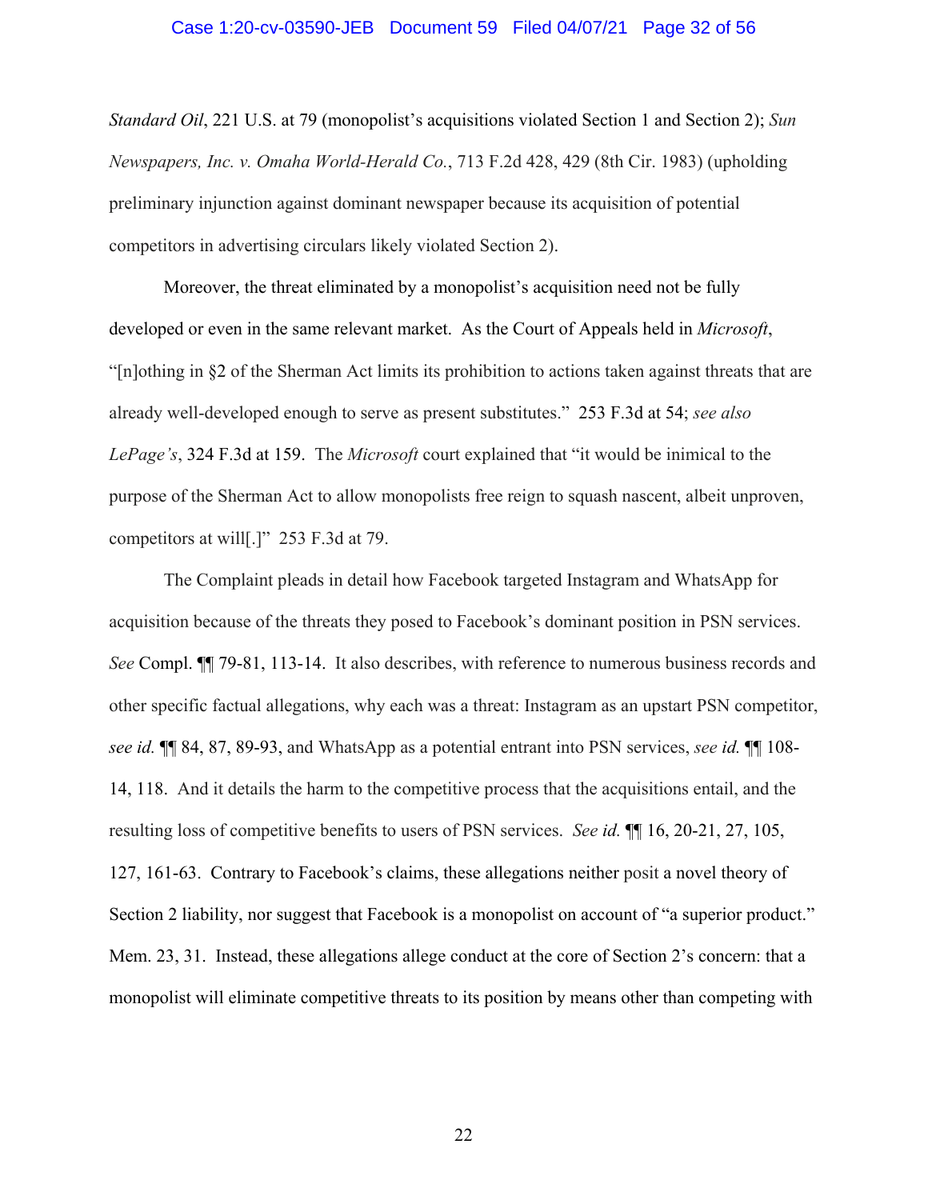*Standard Oil*, 221 U.S. at 79 (monopolist's acquisitions violated Section 1 and Section 2); *Sun Newspapers, Inc. v. Omaha World-Herald Co.*, 713 F.2d 428, 429 (8th Cir. 1983) (upholding preliminary injunction against dominant newspaper because its acquisition of potential competitors in advertising circulars likely violated Section 2).

Moreover, the threat eliminated by a monopolist's acquisition need not be fully developed or even in the same relevant market. As the Court of Appeals held in *Microsoft*, "[n]othing in §2 of the Sherman Act limits its prohibition to actions taken against threats that are already well-developed enough to serve as present substitutes." 253 F.3d at 54; *see also LePage's*, 324 F.3d at 159. The *Microsoft* court explained that "it would be inimical to the purpose of the Sherman Act to allow monopolists free reign to squash nascent, albeit unproven, competitors at will[.]" 253 F.3d at 79.

The Complaint pleads in detail how Facebook targeted Instagram and WhatsApp for acquisition because of the threats they posed to Facebook's dominant position in PSN services. *See* Compl. ¶¶ 79-81, 113-14. It also describes, with reference to numerous business records and other specific factual allegations, why each was a threat: Instagram as an upstart PSN competitor, *see id.* ¶¶ 84, 87, 89-93, and WhatsApp as a potential entrant into PSN services, *see id.* ¶¶ 108-14, 118. And it details the harm to the competitive process that the acquisitions entail, and the resulting loss of competitive benefits to users of PSN services. *See id.* ¶¶ 16, 20-21, 27, 105, 127, 161-63. Contrary to Facebook's claims, these allegations neither posit a novel theory of Section 2 liability, nor suggest that Facebook is a monopolist on account of "a superior product." Mem. 23, 31. Instead, these allegations allege conduct at the core of Section 2's concern: that a monopolist will eliminate competitive threats to its position by means other than competing with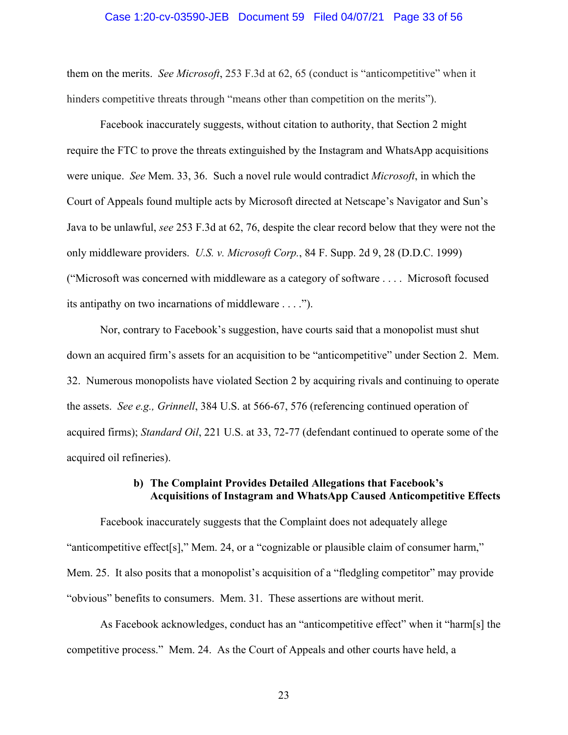them on the merits. *See Microsoft*, 253 F.3d at 62, 65 (conduct is "anticompetitive" when it hinders competitive threats through "means other than competition on the merits").

Facebook inaccurately suggests, without citation to authority, that Section 2 might require the FTC to prove the threats extinguished by the Instagram and WhatsApp acquisitions were unique. *See* Mem. 33, 36. Such a novel rule would contradict *Microsoft*, in which the Court of Appeals found multiple acts by Microsoft directed at Netscape's Navigator and Sun's Java to be unlawful, *see* 253 F.3d at 62, 76, despite the clear record below that they were not the only middleware providers. *U.S. v. Microsoft Corp.*, 84 F. Supp. 2d 9, 28 (D.D.C. 1999) ("Microsoft was concerned with middleware as a category of software . . . . Microsoft focused its antipathy on two incarnations of middleware . . . .").

Nor, contrary to Facebook's suggestion, have courts said that a monopolist must shut down an acquired firm's assets for an acquisition to be "anticompetitive" under Section 2. Mem. 32. Numerous monopolists have violated Section 2 by acquiring rivals and continuing to operate the assets. *See e.g., Grinnell*, 384 U.S. at 566-67, 576 (referencing continued operation of acquired firms); *Standard Oil*, 221 U.S. at 33, 72-77 (defendant continued to operate some of the acquired oil refineries).

#### b) The Complaint Provides Detailed Allegations that Facebook's Acquisitions of Instagram and WhatsApp Caused Anticompetitive Effects

Facebook inaccurately suggests that the Complaint does not adequately allege "anticompetitive effect[s]," Mem. 24, or a "cognizable or plausible claim of consumer harm," Mem. 25. It also posits that a monopolist's acquisition of a "fledgling competitor" may provide "obvious" benefits to consumers. Mem. 31. These assertions are without merit.

As Facebook acknowledges, conduct has an "anticompetitive effect" when it "harm[s] the competitive process." Mem. 24. As the Court of Appeals and other courts have held, a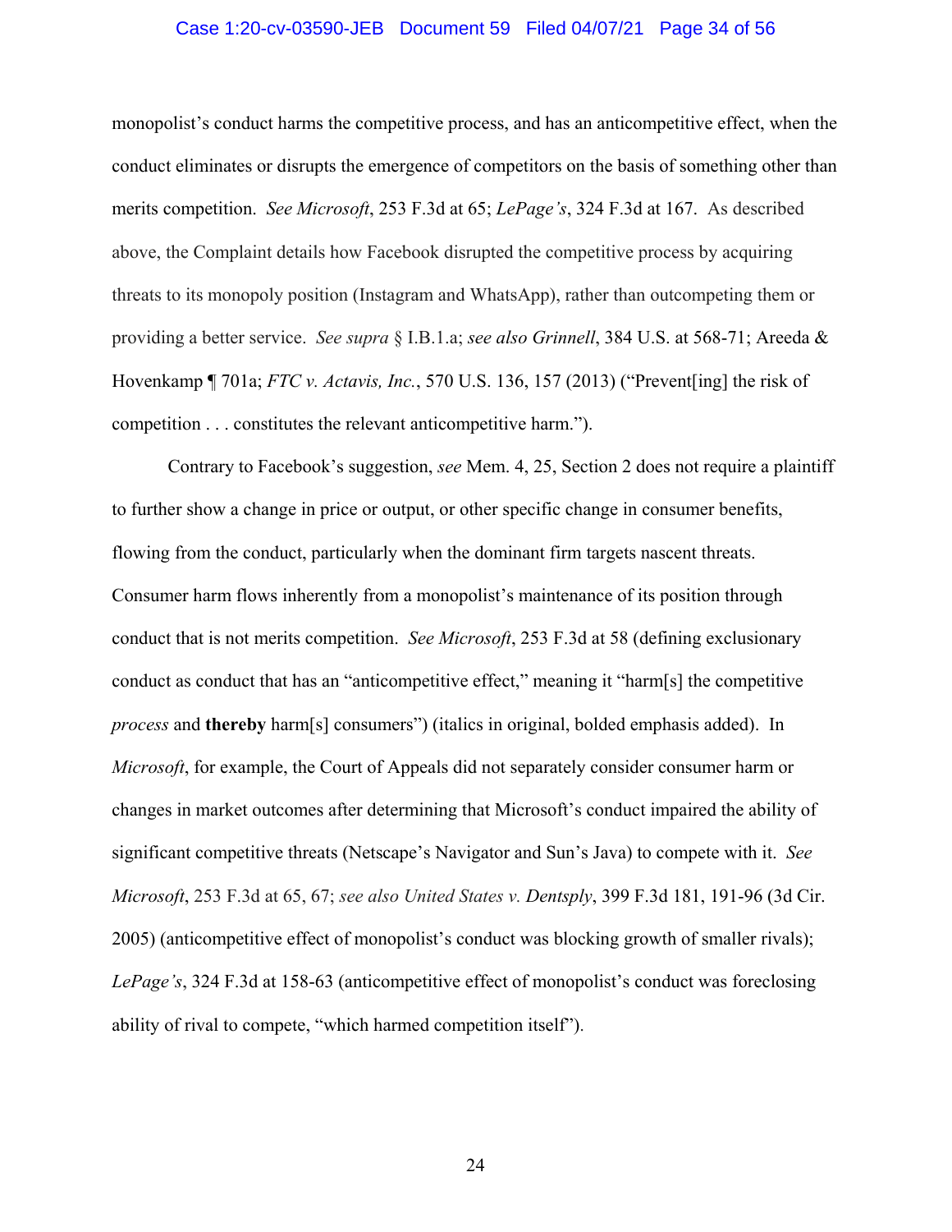monopolist's conduct harms the competitive process, and has an anticompetitive effect, when the conduct eliminates or disrupts the emergence of competitors on the basis of something other than merits competition. *See Microsoft*, 253 F.3d at 65; *LePage's*, 324 F.3d at 167. As described above, the Complaint details how Facebook disrupted the competitive process by acquiring threats to its monopoly position (Instagram and WhatsApp), rather than outcompeting them or providing a better service. *See supra* § I.B.1.a; *see also Grinnell*, 384 U.S. at 568-71; Areeda & Hovenkamp ¶ 701a; *FTC v. Actavis, Inc.*, 570 U.S. 136, 157 (2013) ("Prevent[ing] the risk of competition . . . constitutes the relevant anticompetitive harm.").

Contrary to Facebook's suggestion, *see* Mem. 4, 25, Section 2 does not require a plaintiff to further show a change in price or output, or other specific change in consumer benefits, flowing from the conduct, particularly when the dominant firm targets nascent threats. Consumer harm flows inherently from a monopolist's maintenance of its position through conduct that is not merits competition. *See Microsoft*, 253 F.3d at 58 (defining exclusionary conduct as conduct that has an "anticompetitive effect," meaning it "harm[s] the competitive *process* and **thereby** harm[s] consumers") (italics in original, bolded emphasis added). In *Microsoft*, for example, the Court of Appeals did not separately consider consumer harm or changes in market outcomes after determining that Microsoft's conduct impaired the ability of significant competitive threats (Netscape's Navigator and Sun's Java) to compete with it. *See Microsoft*, 253 F.3d at 65, 67; *see also United States v. Dentsply*, 399 F.3d 181, 191-96 (3d Cir. 2005) (anticompetitive effect of monopolist's conduct was blocking growth of smaller rivals); *LePage's*, 324 F.3d at 158-63 (anticompetitive effect of monopolist's conduct was foreclosing ability of rival to compete, "which harmed competition itself").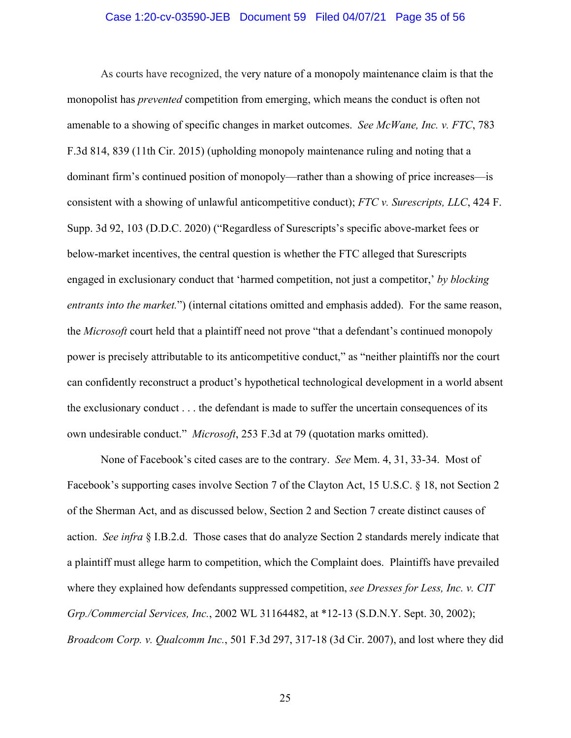As courts have recognized, the very nature of a monopoly maintenance claim is that the monopolist has *prevented* competition from emerging, which means the conduct is often not amenable to a showing of specific changes in market outcomes. *See McWane, Inc. v. FTC*, 783 F.3d 814, 839 (11th Cir. 2015) (upholding monopoly maintenance ruling and noting that a dominant firm's continued position of monopoly—rather than a showing of price increases—is consistent with a showing of unlawful anticompetitive conduct); *FTC v. Surescripts, LLC*, 424 F. Supp. 3d 92, 103 (D.D.C. 2020) ("Regardless of Surescripts's specific above-market fees or below-market incentives, the central question is whether the FTC alleged that Surescripts engaged in exclusionary conduct that 'harmed competition, not just a competitor,' *by blocking entrants into the market.*") (internal citations omitted and emphasis added). For the same reason, the *Microsoft* court held that a plaintiff need not prove "that a defendant's continued monopoly power is precisely attributable to its anticompetitive conduct," as "neither plaintiffs nor the court can confidently reconstruct a product's hypothetical technological development in a world absent the exclusionary conduct . . . the defendant is made to suffer the uncertain consequences of its own undesirable conduct." *Microsoft*, 253 F.3d at 79 (quotation marks omitted).

None of Facebook's cited cases are to the contrary. *See* Mem. 4, 31, 33-34. Most of Facebook's supporting cases involve Section 7 of the Clayton Act, 15 U.S.C. § 18, not Section 2 of the Sherman Act, and as discussed below, Section 2 and Section 7 create distinct causes of action. *See infra* § I.B.2.d. Those cases that do analyze Section 2 standards merely indicate that a plaintiff must allege harm to competition, which the Complaint does. Plaintiffs have prevailed where they explained how defendants suppressed competition, *see Dresses for Less, Inc. v. CIT Grp./Commercial Services, Inc.*, 2002 WL 31164482, at *12-13 (S.D.N.Y. Sept. 30, 2002); *Broadcom Corp. v. Qualcomm Inc.*, 501 F.3d 297, 317-18 (3d Cir. 2007), and lost where they did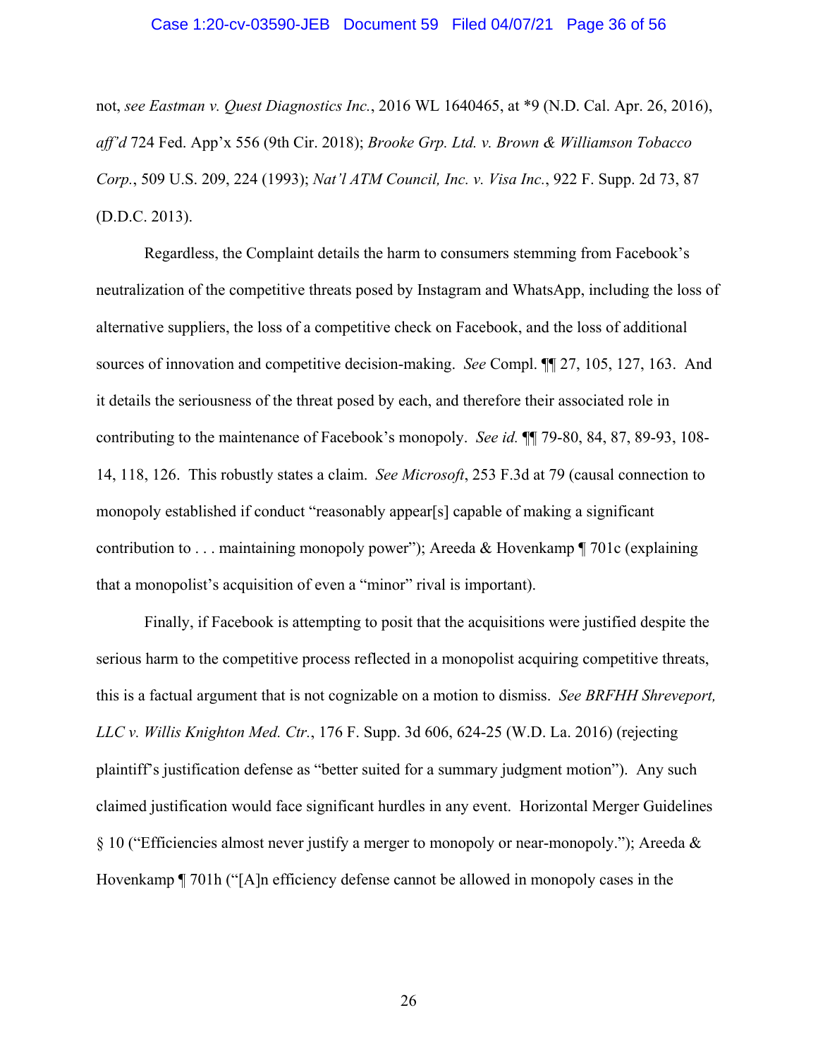not, *see Eastman v. Quest Diagnostics Inc.*, 2016 WL 1640465, at *9 (N.D. Cal. Apr. 26, 2016), *aff'd* 724 Fed. App'x 556 (9th Cir. 2018); *Brooke Grp. Ltd. v. Brown & Williamson Tobacco Corp.*, 509 U.S. 209, 224 (1993); *Nat'l ATM Council, Inc. v. Visa Inc.*, 922 F. Supp. 2d 73, 87 (D.D.C. 2013).

Regardless, the Complaint details the harm to consumers stemming from Facebook's neutralization of the competitive threats posed by Instagram and WhatsApp, including the loss of alternative suppliers, the loss of a competitive check on Facebook, and the loss of additional sources of innovation and competitive decision-making. *See* Compl. ¶¶ 27, 105, 127, 163. And it details the seriousness of the threat posed by each, and therefore their associated role in contributing to the maintenance of Facebook's monopoly. *See id.* ¶¶ 79-80, 84, 87, 89-93, 108-14, 118, 126. This robustly states a claim. *See Microsoft*, 253 F.3d at 79 (causal connection to monopoly established if conduct "reasonably appear[s] capable of making a significant contribution to . . . maintaining monopoly power"); Areeda & Hovenkamp ¶ 701c (explaining that a monopolist's acquisition of even a "minor" rival is important).

Finally, if Facebook is attempting to posit that the acquisitions were justified despite the serious harm to the competitive process reflected in a monopolist acquiring competitive threats, this is a factual argument that is not cognizable on a motion to dismiss. *See BRFHH Shreveport, LLC v. Willis Knighton Med. Ctr.*, 176 F. Supp. 3d 606, 624-25 (W.D. La. 2016) (rejecting plaintiff's justification defense as "better suited for a summary judgment motion"). Any such claimed justification would face significant hurdles in any event. Horizontal Merger Guidelines § 10 ("Efficiencies almost never justify a merger to monopoly or near-monopoly."); Areeda & Hovenkamp ¶ 701h ("[A]n efficiency defense cannot be allowed in monopoly cases in the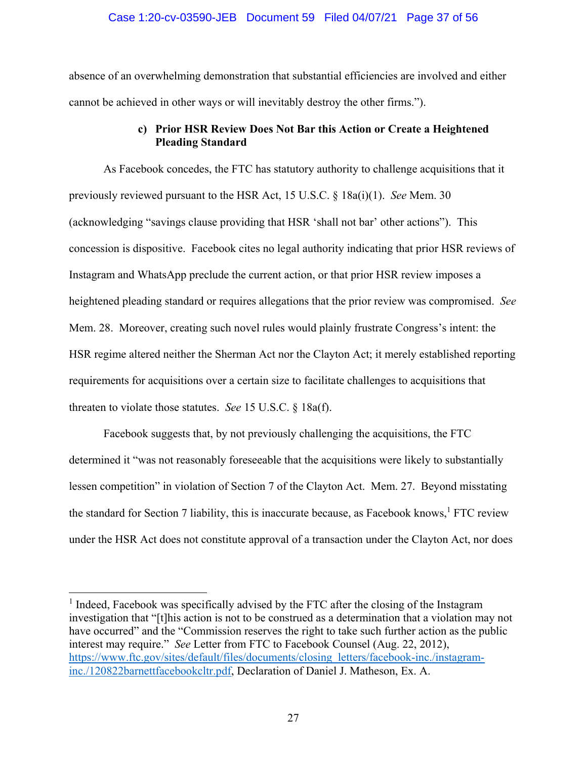absence of an overwhelming demonstration that substantial efficiencies are involved and either cannot be achieved in other ways or will inevitably destroy the other firms.").

#### c) Prior HSR Review Does Not Bar this Action or Create a Heightened Pleading Standard

As Facebook concedes, the FTC has statutory authority to challenge acquisitions that it previously reviewed pursuant to the HSR Act, 15 U.S.C. § 18a(i)(1). *See* Mem. 30 (acknowledging "savings clause providing that HSR 'shall not bar' other actions"). This concession is dispositive. Facebook cites no legal authority indicating that prior HSR reviews of Instagram and WhatsApp preclude the current action, or that prior HSR review imposes a heightened pleading standard or requires allegations that the prior review was compromised. *See* Mem. 28. Moreover, creating such novel rules would plainly frustrate Congress's intent: the HSR regime altered neither the Sherman Act nor the Clayton Act; it merely established reporting requirements for acquisitions over a certain size to facilitate challenges to acquisitions that threaten to violate those statutes. *See* 15 U.S.C. § 18a(f).

Facebook suggests that, by not previously challenging the acquisitions, the FTC determined it "was not reasonably foreseeable that the acquisitions were likely to substantially lessen competition" in violation of Section 7 of the Clayton Act. Mem. 27. Beyond misstating the standard for Section 7 liability, this is inaccurate because, as Facebook knows,[1] FTC review under the HSR Act does not constitute approval of a transaction under the Clayton Act, nor does

---

[1] Indeed, Facebook was specifically advised by the FTC after the closing of the Instagram investigation that "[t]his action is not to be construed as a determination that a violation may not have occurred" and the "Commission reserves the right to take such further action as the public interest may require." *See* Letter from FTC to Facebook Counsel (Aug. 22, 2012), https://www.ftc.gov/sites/default/files/documents/closing_letters/facebook-inc./instagram-inc./120822barnettfacebookcltr.pdf, Declaration of Daniel J. Matheson, Ex. A.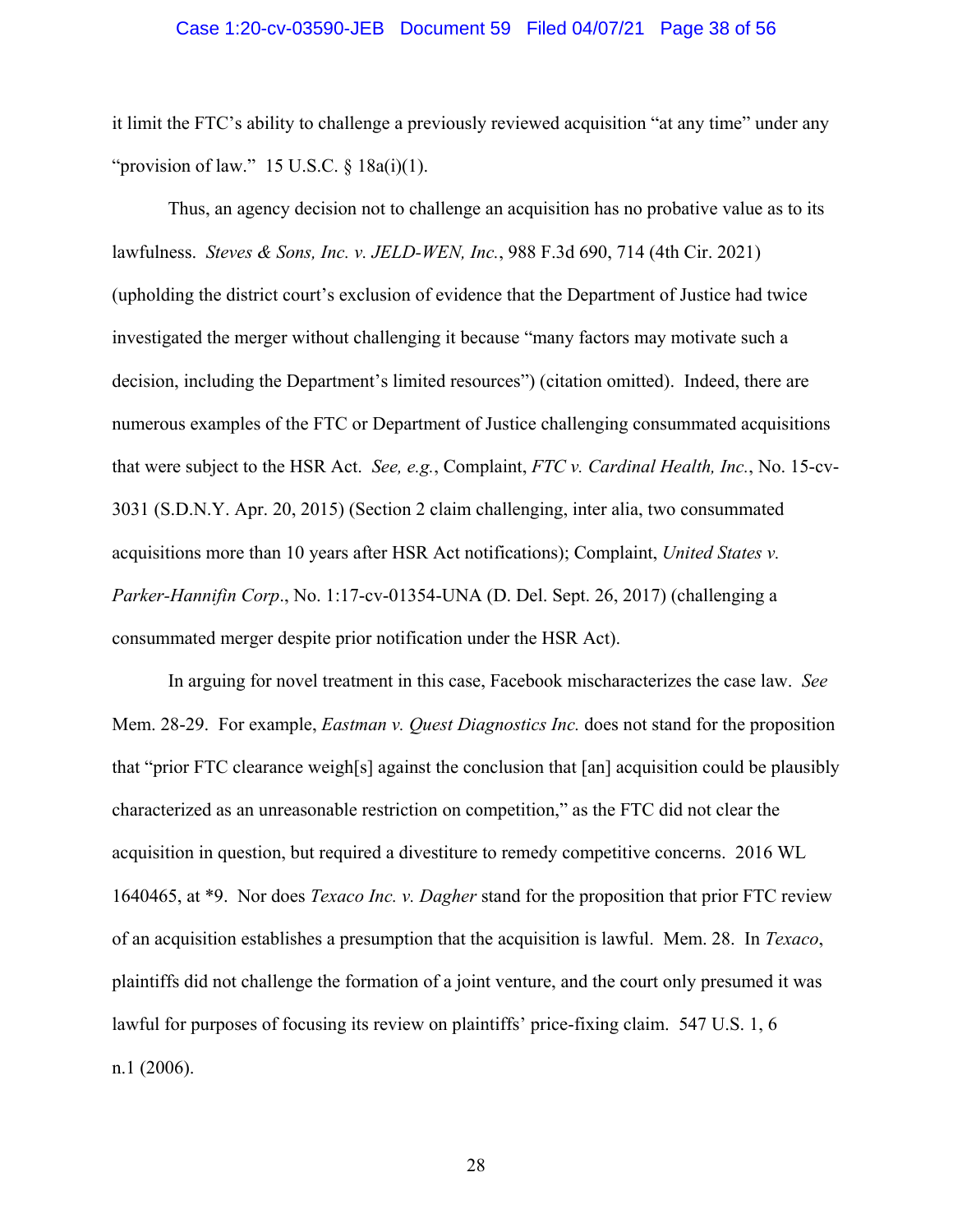it limit the FTC's ability to challenge a previously reviewed acquisition "at any time" under any "provision of law." 15 U.S.C. § 18a(i)(1).

Thus, an agency decision not to challenge an acquisition has no probative value as to its lawfulness. *Steves & Sons, Inc. v. JELD-WEN, Inc.*, 988 F.3d 690, 714 (4th Cir. 2021) (upholding the district court's exclusion of evidence that the Department of Justice had twice investigated the merger without challenging it because "many factors may motivate such a decision, including the Department's limited resources") (citation omitted). Indeed, there are numerous examples of the FTC or Department of Justice challenging consummated acquisitions that were subject to the HSR Act. *See, e.g.*, Complaint, *FTC v. Cardinal Health, Inc.*, No. 15-cv-3031 (S.D.N.Y. Apr. 20, 2015) (Section 2 claim challenging, inter alia, two consummated acquisitions more than 10 years after HSR Act notifications); Complaint, *United States v. Parker-Hannifin Corp*., No. 1:17-cv-01354-UNA (D. Del. Sept. 26, 2017) (challenging a consummated merger despite prior notification under the HSR Act).

In arguing for novel treatment in this case, Facebook mischaracterizes the case law. *See* Mem. 28-29. For example, *Eastman v. Quest Diagnostics Inc.* does not stand for the proposition that "prior FTC clearance weigh[s] against the conclusion that [an] acquisition could be plausibly characterized as an unreasonable restriction on competition," as the FTC did not clear the acquisition in question, but required a divestiture to remedy competitive concerns. 2016 WL 1640465, at *9. Nor does *Texaco Inc. v. Dagher* stand for the proposition that prior FTC review of an acquisition establishes a presumption that the acquisition is lawful. Mem. 28. In *Texaco*, plaintiffs did not challenge the formation of a joint venture, and the court only presumed it was lawful for purposes of focusing its review on plaintiffs' price-fixing claim. 547 U.S. 1, 6 n.1 (2006).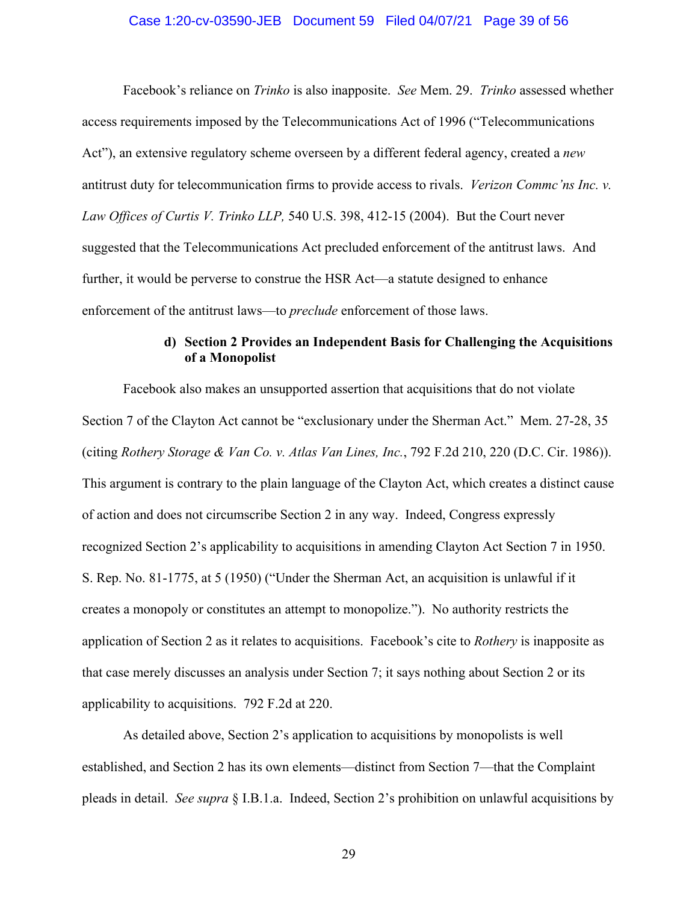Facebook's reliance on *Trinko* is also inapposite. *See* Mem. 29. *Trinko* assessed whether access requirements imposed by the Telecommunications Act of 1996 ("Telecommunications Act"), an extensive regulatory scheme overseen by a different federal agency, created a *new* antitrust duty for telecommunication firms to provide access to rivals. *Verizon Commc'ns Inc. v. Law Offices of Curtis V. Trinko LLP,* 540 U.S. 398, 412-15 (2004). But the Court never suggested that the Telecommunications Act precluded enforcement of the antitrust laws. And further, it would be perverse to construe the HSR Act—a statute designed to enhance enforcement of the antitrust laws—to *preclude* enforcement of those laws.

#### d) Section 2 Provides an Independent Basis for Challenging the Acquisitions of a Monopolist

Facebook also makes an unsupported assertion that acquisitions that do not violate Section 7 of the Clayton Act cannot be "exclusionary under the Sherman Act." Mem. 27-28, 35 (citing *Rothery Storage & Van Co. v. Atlas Van Lines, Inc.*, 792 F.2d 210, 220 (D.C. Cir. 1986)). This argument is contrary to the plain language of the Clayton Act, which creates a distinct cause of action and does not circumscribe Section 2 in any way. Indeed, Congress expressly recognized Section 2's applicability to acquisitions in amending Clayton Act Section 7 in 1950. S. Rep. No. 81-1775, at 5 (1950) ("Under the Sherman Act, an acquisition is unlawful if it creates a monopoly or constitutes an attempt to monopolize."). No authority restricts the application of Section 2 as it relates to acquisitions. Facebook's cite to *Rothery* is inapposite as that case merely discusses an analysis under Section 7; it says nothing about Section 2 or its applicability to acquisitions. 792 F.2d at 220.

As detailed above, Section 2's application to acquisitions by monopolists is well established, and Section 2 has its own elements—distinct from Section 7—that the Complaint pleads in detail. *See supra* § I.B.1.a. Indeed, Section 2's prohibition on unlawful acquisitions by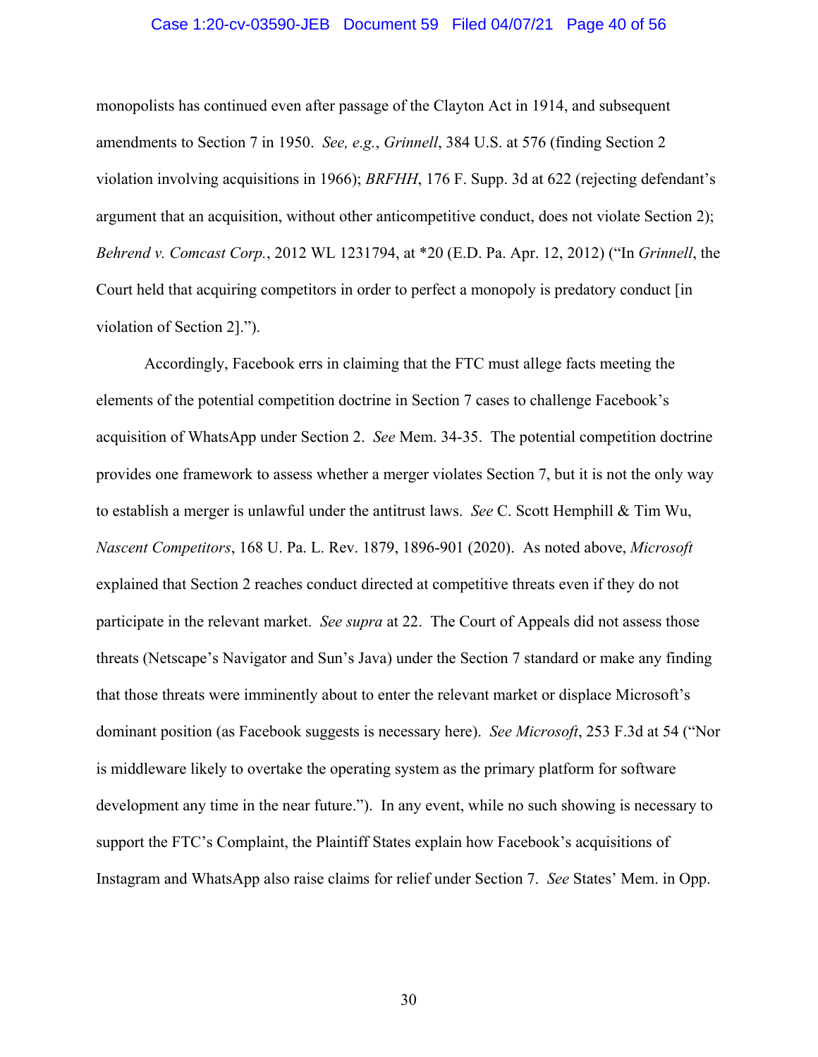monopolists has continued even after passage of the Clayton Act in 1914, and subsequent amendments to Section 7 in 1950. *See, e.g.*, *Grinnell*, 384 U.S. at 576 (finding Section 2 violation involving acquisitions in 1966); *BRFHH*, 176 F. Supp. 3d at 622 (rejecting defendant's argument that an acquisition, without other anticompetitive conduct, does not violate Section 2); *Behrend v. Comcast Corp.*, 2012 WL 1231794, at *20 (E.D. Pa. Apr. 12, 2012) ("In *Grinnell*, the Court held that acquiring competitors in order to perfect a monopoly is predatory conduct [in violation of Section 2].").

Accordingly, Facebook errs in claiming that the FTC must allege facts meeting the elements of the potential competition doctrine in Section 7 cases to challenge Facebook's acquisition of WhatsApp under Section 2. *See* Mem. 34-35. The potential competition doctrine provides one framework to assess whether a merger violates Section 7, but it is not the only way to establish a merger is unlawful under the antitrust laws. *See* C. Scott Hemphill & Tim Wu, *Nascent Competitors*, 168 U. Pa. L. Rev. 1879, 1896-901 (2020). As noted above, *Microsoft* explained that Section 2 reaches conduct directed at competitive threats even if they do not participate in the relevant market. *See supra* at 22. The Court of Appeals did not assess those threats (Netscape's Navigator and Sun's Java) under the Section 7 standard or make any finding that those threats were imminently about to enter the relevant market or displace Microsoft's dominant position (as Facebook suggests is necessary here). *See Microsoft*, 253 F.3d at 54 ("Nor is middleware likely to overtake the operating system as the primary platform for software development any time in the near future."). In any event, while no such showing is necessary to support the FTC's Complaint, the Plaintiff States explain how Facebook's acquisitions of Instagram and WhatsApp also raise claims for relief under Section 7. *See* States' Mem. in Opp.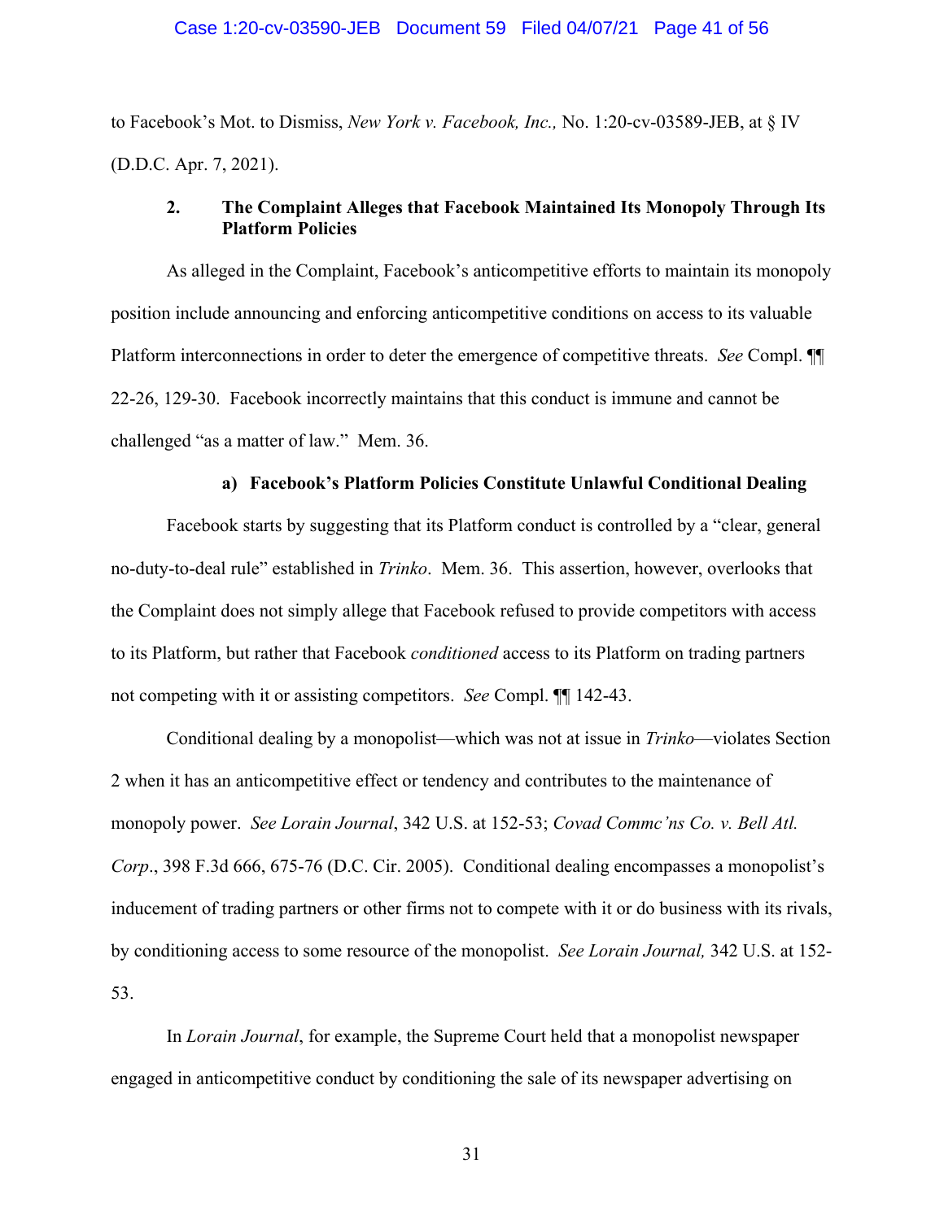to Facebook's Mot. to Dismiss, *New York v. Facebook, Inc.,* No. 1:20-cv-03589-JEB, at § IV (D.D.C. Apr. 7, 2021).

### 2. The Complaint Alleges that Facebook Maintained Its Monopoly Through Its Platform Policies

As alleged in the Complaint, Facebook's anticompetitive efforts to maintain its monopoly position include announcing and enforcing anticompetitive conditions on access to its valuable Platform interconnections in order to deter the emergence of competitive threats. *See* Compl. ¶¶ 22-26, 129-30. Facebook incorrectly maintains that this conduct is immune and cannot be challenged "as a matter of law." Mem. 36.

#### a) Facebook's Platform Policies Constitute Unlawful Conditional Dealing

Facebook starts by suggesting that its Platform conduct is controlled by a "clear, general no-duty-to-deal rule" established in *Trinko*. Mem. 36. This assertion, however, overlooks that the Complaint does not simply allege that Facebook refused to provide competitors with access to its Platform, but rather that Facebook *conditioned* access to its Platform on trading partners not competing with it or assisting competitors. *See* Compl. ¶¶ 142-43.

Conditional dealing by a monopolist—which was not at issue in *Trinko*—violates Section 2 when it has an anticompetitive effect or tendency and contributes to the maintenance of monopoly power. *See Lorain Journal*, 342 U.S. at 152-53; *Covad Commc'ns Co. v. Bell Atl. Corp*., 398 F.3d 666, 675-76 (D.C. Cir. 2005). Conditional dealing encompasses a monopolist's inducement of trading partners or other firms not to compete with it or do business with its rivals, by conditioning access to some resource of the monopolist. *See Lorain Journal,* 342 U.S. at 152-53.

In *Lorain Journal*, for example, the Supreme Court held that a monopolist newspaper engaged in anticompetitive conduct by conditioning the sale of its newspaper advertising on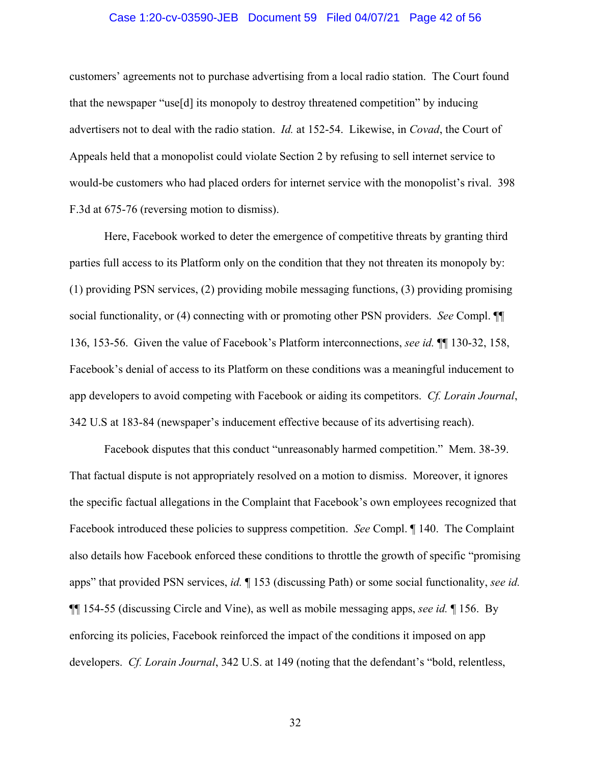customers' agreements not to purchase advertising from a local radio station. The Court found that the newspaper "use[d] its monopoly to destroy threatened competition" by inducing advertisers not to deal with the radio station. *Id.* at 152-54. Likewise, in *Covad*, the Court of Appeals held that a monopolist could violate Section 2 by refusing to sell internet service to would-be customers who had placed orders for internet service with the monopolist's rival. 398 F.3d at 675-76 (reversing motion to dismiss).

Here, Facebook worked to deter the emergence of competitive threats by granting third parties full access to its Platform only on the condition that they not threaten its monopoly by: (1) providing PSN services, (2) providing mobile messaging functions, (3) providing promising social functionality, or (4) connecting with or promoting other PSN providers. *See* Compl. ¶¶ 136, 153-56. Given the value of Facebook's Platform interconnections, *see id.* ¶¶ 130-32, 158, Facebook's denial of access to its Platform on these conditions was a meaningful inducement to app developers to avoid competing with Facebook or aiding its competitors. *Cf. Lorain Journal*, 342 U.S at 183-84 (newspaper's inducement effective because of its advertising reach).

Facebook disputes that this conduct "unreasonably harmed competition." Mem. 38-39. That factual dispute is not appropriately resolved on a motion to dismiss. Moreover, it ignores the specific factual allegations in the Complaint that Facebook's own employees recognized that Facebook introduced these policies to suppress competition. *See* Compl. ¶ 140. The Complaint also details how Facebook enforced these conditions to throttle the growth of specific "promising apps" that provided PSN services, *id.* ¶ 153 (discussing Path) or some social functionality, *see id.* ¶¶ 154-55 (discussing Circle and Vine), as well as mobile messaging apps, *see id.* ¶ 156. By enforcing its policies, Facebook reinforced the impact of the conditions it imposed on app developers. *Cf. Lorain Journal*, 342 U.S. at 149 (noting that the defendant's "bold, relentless,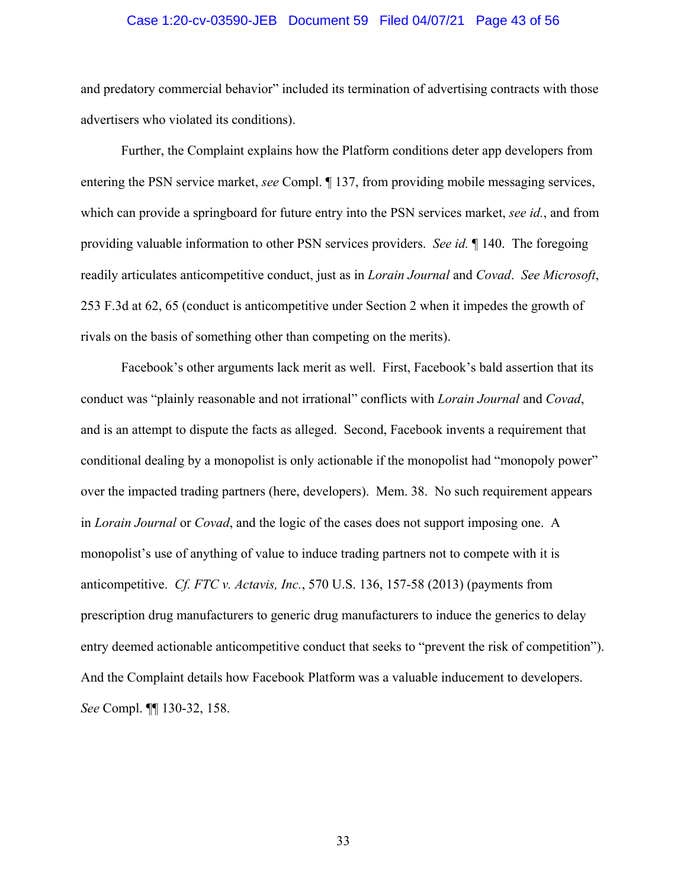and predatory commercial behavior" included its termination of advertising contracts with those advertisers who violated its conditions).

Further, the Complaint explains how the Platform conditions deter app developers from entering the PSN service market, *see* Compl. ¶ 137, from providing mobile messaging services, which can provide a springboard for future entry into the PSN services market, *see id.*, and from providing valuable information to other PSN services providers. *See id.* ¶ 140. The foregoing readily articulates anticompetitive conduct, just as in *Lorain Journal* and *Covad*. *See Microsoft*, 253 F.3d at 62, 65 (conduct is anticompetitive under Section 2 when it impedes the growth of rivals on the basis of something other than competing on the merits).

Facebook's other arguments lack merit as well. First, Facebook's bald assertion that its conduct was "plainly reasonable and not irrational" conflicts with *Lorain Journal* and *Covad*, and is an attempt to dispute the facts as alleged. Second, Facebook invents a requirement that conditional dealing by a monopolist is only actionable if the monopolist had "monopoly power" over the impacted trading partners (here, developers). Mem. 38. No such requirement appears in *Lorain Journal* or *Covad*, and the logic of the cases does not support imposing one. A monopolist's use of anything of value to induce trading partners not to compete with it is anticompetitive. *Cf. FTC v. Actavis, Inc.*, 570 U.S. 136, 157-58 (2013) (payments from prescription drug manufacturers to generic drug manufacturers to induce the generics to delay entry deemed actionable anticompetitive conduct that seeks to "prevent the risk of competition"). And the Complaint details how Facebook Platform was a valuable inducement to developers. *See* Compl. ¶¶ 130-32, 158.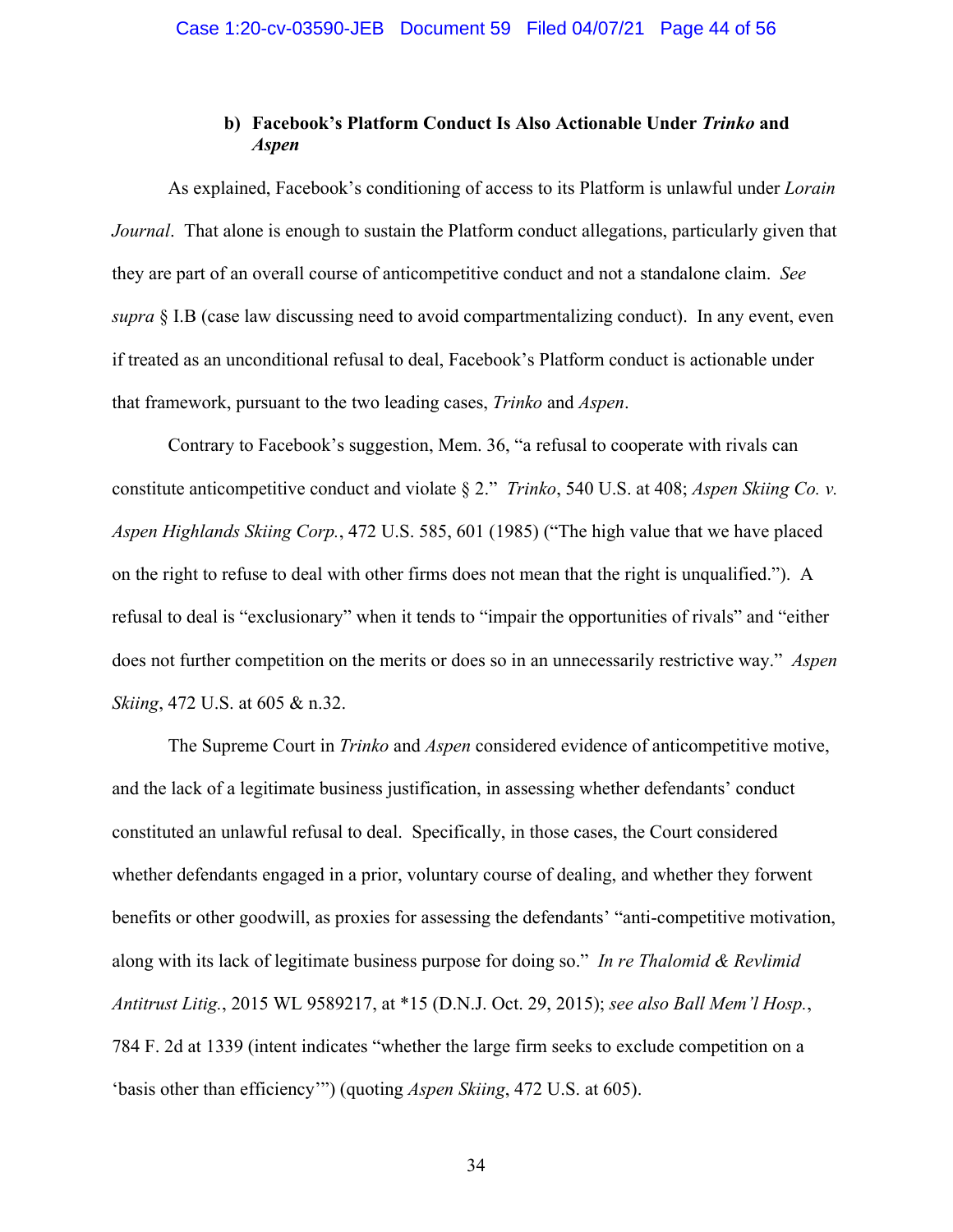#### b) Facebook's Platform Conduct Is Also Actionable Under *Trinko* and *Aspen*

As explained, Facebook's conditioning of access to its Platform is unlawful under *Lorain Journal*. That alone is enough to sustain the Platform conduct allegations, particularly given that they are part of an overall course of anticompetitive conduct and not a standalone claim. *See supra* § I.B (case law discussing need to avoid compartmentalizing conduct). In any event, even if treated as an unconditional refusal to deal, Facebook's Platform conduct is actionable under that framework, pursuant to the two leading cases, *Trinko* and *Aspen*.

Contrary to Facebook's suggestion, Mem. 36, "a refusal to cooperate with rivals can constitute anticompetitive conduct and violate § 2." *Trinko*, 540 U.S. at 408; *Aspen Skiing Co. v. Aspen Highlands Skiing Corp.*, 472 U.S. 585, 601 (1985) ("The high value that we have placed on the right to refuse to deal with other firms does not mean that the right is unqualified."). A refusal to deal is "exclusionary" when it tends to "impair the opportunities of rivals" and "either does not further competition on the merits or does so in an unnecessarily restrictive way." *Aspen Skiing*, 472 U.S. at 605 & n.32.

The Supreme Court in *Trinko* and *Aspen* considered evidence of anticompetitive motive, and the lack of a legitimate business justification, in assessing whether defendants' conduct constituted an unlawful refusal to deal. Specifically, in those cases, the Court considered whether defendants engaged in a prior, voluntary course of dealing, and whether they forwent benefits or other goodwill, as proxies for assessing the defendants' "anti-competitive motivation, along with its lack of legitimate business purpose for doing so." *In re Thalomid & Revlimid Antitrust Litig.*, 2015 WL 9589217, at *15 (D.N.J. Oct. 29, 2015); *see also Ball Mem'l Hosp.*, 784 F. 2d at 1339 (intent indicates "whether the large firm seeks to exclude competition on a 'basis other than efficiency'") (quoting *Aspen Skiing*, 472 U.S. at 605).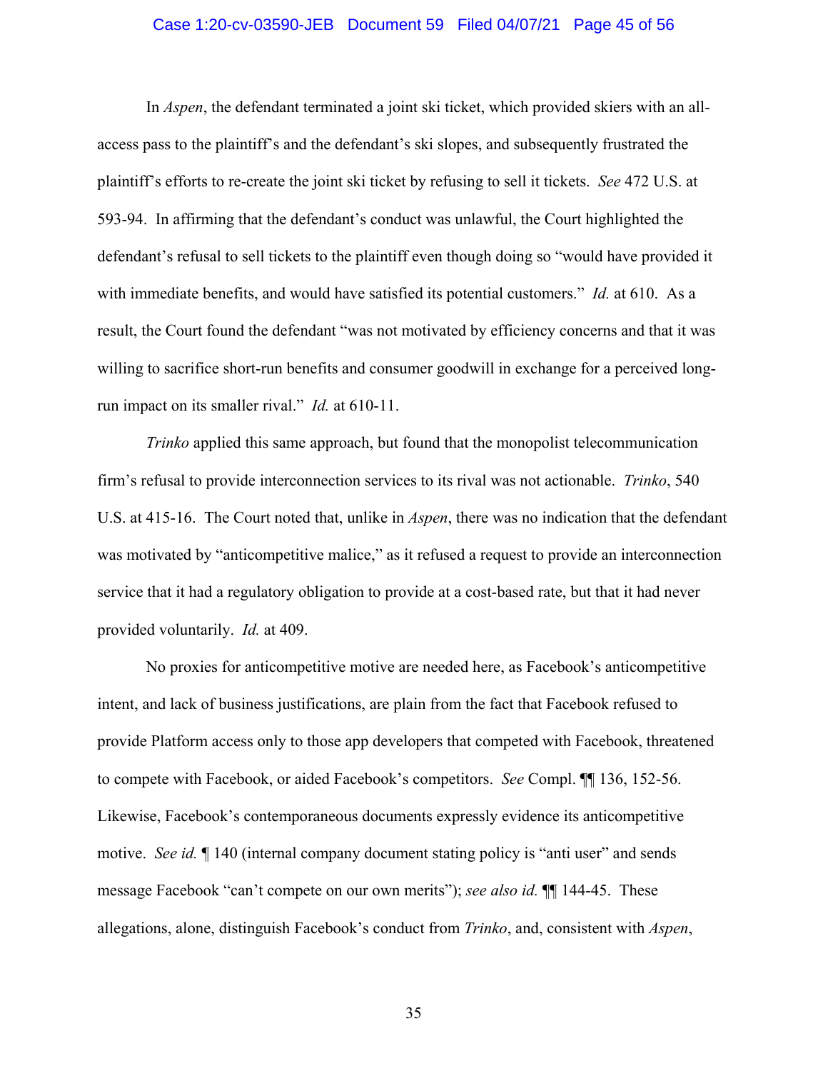In *Aspen*, the defendant terminated a joint ski ticket, which provided skiers with an all-access pass to the plaintiff's and the defendant's ski slopes, and subsequently frustrated the plaintiff's efforts to re-create the joint ski ticket by refusing to sell it tickets. *See* 472 U.S. at 593-94. In affirming that the defendant's conduct was unlawful, the Court highlighted the defendant's refusal to sell tickets to the plaintiff even though doing so "would have provided it with immediate benefits, and would have satisfied its potential customers." *Id.* at 610. As a result, the Court found the defendant "was not motivated by efficiency concerns and that it was willing to sacrifice short-run benefits and consumer goodwill in exchange for a perceived long-run impact on its smaller rival." *Id.* at 610-11.

*Trinko* applied this same approach, but found that the monopolist telecommunication firm's refusal to provide interconnection services to its rival was not actionable. *Trinko*, 540 U.S. at 415-16. The Court noted that, unlike in *Aspen*, there was no indication that the defendant was motivated by "anticompetitive malice," as it refused a request to provide an interconnection service that it had a regulatory obligation to provide at a cost-based rate, but that it had never provided voluntarily. *Id.* at 409.

No proxies for anticompetitive motive are needed here, as Facebook's anticompetitive intent, and lack of business justifications, are plain from the fact that Facebook refused to provide Platform access only to those app developers that competed with Facebook, threatened to compete with Facebook, or aided Facebook's competitors. *See* Compl. ¶¶ 136, 152-56. Likewise, Facebook's contemporaneous documents expressly evidence its anticompetitive motive. *See id.* ¶ 140 (internal company document stating policy is "anti user" and sends message Facebook "can't compete on our own merits"); *see also id.* ¶¶ 144-45. These allegations, alone, distinguish Facebook's conduct from *Trinko*, and, consistent with *Aspen*,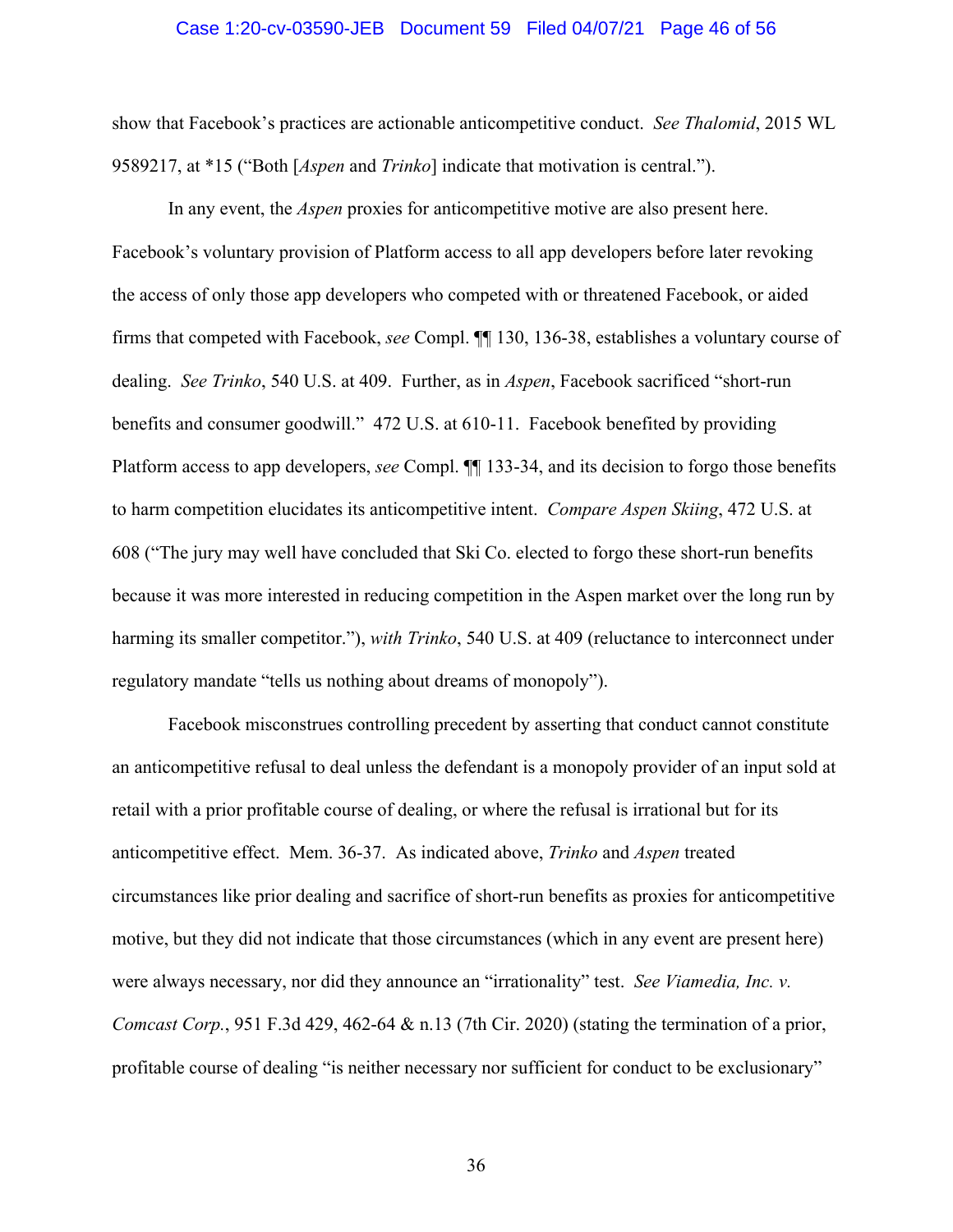show that Facebook's practices are actionable anticompetitive conduct. *See Thalomid*, 2015 WL 9589217, at *15 ("Both [*Aspen* and *Trinko*] indicate that motivation is central.").

In any event, the *Aspen* proxies for anticompetitive motive are also present here. Facebook's voluntary provision of Platform access to all app developers before later revoking the access of only those app developers who competed with or threatened Facebook, or aided firms that competed with Facebook, *see* Compl. ¶¶ 130, 136-38, establishes a voluntary course of dealing. *See Trinko*, 540 U.S. at 409. Further, as in *Aspen*, Facebook sacrificed "short-run benefits and consumer goodwill." 472 U.S. at 610-11. Facebook benefited by providing Platform access to app developers, *see* Compl. ¶¶ 133-34, and its decision to forgo those benefits to harm competition elucidates its anticompetitive intent. *Compare Aspen Skiing*, 472 U.S. at 608 ("The jury may well have concluded that Ski Co. elected to forgo these short-run benefits because it was more interested in reducing competition in the Aspen market over the long run by harming its smaller competitor."), *with Trinko*, 540 U.S. at 409 (reluctance to interconnect under regulatory mandate "tells us nothing about dreams of monopoly").

Facebook misconstrues controlling precedent by asserting that conduct cannot constitute an anticompetitive refusal to deal unless the defendant is a monopoly provider of an input sold at retail with a prior profitable course of dealing, or where the refusal is irrational but for its anticompetitive effect. Mem. 36-37. As indicated above, *Trinko* and *Aspen* treated circumstances like prior dealing and sacrifice of short-run benefits as proxies for anticompetitive motive, but they did not indicate that those circumstances (which in any event are present here) were always necessary, nor did they announce an "irrationality" test. *See Viamedia, Inc. v. Comcast Corp.*, 951 F.3d 429, 462-64 & n.13 (7th Cir. 2020) (stating the termination of a prior, profitable course of dealing "is neither necessary nor sufficient for conduct to be exclusionary"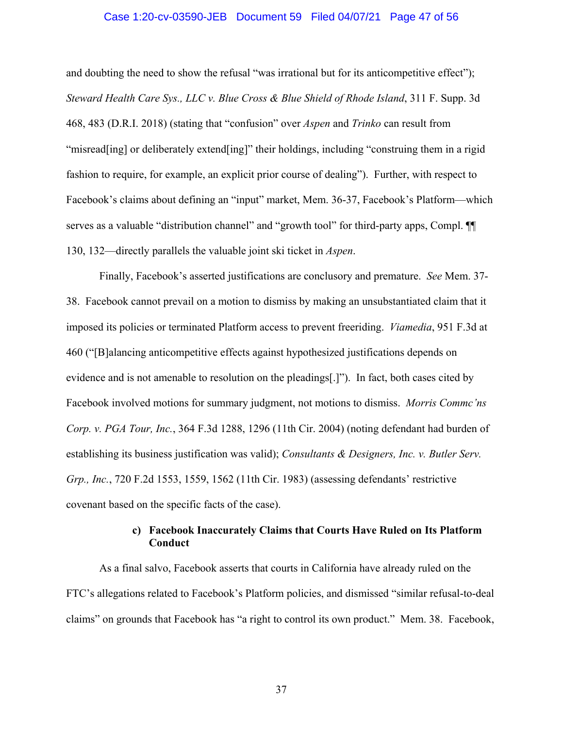and doubting the need to show the refusal "was irrational but for its anticompetitive effect"); *Steward Health Care Sys., LLC v. Blue Cross & Blue Shield of Rhode Island*, 311 F. Supp. 3d 468, 483 (D.R.I. 2018) (stating that "confusion" over *Aspen* and *Trinko* can result from "misread[ing] or deliberately extend[ing]" their holdings, including "construing them in a rigid fashion to require, for example, an explicit prior course of dealing"). Further, with respect to Facebook's claims about defining an "input" market, Mem. 36-37, Facebook's Platform—which serves as a valuable "distribution channel" and "growth tool" for third-party apps, Compl. ¶¶ 130, 132—directly parallels the valuable joint ski ticket in *Aspen*.

Finally, Facebook's asserted justifications are conclusory and premature. *See* Mem. 37-38. Facebook cannot prevail on a motion to dismiss by making an unsubstantiated claim that it imposed its policies or terminated Platform access to prevent freeriding. *Viamedia*, 951 F.3d at 460 ("[B]alancing anticompetitive effects against hypothesized justifications depends on evidence and is not amenable to resolution on the pleadings[.]"). In fact, both cases cited by Facebook involved motions for summary judgment, not motions to dismiss. *Morris Commc'ns Corp. v. PGA Tour, Inc.*, 364 F.3d 1288, 1296 (11th Cir. 2004) (noting defendant had burden of establishing its business justification was valid); *Consultants & Designers, Inc. v. Butler Serv. Grp., Inc.*, 720 F.2d 1553, 1559, 1562 (11th Cir. 1983) (assessing defendants' restrictive covenant based on the specific facts of the case).

#### c) Facebook Inaccurately Claims that Courts Have Ruled on Its Platform Conduct

As a final salvo, Facebook asserts that courts in California have already ruled on the FTC's allegations related to Facebook's Platform policies, and dismissed "similar refusal-to-deal claims" on grounds that Facebook has "a right to control its own product." Mem. 38. Facebook,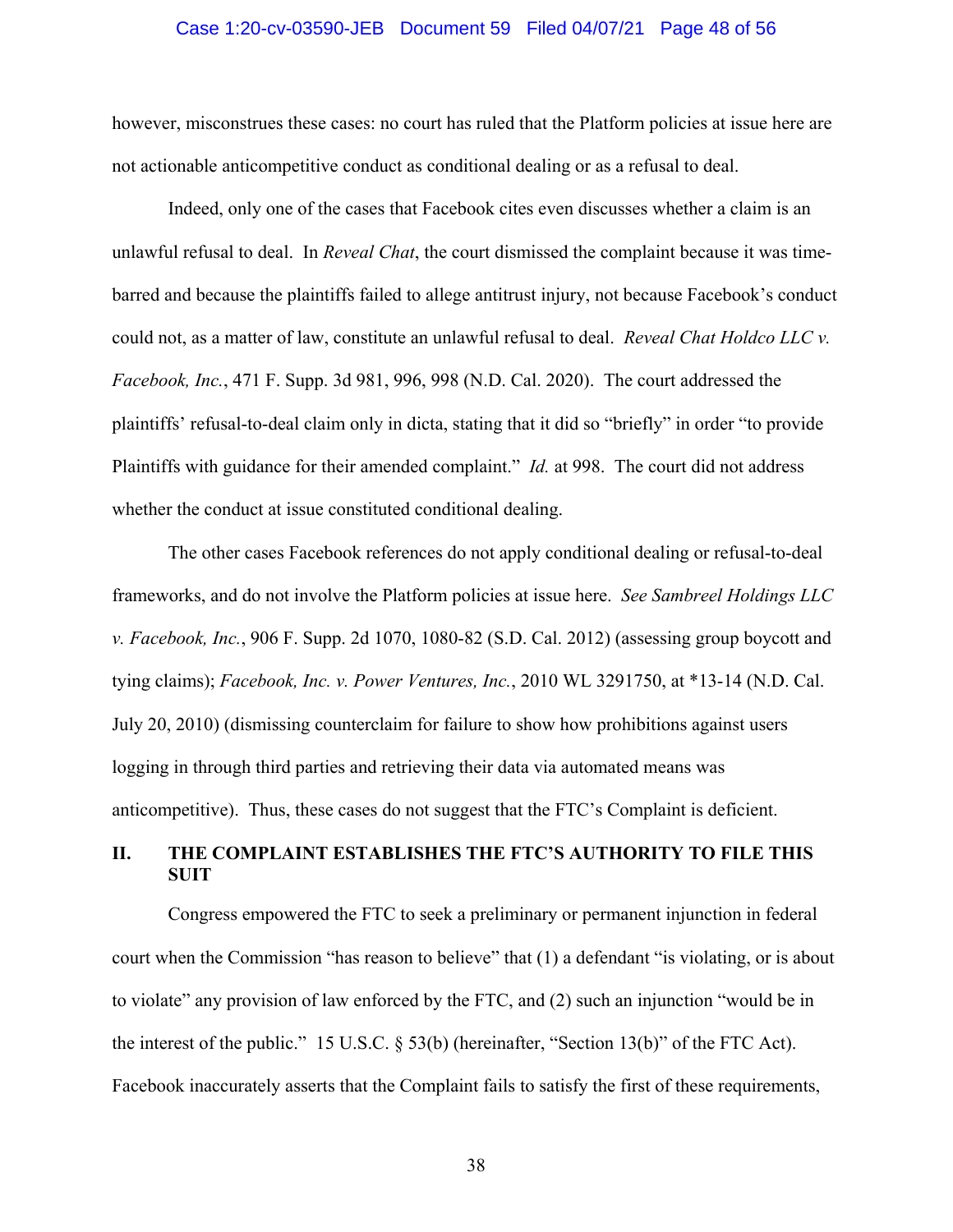however, misconstrues these cases: no court has ruled that the Platform policies at issue here are not actionable anticompetitive conduct as conditional dealing or as a refusal to deal.

Indeed, only one of the cases that Facebook cites even discusses whether a claim is an unlawful refusal to deal. In *Reveal Chat*, the court dismissed the complaint because it was time-barred and because the plaintiffs failed to allege antitrust injury, not because Facebook's conduct could not, as a matter of law, constitute an unlawful refusal to deal. *Reveal Chat Holdco LLC v. Facebook, Inc.*, 471 F. Supp. 3d 981, 996, 998 (N.D. Cal. 2020). The court addressed the plaintiffs' refusal-to-deal claim only in dicta, stating that it did so "briefly" in order "to provide Plaintiffs with guidance for their amended complaint." *Id.* at 998. The court did not address whether the conduct at issue constituted conditional dealing.

The other cases Facebook references do not apply conditional dealing or refusal-to-deal frameworks, and do not involve the Platform policies at issue here. *See Sambreel Holdings LLC v. Facebook, Inc.*, 906 F. Supp. 2d 1070, 1080-82 (S.D. Cal. 2012) (assessing group boycott and tying claims); *Facebook, Inc. v. Power Ventures, Inc.*, 2010 WL 3291750, at *13-14 (N.D. Cal. July 20, 2010) (dismissing counterclaim for failure to show how prohibitions against users logging in through third parties and retrieving their data via automated means was anticompetitive). Thus, these cases do not suggest that the FTC's Complaint is deficient.

## II. THE COMPLAINT ESTABLISHES THE FTC'S AUTHORITY TO FILE THIS SUIT

Congress empowered the FTC to seek a preliminary or permanent injunction in federal court when the Commission "has reason to believe" that (1) a defendant "is violating, or is about to violate" any provision of law enforced by the FTC, and (2) such an injunction "would be in the interest of the public." 15 U.S.C. § 53(b) (hereinafter, "Section 13(b)" of the FTC Act). Facebook inaccurately asserts that the Complaint fails to satisfy the first of these requirements,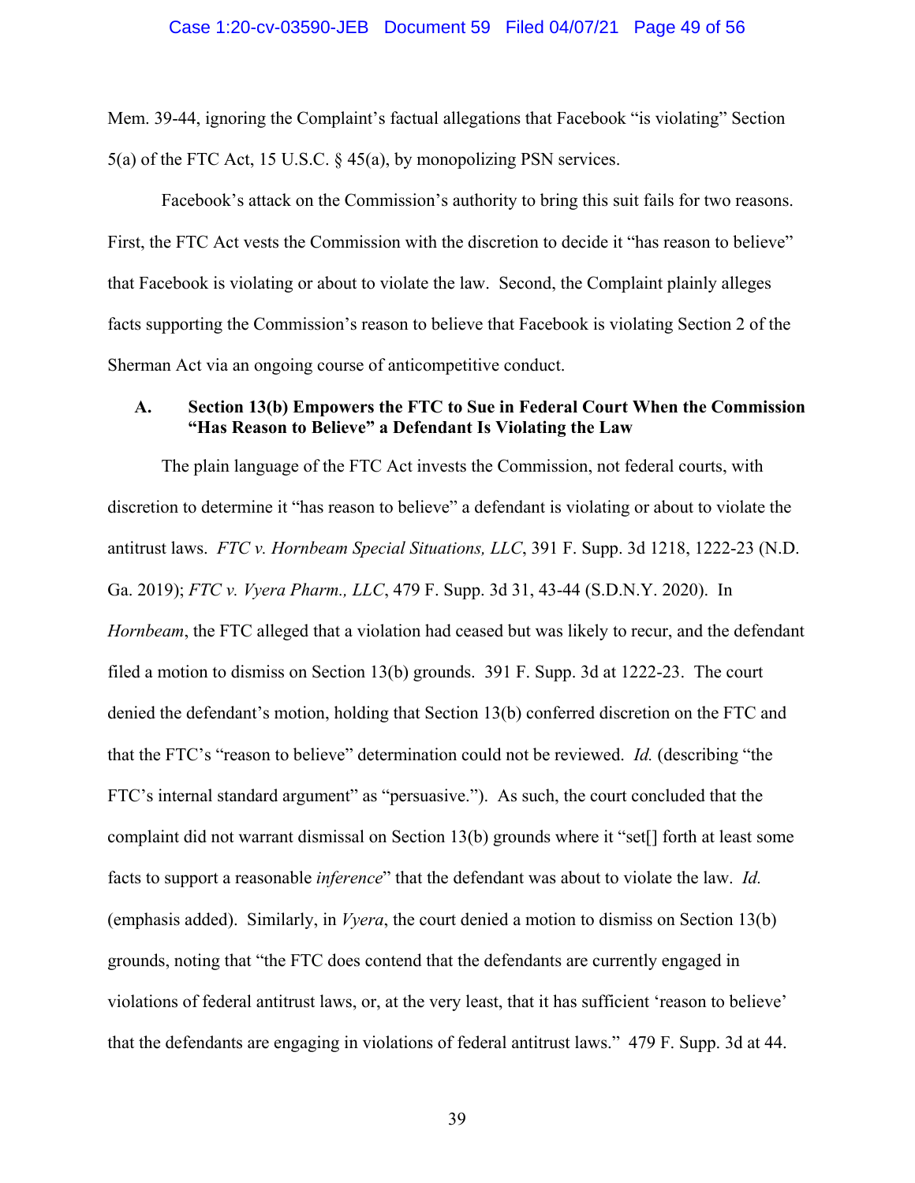Mem. 39-44, ignoring the Complaint's factual allegations that Facebook "is violating" Section 5(a) of the FTC Act, 15 U.S.C. § 45(a), by monopolizing PSN services.

Facebook's attack on the Commission's authority to bring this suit fails for two reasons. First, the FTC Act vests the Commission with the discretion to decide it "has reason to believe" that Facebook is violating or about to violate the law. Second, the Complaint plainly alleges facts supporting the Commission's reason to believe that Facebook is violating Section 2 of the Sherman Act via an ongoing course of anticompetitive conduct.

### A. Section 13(b) Empowers the FTC to Sue in Federal Court When the Commission "Has Reason to Believe" a Defendant Is Violating the Law

The plain language of the FTC Act invests the Commission, not federal courts, with discretion to determine it "has reason to believe" a defendant is violating or about to violate the antitrust laws. *FTC v. Hornbeam Special Situations, LLC*, 391 F. Supp. 3d 1218, 1222-23 (N.D. Ga. 2019); *FTC v. Vyera Pharm., LLC*, 479 F. Supp. 3d 31, 43-44 (S.D.N.Y. 2020). In *Hornbeam*, the FTC alleged that a violation had ceased but was likely to recur, and the defendant filed a motion to dismiss on Section 13(b) grounds. 391 F. Supp. 3d at 1222-23. The court denied the defendant's motion, holding that Section 13(b) conferred discretion on the FTC and that the FTC's "reason to believe" determination could not be reviewed. *Id.* (describing "the FTC's internal standard argument" as "persuasive."). As such, the court concluded that the complaint did not warrant dismissal on Section 13(b) grounds where it "set[] forth at least some facts to support a reasonable *inference*" that the defendant was about to violate the law. *Id.* (emphasis added). Similarly, in *Vyera*, the court denied a motion to dismiss on Section 13(b) grounds, noting that "the FTC does contend that the defendants are currently engaged in violations of federal antitrust laws, or, at the very least, that it has sufficient 'reason to believe' that the defendants are engaging in violations of federal antitrust laws." 479 F. Supp. 3d at 44.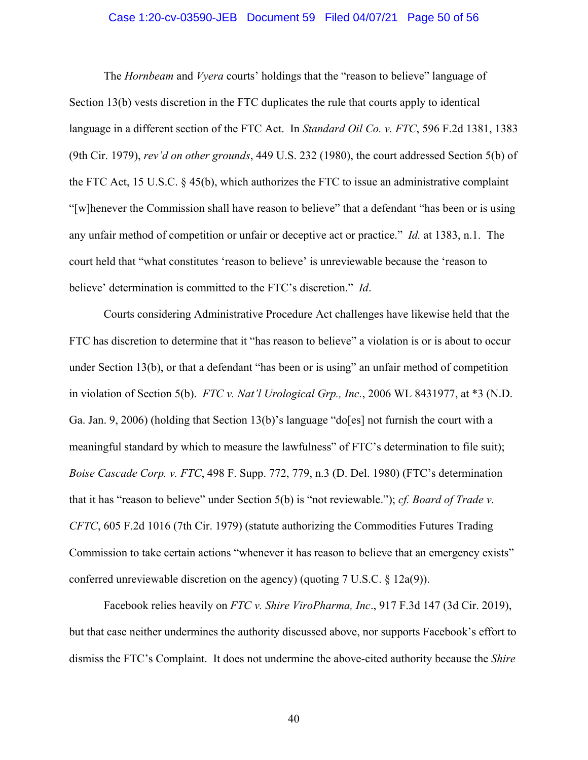The *Hornbeam* and *Vyera* courts' holdings that the "reason to believe" language of Section 13(b) vests discretion in the FTC duplicates the rule that courts apply to identical language in a different section of the FTC Act. In *Standard Oil Co. v. FTC*, 596 F.2d 1381, 1383 (9th Cir. 1979), *rev'd on other grounds*, 449 U.S. 232 (1980), the court addressed Section 5(b) of the FTC Act, 15 U.S.C. § 45(b), which authorizes the FTC to issue an administrative complaint "[w]henever the Commission shall have reason to believe" that a defendant "has been or is using any unfair method of competition or unfair or deceptive act or practice." *Id.* at 1383, n.1. The court held that "what constitutes 'reason to believe' is unreviewable because the 'reason to believe' determination is committed to the FTC's discretion." *Id*.

Courts considering Administrative Procedure Act challenges have likewise held that the FTC has discretion to determine that it "has reason to believe" a violation is or is about to occur under Section 13(b), or that a defendant "has been or is using" an unfair method of competition in violation of Section 5(b). *FTC v. Nat'l Urological Grp., Inc.*, 2006 WL 8431977, at *3 (N.D. Ga. Jan. 9, 2006) (holding that Section 13(b)'s language "do[es] not furnish the court with a meaningful standard by which to measure the lawfulness" of FTC's determination to file suit); *Boise Cascade Corp. v. FTC*, 498 F. Supp. 772, 779, n.3 (D. Del. 1980) (FTC's determination that it has "reason to believe" under Section 5(b) is "not reviewable."); *cf. Board of Trade v. CFTC*, 605 F.2d 1016 (7th Cir. 1979) (statute authorizing the Commodities Futures Trading Commission to take certain actions "whenever it has reason to believe that an emergency exists" conferred unreviewable discretion on the agency) (quoting 7 U.S.C. § 12a(9)).

Facebook relies heavily on *FTC v. Shire ViroPharma, Inc*., 917 F.3d 147 (3d Cir. 2019), but that case neither undermines the authority discussed above, nor supports Facebook's effort to dismiss the FTC's Complaint. It does not undermine the above-cited authority because the *Shire*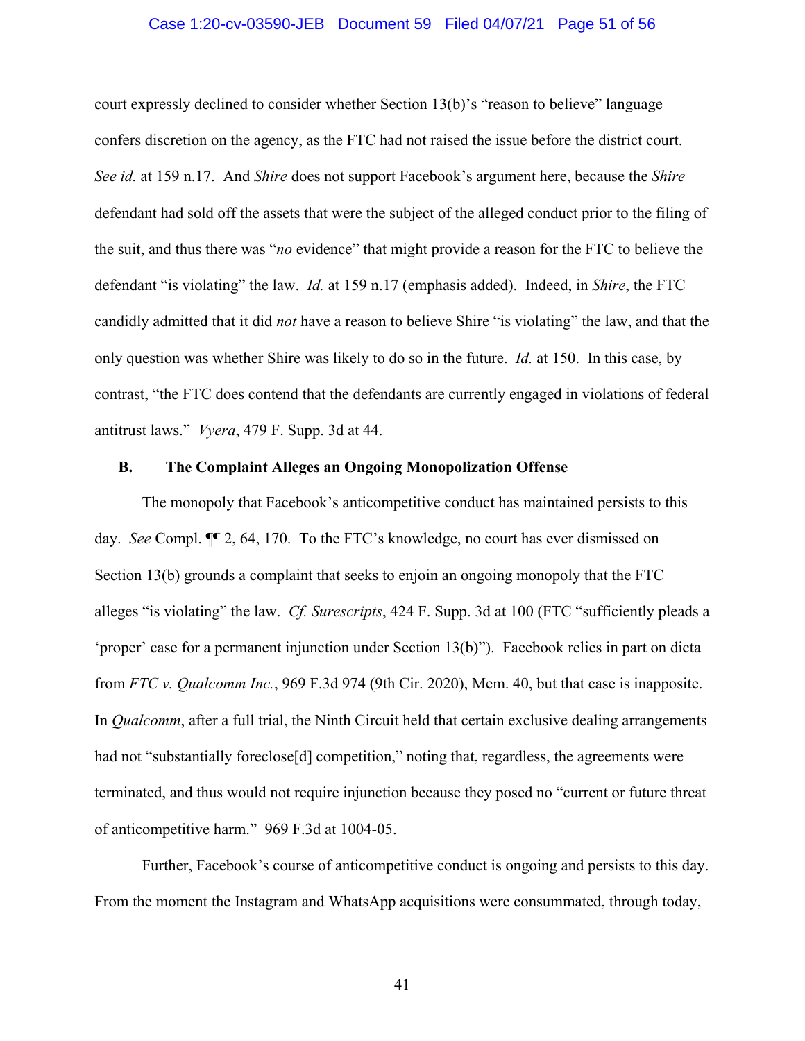court expressly declined to consider whether Section 13(b)'s "reason to believe" language confers discretion on the agency, as the FTC had not raised the issue before the district court. *See id.* at 159 n.17. And *Shire* does not support Facebook's argument here, because the *Shire* defendant had sold off the assets that were the subject of the alleged conduct prior to the filing of the suit, and thus there was "*no* evidence" that might provide a reason for the FTC to believe the defendant "is violating" the law. *Id.* at 159 n.17 (emphasis added). Indeed, in *Shire*, the FTC candidly admitted that it did *not* have a reason to believe Shire "is violating" the law, and that the only question was whether Shire was likely to do so in the future. *Id.* at 150. In this case, by contrast, "the FTC does contend that the defendants are currently engaged in violations of federal antitrust laws." *Vyera*, 479 F. Supp. 3d at 44.

### B. The Complaint Alleges an Ongoing Monopolization Offense

The monopoly that Facebook's anticompetitive conduct has maintained persists to this day. *See* Compl. ¶¶ 2, 64, 170. To the FTC's knowledge, no court has ever dismissed on Section 13(b) grounds a complaint that seeks to enjoin an ongoing monopoly that the FTC alleges "is violating" the law. *Cf. Surescripts*, 424 F. Supp. 3d at 100 (FTC "sufficiently pleads a 'proper' case for a permanent injunction under Section 13(b)"). Facebook relies in part on dicta from *FTC v. Qualcomm Inc.*, 969 F.3d 974 (9th Cir. 2020), Mem. 40, but that case is inapposite. In *Qualcomm*, after a full trial, the Ninth Circuit held that certain exclusive dealing arrangements had not "substantially foreclose[d] competition," noting that, regardless, the agreements were terminated, and thus would not require injunction because they posed no "current or future threat of anticompetitive harm." 969 F.3d at 1004-05.

Further, Facebook's course of anticompetitive conduct is ongoing and persists to this day. From the moment the Instagram and WhatsApp acquisitions were consummated, through today,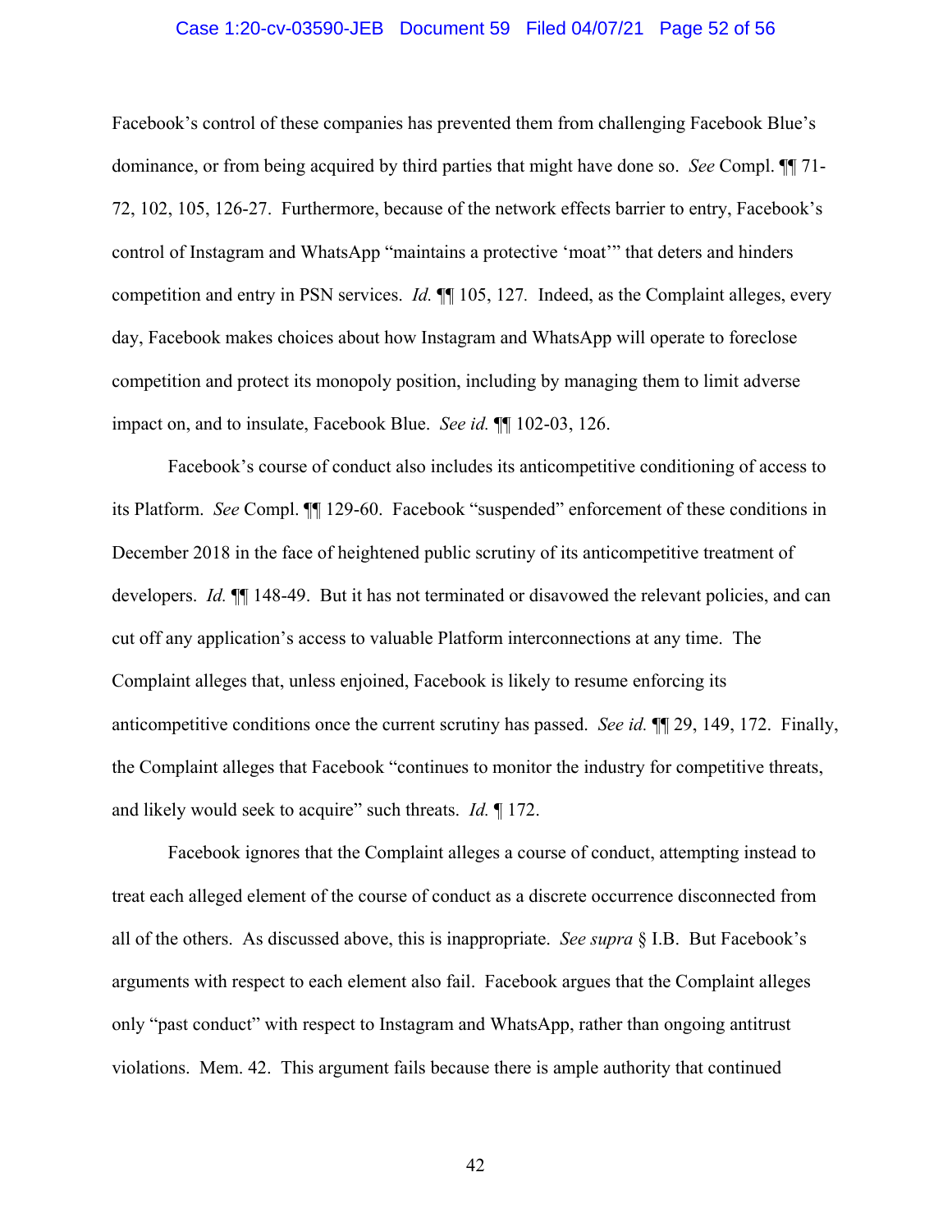Facebook's control of these companies has prevented them from challenging Facebook Blue's dominance, or from being acquired by third parties that might have done so. *See* Compl. ¶¶ 71-72, 102, 105, 126-27. Furthermore, because of the network effects barrier to entry, Facebook's control of Instagram and WhatsApp "maintains a protective 'moat'" that deters and hinders competition and entry in PSN services. *Id.* ¶¶ 105, 127. Indeed, as the Complaint alleges, every day, Facebook makes choices about how Instagram and WhatsApp will operate to foreclose competition and protect its monopoly position, including by managing them to limit adverse impact on, and to insulate, Facebook Blue. *See id.* ¶¶ 102-03, 126.

Facebook's course of conduct also includes its anticompetitive conditioning of access to its Platform. *See* Compl. ¶¶ 129-60. Facebook "suspended" enforcement of these conditions in December 2018 in the face of heightened public scrutiny of its anticompetitive treatment of developers. *Id.* ¶¶ 148-49. But it has not terminated or disavowed the relevant policies, and can cut off any application's access to valuable Platform interconnections at any time. The Complaint alleges that, unless enjoined, Facebook is likely to resume enforcing its anticompetitive conditions once the current scrutiny has passed. *See id.* ¶¶ 29, 149, 172. Finally, the Complaint alleges that Facebook "continues to monitor the industry for competitive threats, and likely would seek to acquire" such threats. *Id.* ¶ 172.

Facebook ignores that the Complaint alleges a course of conduct, attempting instead to treat each alleged element of the course of conduct as a discrete occurrence disconnected from all of the others. As discussed above, this is inappropriate. *See supra* § I.B. But Facebook's arguments with respect to each element also fail. Facebook argues that the Complaint alleges only "past conduct" with respect to Instagram and WhatsApp, rather than ongoing antitrust violations. Mem. 42. This argument fails because there is ample authority that continued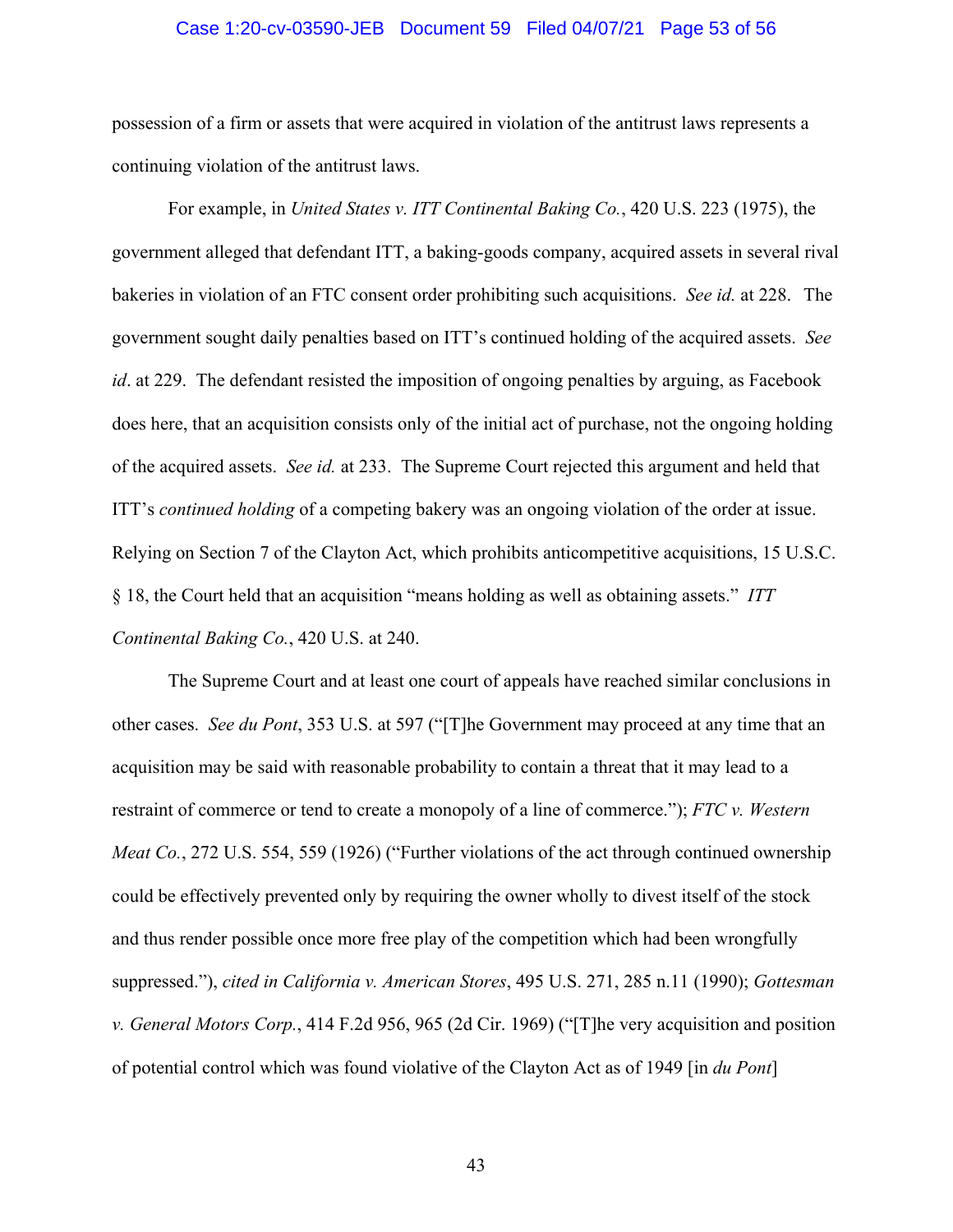possession of a firm or assets that were acquired in violation of the antitrust laws represents a continuing violation of the antitrust laws.

For example, in *United States v. ITT Continental Baking Co.*, 420 U.S. 223 (1975), the government alleged that defendant ITT, a baking-goods company, acquired assets in several rival bakeries in violation of an FTC consent order prohibiting such acquisitions. *See id.* at 228. The government sought daily penalties based on ITT's continued holding of the acquired assets. *See id*. at 229. The defendant resisted the imposition of ongoing penalties by arguing, as Facebook does here, that an acquisition consists only of the initial act of purchase, not the ongoing holding of the acquired assets. *See id.* at 233. The Supreme Court rejected this argument and held that ITT's *continued holding* of a competing bakery was an ongoing violation of the order at issue. Relying on Section 7 of the Clayton Act, which prohibits anticompetitive acquisitions, 15 U.S.C. § 18, the Court held that an acquisition "means holding as well as obtaining assets." *ITT Continental Baking Co.*, 420 U.S. at 240.

The Supreme Court and at least one court of appeals have reached similar conclusions in other cases. *See du Pont*, 353 U.S. at 597 ("[T]he Government may proceed at any time that an acquisition may be said with reasonable probability to contain a threat that it may lead to a restraint of commerce or tend to create a monopoly of a line of commerce."); *FTC v. Western Meat Co.*, 272 U.S. 554, 559 (1926) ("Further violations of the act through continued ownership could be effectively prevented only by requiring the owner wholly to divest itself of the stock and thus render possible once more free play of the competition which had been wrongfully suppressed."), *cited in California v. American Stores*, 495 U.S. 271, 285 n.11 (1990); *Gottesman v. General Motors Corp.*, 414 F.2d 956, 965 (2d Cir. 1969) ("[T]he very acquisition and position of potential control which was found violative of the Clayton Act as of 1949 [in *du Pont*]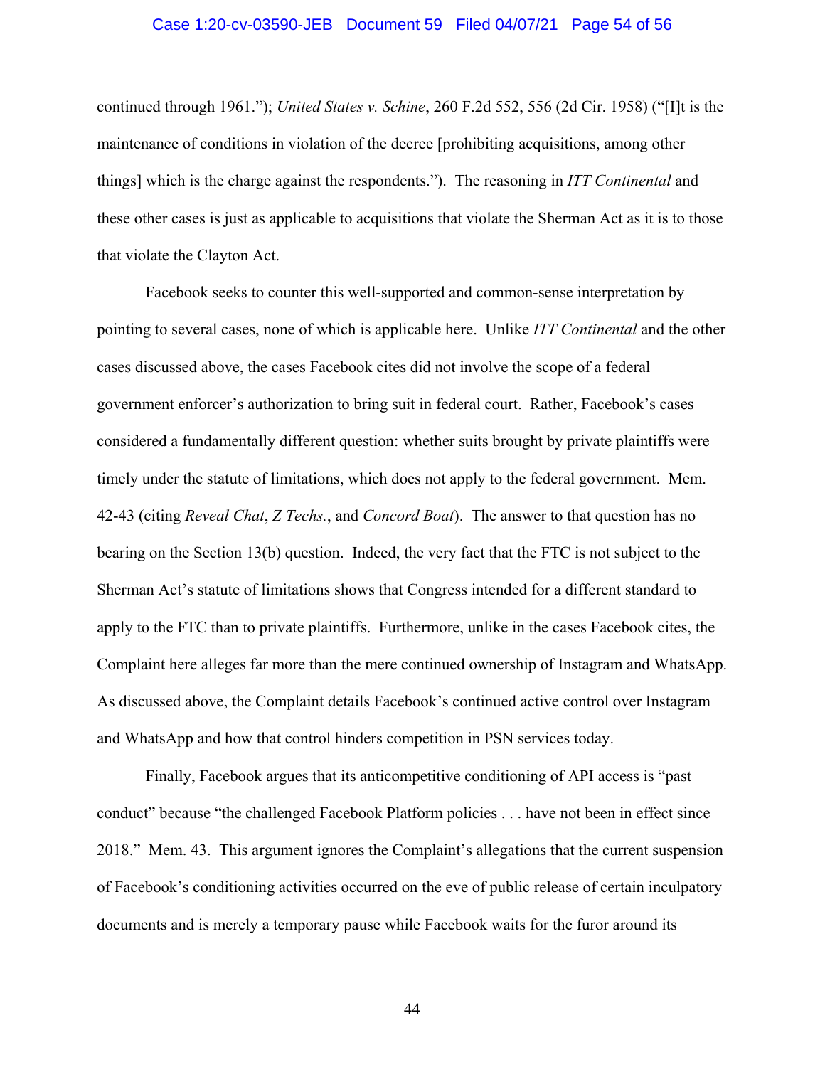continued through 1961."); *United States v. Schine*, 260 F.2d 552, 556 (2d Cir. 1958) ("[I]t is the maintenance of conditions in violation of the decree [prohibiting acquisitions, among other things] which is the charge against the respondents."). The reasoning in *ITT Continental* and these other cases is just as applicable to acquisitions that violate the Sherman Act as it is to those that violate the Clayton Act.

Facebook seeks to counter this well-supported and common-sense interpretation by pointing to several cases, none of which is applicable here. Unlike *ITT Continental* and the other cases discussed above, the cases Facebook cites did not involve the scope of a federal government enforcer's authorization to bring suit in federal court. Rather, Facebook's cases considered a fundamentally different question: whether suits brought by private plaintiffs were timely under the statute of limitations, which does not apply to the federal government. Mem. 42-43 (citing *Reveal Chat*, *Z Techs.*, and *Concord Boat*). The answer to that question has no bearing on the Section 13(b) question. Indeed, the very fact that the FTC is not subject to the Sherman Act's statute of limitations shows that Congress intended for a different standard to apply to the FTC than to private plaintiffs. Furthermore, unlike in the cases Facebook cites, the Complaint here alleges far more than the mere continued ownership of Instagram and WhatsApp. As discussed above, the Complaint details Facebook's continued active control over Instagram and WhatsApp and how that control hinders competition in PSN services today.

Finally, Facebook argues that its anticompetitive conditioning of API access is "past conduct" because "the challenged Facebook Platform policies . . . have not been in effect since 2018." Mem. 43. This argument ignores the Complaint's allegations that the current suspension of Facebook's conditioning activities occurred on the eve of public release of certain inculpatory documents and is merely a temporary pause while Facebook waits for the furor around its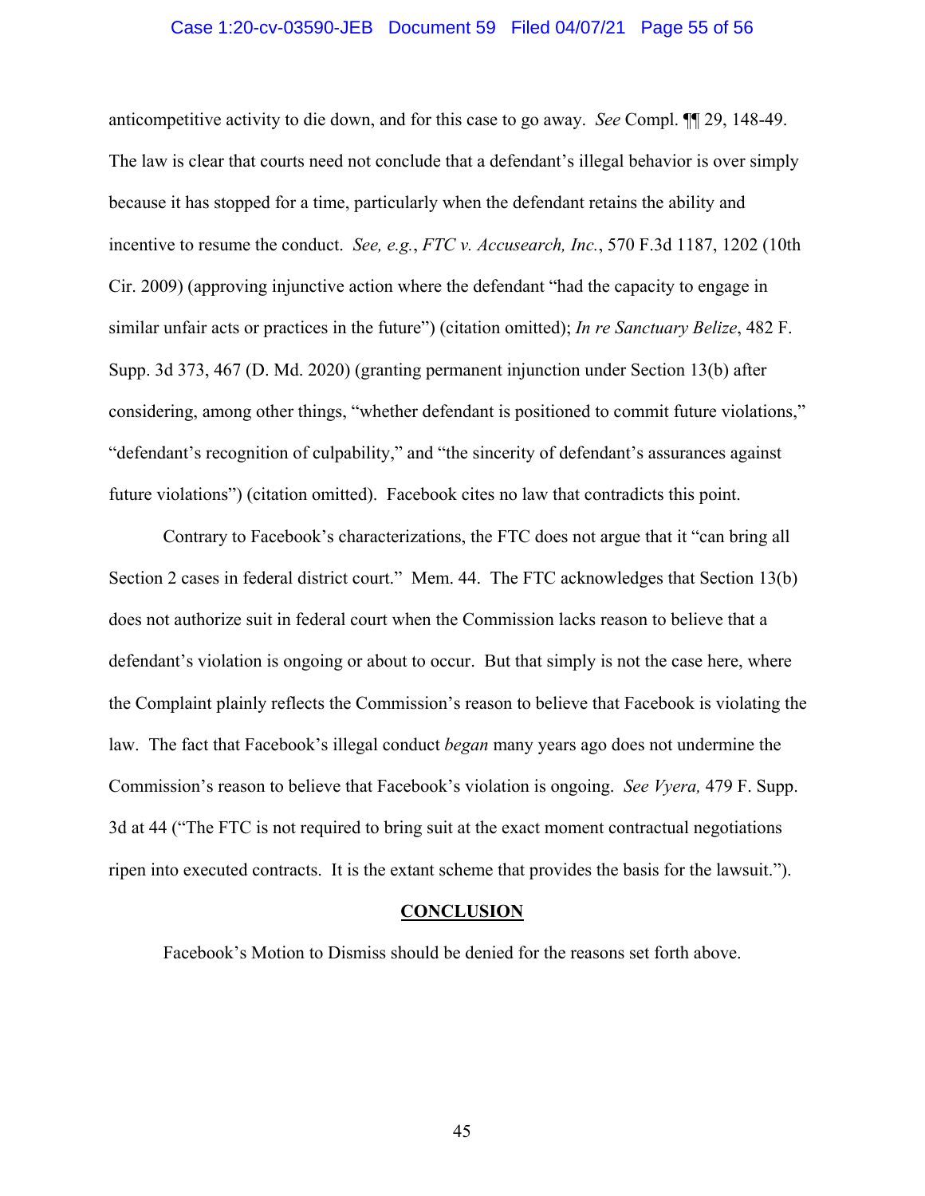anticompetitive activity to die down, and for this case to go away. *See* Compl. ¶¶ 29, 148-49. The law is clear that courts need not conclude that a defendant's illegal behavior is over simply because it has stopped for a time, particularly when the defendant retains the ability and incentive to resume the conduct. *See, e.g.*, *FTC v. Accusearch, Inc.*, 570 F.3d 1187, 1202 (10th Cir. 2009) (approving injunctive action where the defendant "had the capacity to engage in similar unfair acts or practices in the future") (citation omitted); *In re Sanctuary Belize*, 482 F. Supp. 3d 373, 467 (D. Md. 2020) (granting permanent injunction under Section 13(b) after considering, among other things, "whether defendant is positioned to commit future violations," "defendant's recognition of culpability," and "the sincerity of defendant's assurances against future violations") (citation omitted). Facebook cites no law that contradicts this point.

Contrary to Facebook's characterizations, the FTC does not argue that it "can bring all Section 2 cases in federal district court." Mem. 44. The FTC acknowledges that Section 13(b) does not authorize suit in federal court when the Commission lacks reason to believe that a defendant's violation is ongoing or about to occur. But that simply is not the case here, where the Complaint plainly reflects the Commission's reason to believe that Facebook is violating the law. The fact that Facebook's illegal conduct *began* many years ago does not undermine the Commission's reason to believe that Facebook's violation is ongoing. *See Vyera,* 479 F. Supp. 3d at 44 ("The FTC is not required to bring suit at the exact moment contractual negotiations ripen into executed contracts. It is the extant scheme that provides the basis for the lawsuit.").

## CONCLUSION

Facebook's Motion to Dismiss should be denied for the reasons set forth above.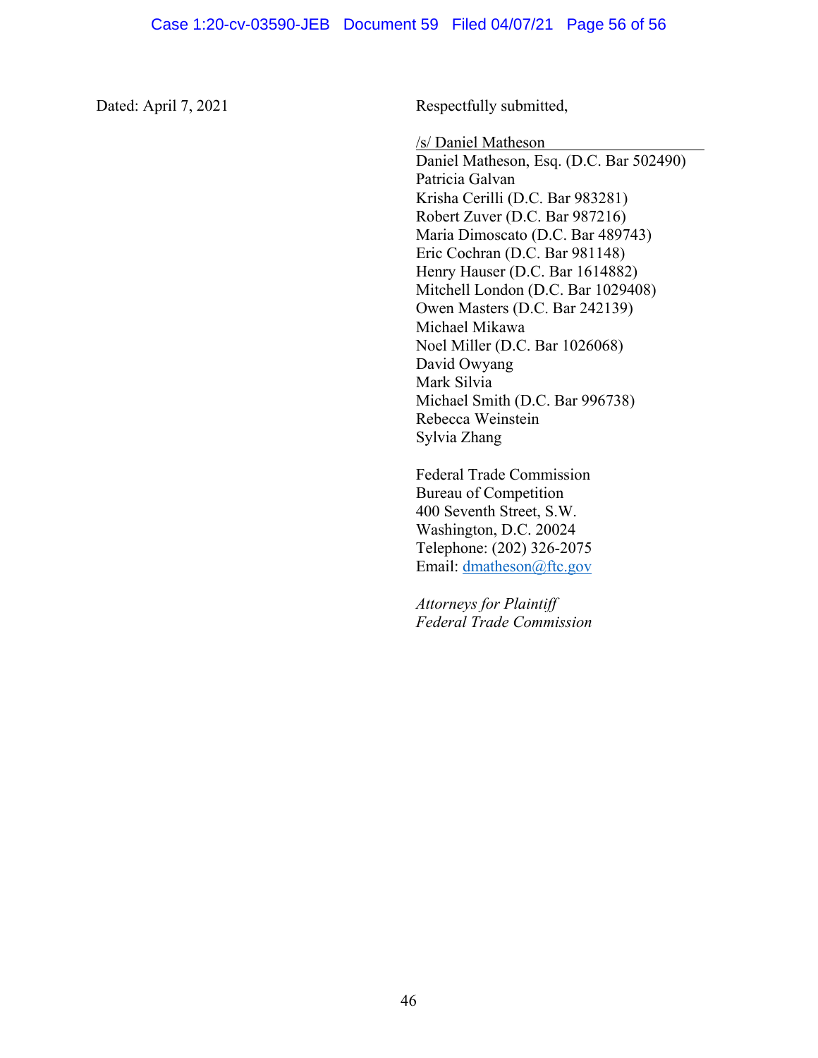Dated: April 7, 2021

Respectfully submitted,

/s/ Daniel Matheson
Daniel Matheson, Esq. (D.C. Bar 502490)
Patricia Galvan
Krisha Cerilli (D.C. Bar 983281)
Robert Zuver (D.C. Bar 987216)
Maria Dimoscato (D.C. Bar 489743)
Eric Cochran (D.C. Bar 981148)
Henry Hauser (D.C. Bar 1614882)
Mitchell London (D.C. Bar 1029408)
Owen Masters (D.C. Bar 242139)
Michael Mikawa
Noel Miller (D.C. Bar 1026068)
David Owyang
Mark Silvia
Michael Smith (D.C. Bar 996738)
Rebecca Weinstein
Sylvia Zhang

Federal Trade Commission
Bureau of Competition
400 Seventh Street, S.W.
Washington, D.C. 20024
Telephone: (202) 326-2075
Email: dmatheson@ftc.gov

*Attorneys for Plaintiff*
*Federal Trade Commission*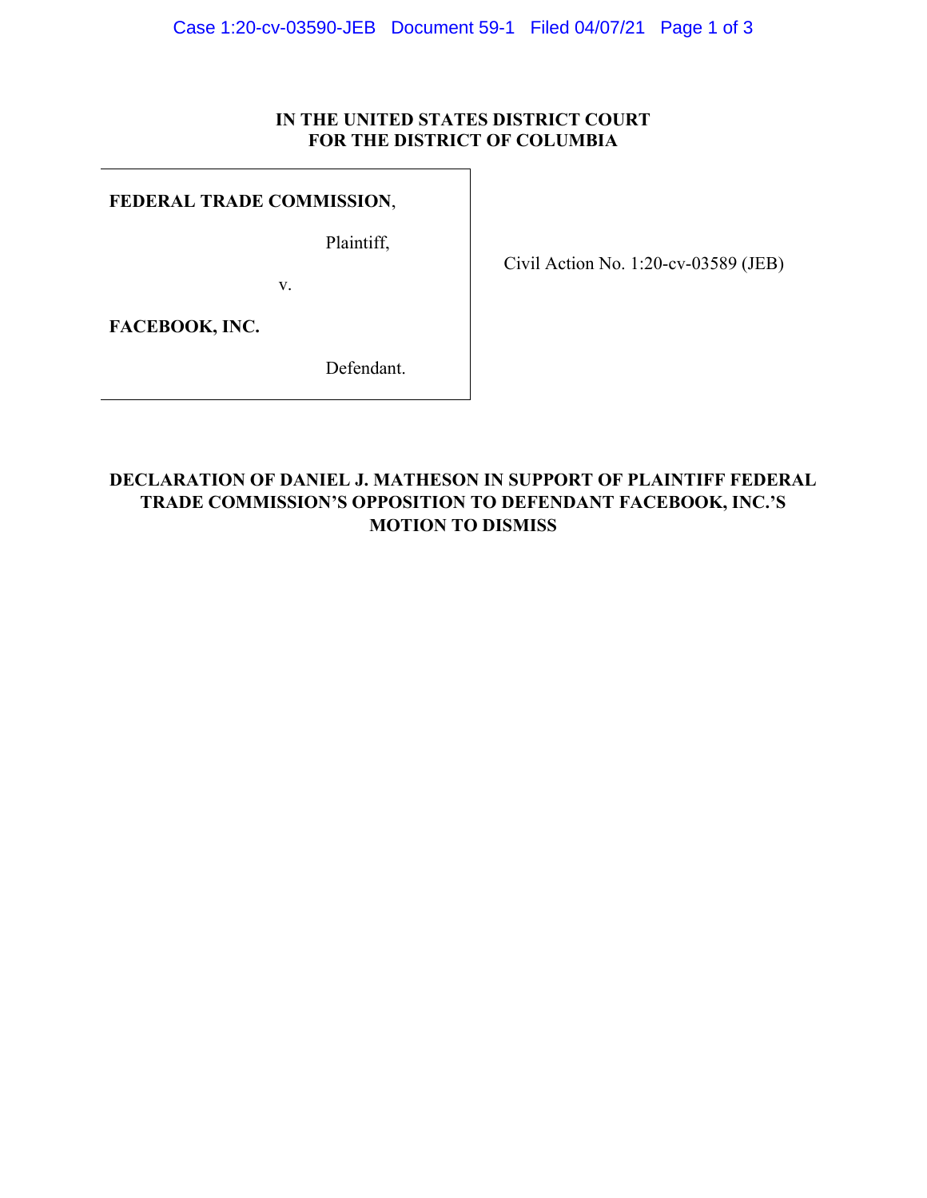**IN THE UNITED STATES DISTRICT COURT**
**FOR THE DISTRICT OF COLUMBIA**

| | |
|---|---|
| **FEDERAL TRADE COMMISSION**, Plaintiff, v. **FACEBOOK, INC.** Defendant. | Civil Action No. 1:20-cv-03589 (JEB) |

**DECLARATION OF DANIEL J. MATHESON IN SUPPORT OF PLAINTIFF FEDERAL TRADE COMMISSION'S OPPOSITION TO DEFENDANT FACEBOOK, INC.'S MOTION TO DISMISS**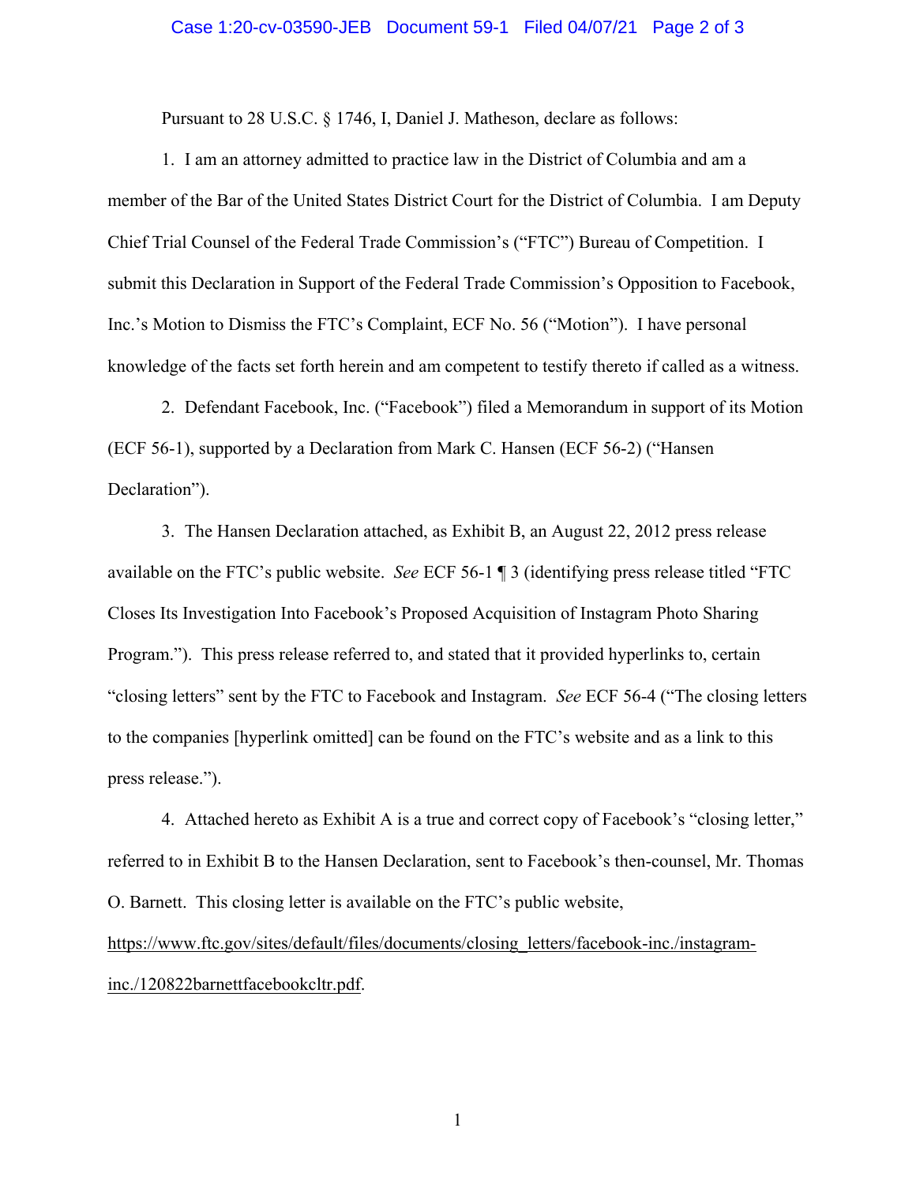Pursuant to 28 U.S.C. § 1746, I, Daniel J. Matheson, declare as follows:

1. I am an attorney admitted to practice law in the District of Columbia and am a member of the Bar of the United States District Court for the District of Columbia. I am Deputy Chief Trial Counsel of the Federal Trade Commission's ("FTC") Bureau of Competition. I submit this Declaration in Support of the Federal Trade Commission's Opposition to Facebook, Inc.'s Motion to Dismiss the FTC's Complaint, ECF No. 56 ("Motion"). I have personal knowledge of the facts set forth herein and am competent to testify thereto if called as a witness.

2. Defendant Facebook, Inc. ("Facebook") filed a Memorandum in support of its Motion (ECF 56-1), supported by a Declaration from Mark C. Hansen (ECF 56-2) ("Hansen Declaration").

3. The Hansen Declaration attached, as Exhibit B, an August 22, 2012 press release available on the FTC's public website. *See* ECF 56-1 ¶ 3 (identifying press release titled "FTC Closes Its Investigation Into Facebook's Proposed Acquisition of Instagram Photo Sharing Program."). This press release referred to, and stated that it provided hyperlinks to, certain "closing letters" sent by the FTC to Facebook and Instagram. *See* ECF 56-4 ("The closing letters to the companies [hyperlink omitted] can be found on the FTC's website and as a link to this press release.").

4. Attached hereto as Exhibit A is a true and correct copy of Facebook's "closing letter," referred to in Exhibit B to the Hansen Declaration, sent to Facebook's then-counsel, Mr. Thomas O. Barnett. This closing letter is available on the FTC's public website, https://www.ftc.gov/sites/default/files/documents/closing_letters/facebook-inc./instagram-inc./120822barnettfacebookcltr.pdf.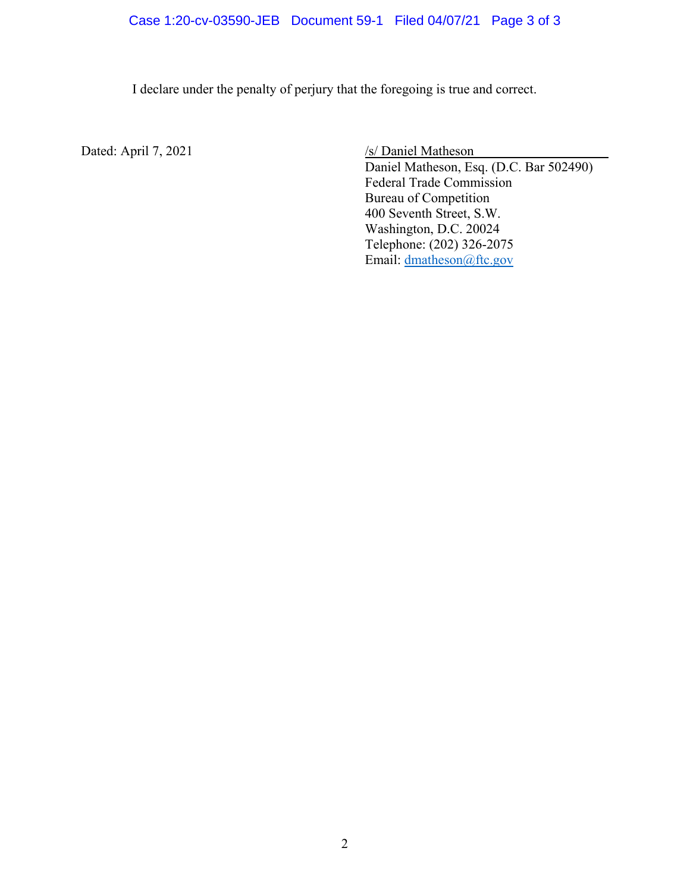I declare under the penalty of perjury that the foregoing is true and correct.

Dated: April 7, 2021

/s/ Daniel Matheson
Daniel Matheson, Esq. (D.C. Bar 502490)
Federal Trade Commission
Bureau of Competition
400 Seventh Street, S.W.
Washington, D.C. 20024
Telephone: (202) 326-2075
Email: dmatheson@ftc.gov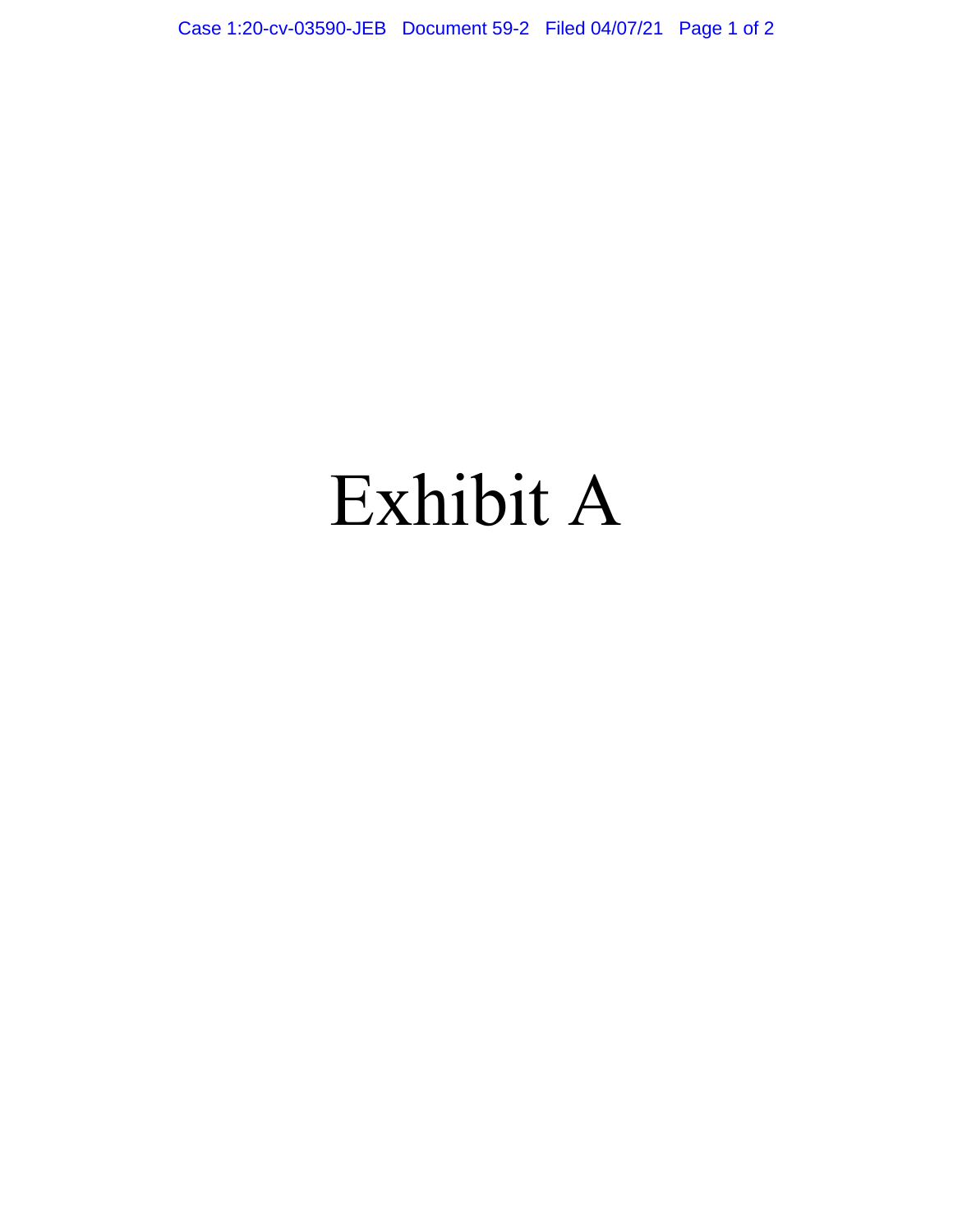# Exhibit A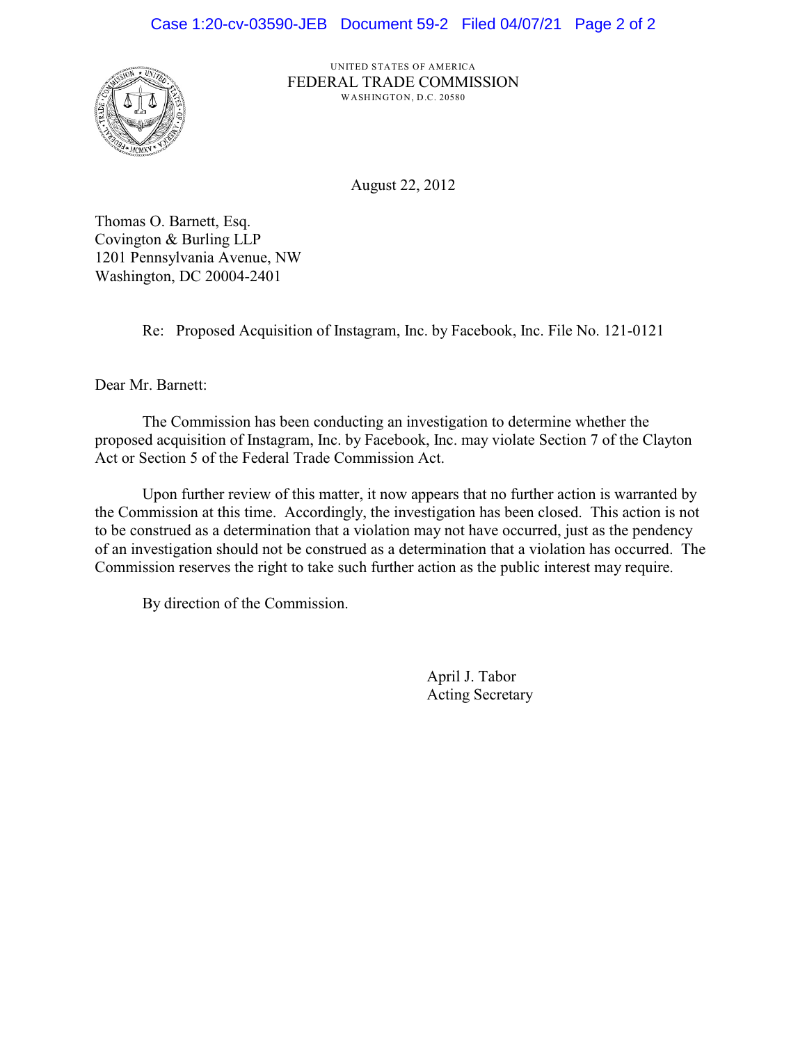UNITED STATES OF AMERICA
FEDERAL TRADE COMMISSION
WASHINGTON, D.C. 20580

August 22, 2012

Thomas O. Barnett, Esq.
Covington & Burling LLP
1201 Pennsylvania Avenue, NW
Washington, DC 20004-2401

Re: Proposed Acquisition of Instagram, Inc. by Facebook, Inc. File No. 121-0121

Dear Mr. Barnett:

The Commission has been conducting an investigation to determine whether the proposed acquisition of Instagram, Inc. by Facebook, Inc. may violate Section 7 of the Clayton Act or Section 5 of the Federal Trade Commission Act.

Upon further review of this matter, it now appears that no further action is warranted by the Commission at this time. Accordingly, the investigation has been closed. This action is not to be construed as a determination that a violation may not have occurred, just as the pendency of an investigation should not be construed as a determination that a violation has occurred. The Commission reserves the right to take such further action as the public interest may require.

By direction of the Commission.

April J. Tabor
Acting Secretary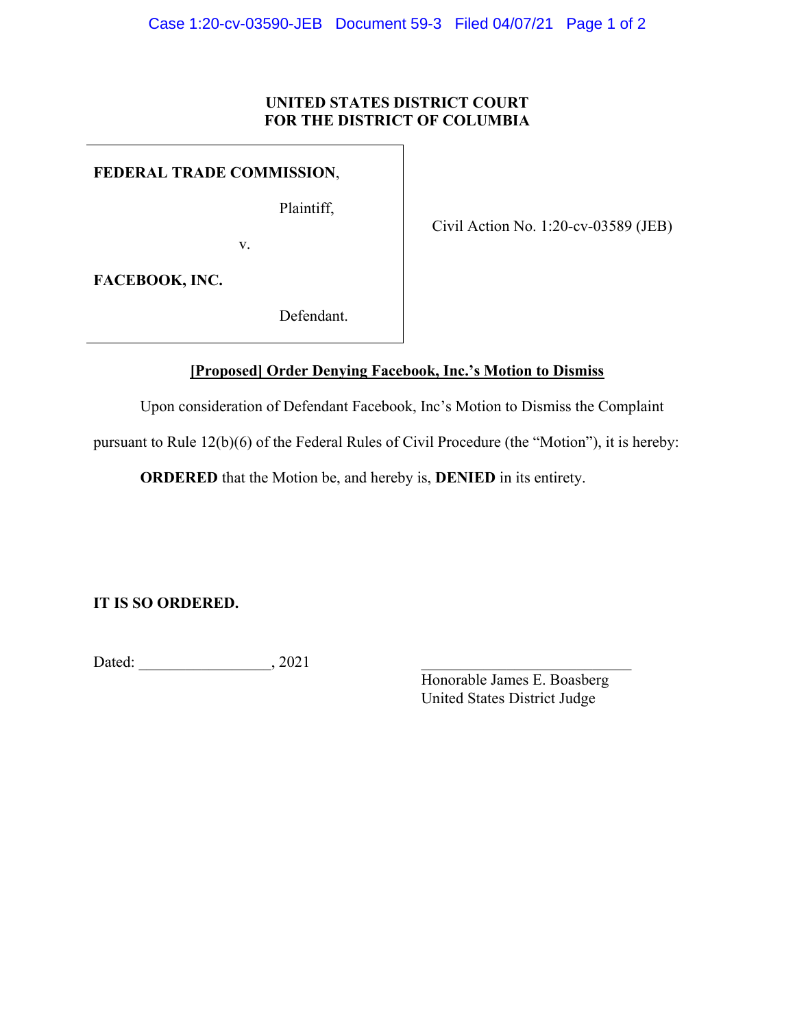**UNITED STATES DISTRICT COURT**
**FOR THE DISTRICT OF COLUMBIA**

| | |
|---|---|
| **FEDERAL TRADE COMMISSION**,<br><br>Plaintiff,<br><br>v.<br><br>**FACEBOOK, INC.**<br><br>Defendant. | Civil Action No. 1:20-cv-03589 (JEB) |

**[Proposed] Order Denying Facebook, Inc.'s Motion to Dismiss**

Upon consideration of Defendant Facebook, Inc's Motion to Dismiss the Complaint pursuant to Rule 12(b)(6) of the Federal Rules of Civil Procedure (the "Motion"), it is hereby:

**ORDERED** that the Motion be, and hereby is, **DENIED** in its entirety.

**IT IS SO ORDERED.**

Dated: _________________, 2021

___________________________
Honorable James E. Boasberg
United States District Judge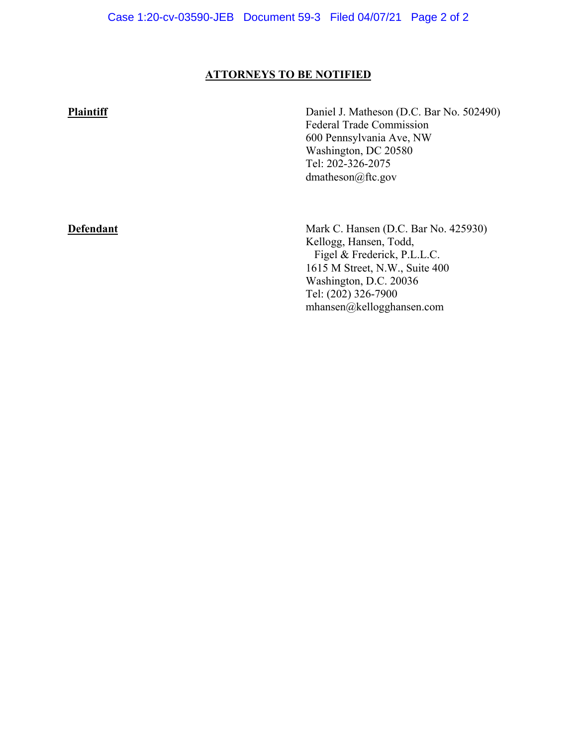## ATTORNEYS TO BE NOTIFIED

**Plaintiff**

Daniel J. Matheson (D.C. Bar No. 502490)
Federal Trade Commission
600 Pennsylvania Ave, NW
Washington, DC 20580
Tel: 202-326-2075
dmatheson@ftc.gov

**Defendant**

Mark C. Hansen (D.C. Bar No. 425930)
Kellogg, Hansen, Todd,
Figel & Frederick, P.L.L.C.
1615 M Street, N.W., Suite 400
Washington, D.C. 20036
Tel: (202) 326-7900
mhansen@kellogghansen.com